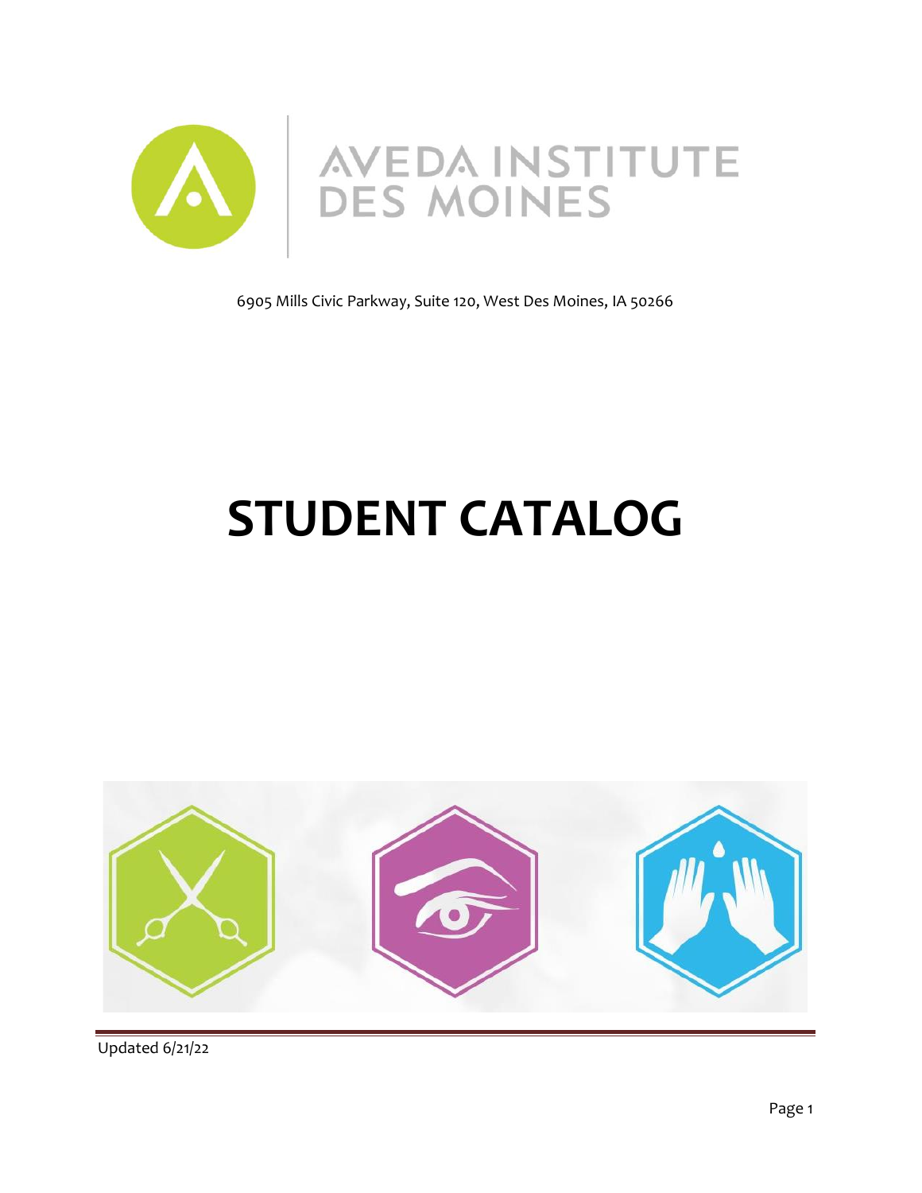AVEDA INSTITUTE DES MOINES

6905 Mills Civic Parkway, Suite 120, West Des Moines, IA 50266

# STUDENT CATALOG

Updated 6/21/22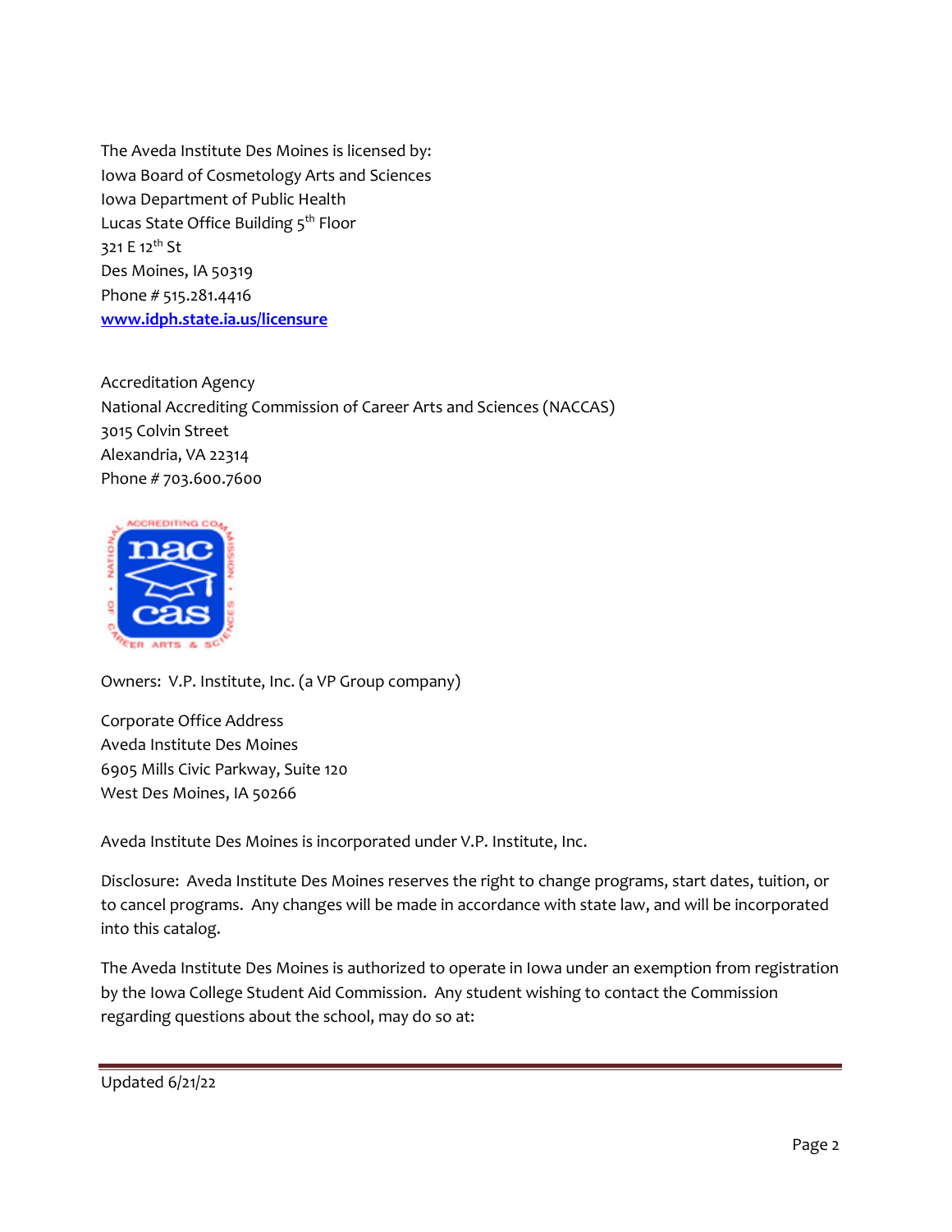The Aveda Institute Des Moines is licensed by:
Iowa Board of Cosmetology Arts and Sciences
Iowa Department of Public Health
Lucas State Office Building 5th Floor
321 E 12th St
Des Moines, IA 50319
Phone # 515.281.4416
[www.idph.state.ia.us/licensure](www.idph.state.ia.us/licensure)

Accreditation Agency
National Accrediting Commission of Career Arts and Sciences (NACCAS)
3015 Colvin Street
Alexandria, VA 22314
Phone # 703.600.7600

Owners: V.P. Institute, Inc. (a VP Group company)

Corporate Office Address
Aveda Institute Des Moines
6905 Mills Civic Parkway, Suite 120
West Des Moines, IA 50266

Aveda Institute Des Moines is incorporated under V.P. Institute, Inc.

Disclosure: Aveda Institute Des Moines reserves the right to change programs, start dates, tuition, or to cancel programs. Any changes will be made in accordance with state law, and will be incorporated into this catalog.

The Aveda Institute Des Moines is authorized to operate in Iowa under an exemption from registration by the Iowa College Student Aid Commission. Any student wishing to contact the Commission regarding questions about the school, may do so at:

Updated 6/21/22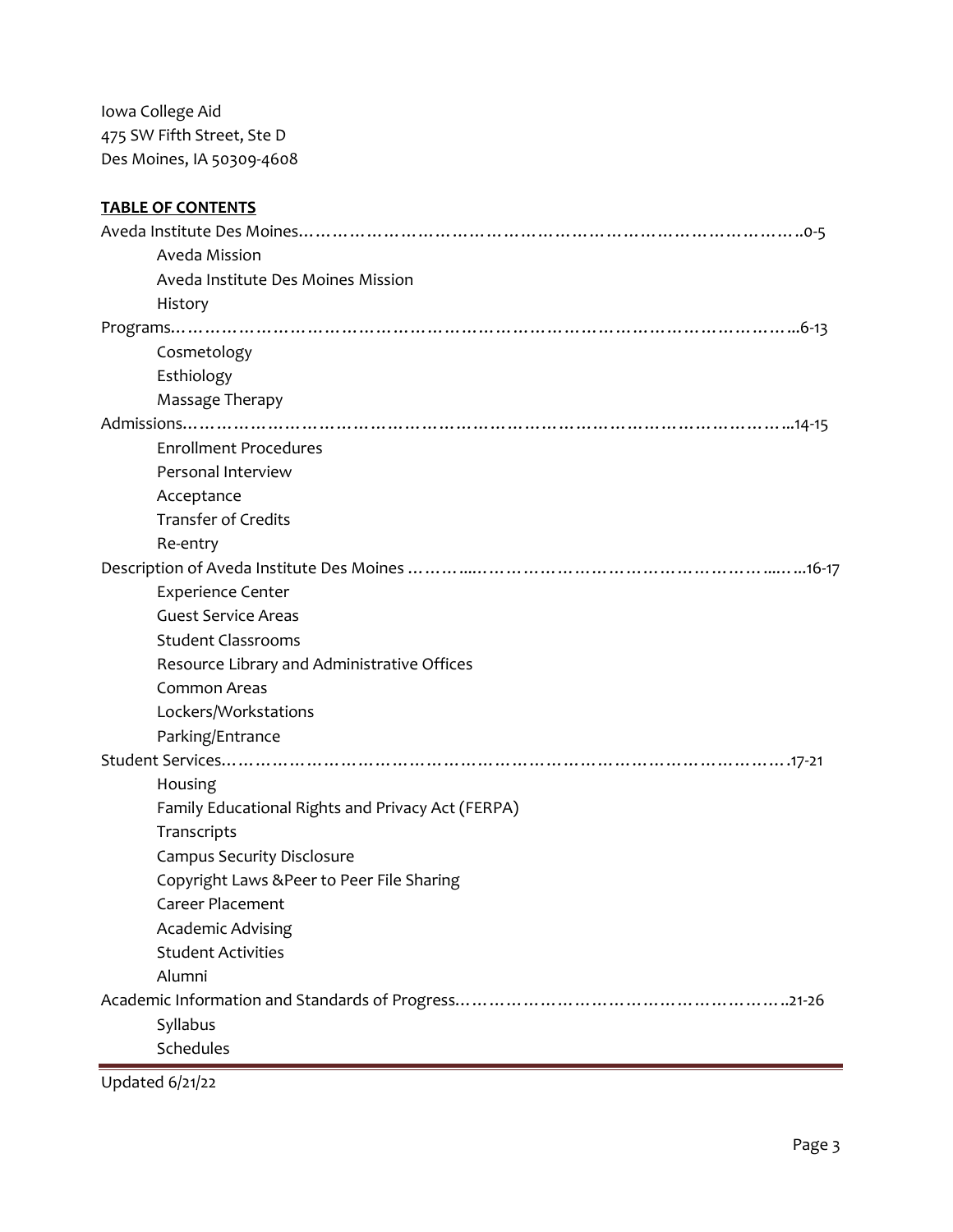Iowa College Aid
475 SW Fifth Street, Ste D
Des Moines, IA 50309-4608

**TABLE OF CONTENTS**

Aveda Institute Des Moines……………………………………………………………………………..0-5
- Aveda Mission
- Aveda Institute Des Moines Mission
- History

Programs……………………………………………………………………………………………..6-13
- Cosmetology
- Esthiology
- Massage Therapy

Admissions…………………………………………………………………………………………...14-15
- Enrollment Procedures
- Personal Interview
- Acceptance
- Transfer of Credits
- Re-entry

Description of Aveda Institute Des Moines ………....………………………………………………...…...16-17
- Experience Center
- Guest Service Areas
- Student Classrooms
- Resource Library and Administrative Offices
- Common Areas
- Lockers/Workstations
- Parking/Entrance

Student Services……………………………………………………………………………………….17-21
- Housing
- Family Educational Rights and Privacy Act (FERPA)
- Transcripts
- Campus Security Disclosure
- Copyright Laws &Peer to Peer File Sharing
- Career Placement
- Academic Advising
- Student Activities
- Alumni

Academic Information and Standards of Progress…………………………………………………..21-26
- Syllabus
- Schedules

Updated 6/21/22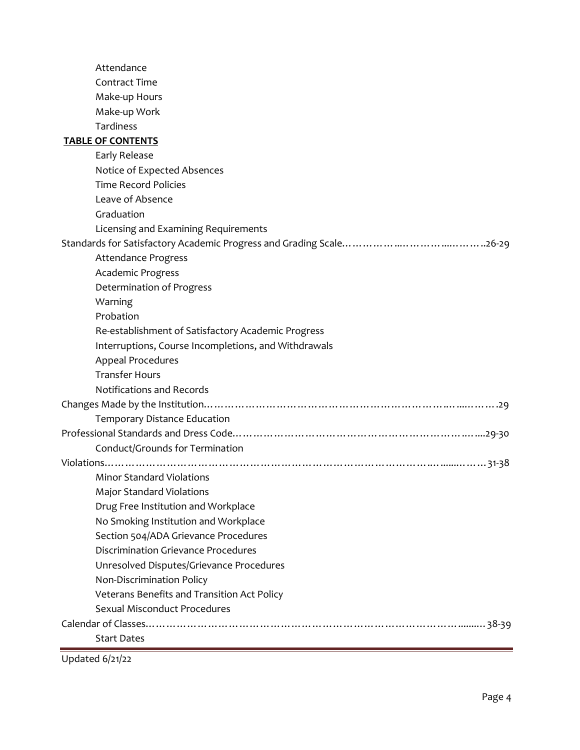- Attendance
- Contract Time
- Make-up Hours
- Make-up Work
- Tardiness

**TABLE OF CONTENTS**

- Early Release
- Notice of Expected Absences
- Time Record Policies
- Leave of Absence
- Graduation
- Licensing and Examining Requirements

Standards for Satisfactory Academic Progress and Grading Scale……………...…………....………..26-29

- Attendance Progress
- Academic Progress
- Determination of Progress
- Warning
- Probation
- Re-establishment of Satisfactory Academic Progress
- Interruptions, Course Incompletions, and Withdrawals
- Appeal Procedures
- Transfer Hours
- Notifications and Records

Changes Made by the Institution……………………………………………………………..…....……….29

- Temporary Distance Education

Professional Standards and Dress Code…………………………………………………………..….....29-30

- Conduct/Grounds for Termination

Violations………………………………………………………………………………….........……31-38

- Minor Standard Violations
- Major Standard Violations
- Drug Free Institution and Workplace
- No Smoking Institution and Workplace
- Section 504/ADA Grievance Procedures
- Discrimination Grievance Procedures
- Unresolved Disputes/Grievance Procedures
- Non-Discrimination Policy
- Veterans Benefits and Transition Act Policy
- Sexual Misconduct Procedures

Calendar of Classes………………………………………………………………………………........38-39

- Start Dates

Updated 6/21/22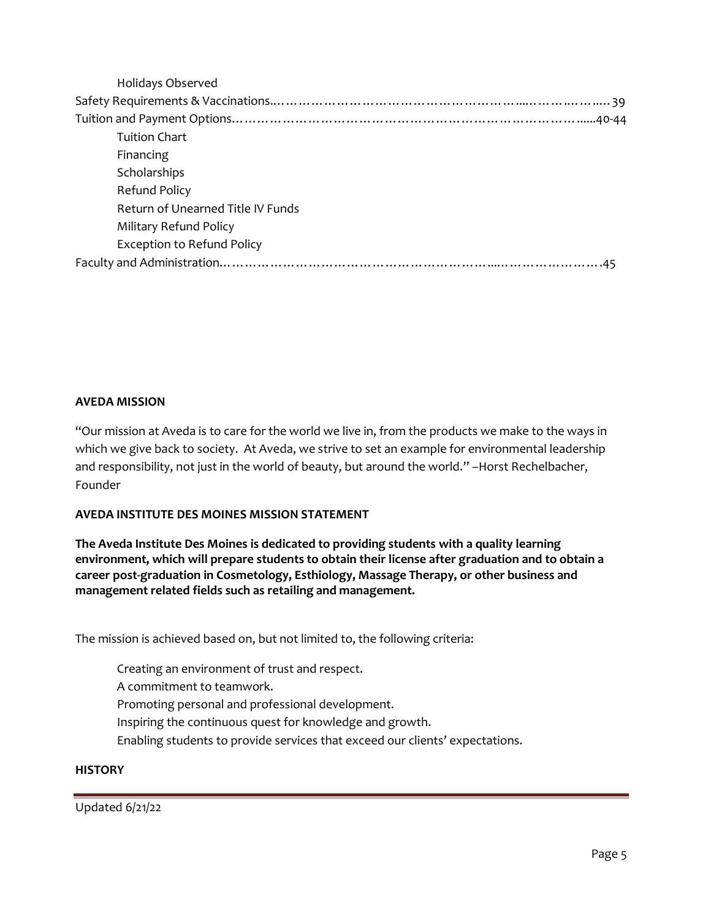Holidays Observed

Safety Requirements & Vaccinations..………………………………………………...………..……..39

Tuition and Payment Options………………………………………………………………………......40-44

- Tuition Chart
- Financing
- Scholarships
- Refund Policy
- Return of Unearned Title IV Funds
- Military Refund Policy
- Exception to Refund Policy

Faculty and Administration.……………………………………………………...……………………….45

**AVEDA MISSION**

"Our mission at Aveda is to care for the world we live in, from the products we make to the ways in which we give back to society. At Aveda, we strive to set an example for environmental leadership and responsibility, not just in the world of beauty, but around the world." –Horst Rechelbacher, Founder

**AVEDA INSTITUTE DES MOINES MISSION STATEMENT**

**The Aveda Institute Des Moines is dedicated to providing students with a quality learning environment, which will prepare students to obtain their license after graduation and to obtain a career post-graduation in Cosmetology, Esthiology, Massage Therapy, or other business and management related fields such as retailing and management.**

The mission is achieved based on, but not limited to, the following criteria:

- Creating an environment of trust and respect.
- A commitment to teamwork.
- Promoting personal and professional development.
- Inspiring the continuous quest for knowledge and growth.
- Enabling students to provide services that exceed our clients' expectations.

**HISTORY**

Updated 6/21/22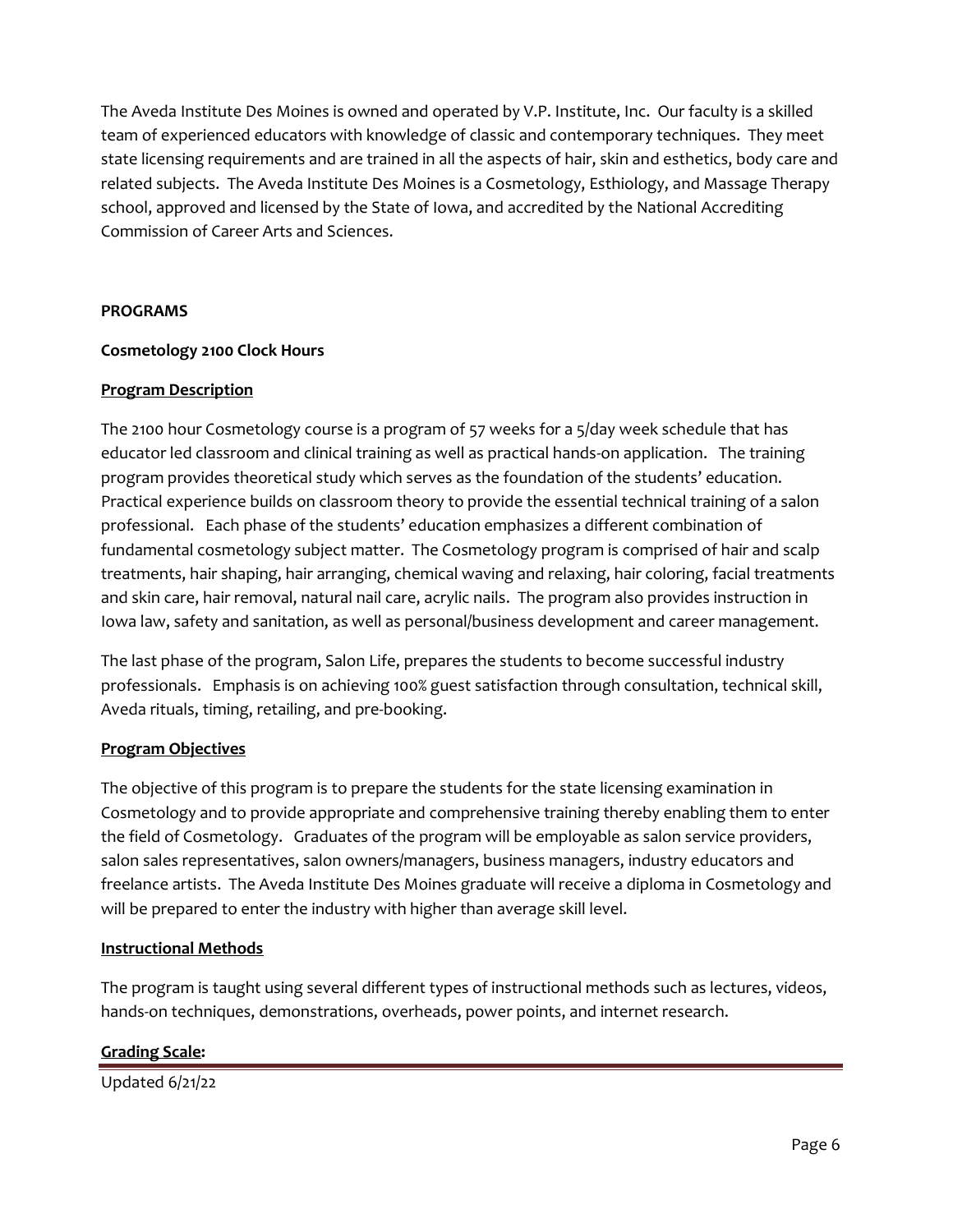The Aveda Institute Des Moines is owned and operated by V.P. Institute, Inc. Our faculty is a skilled team of experienced educators with knowledge of classic and contemporary techniques. They meet state licensing requirements and are trained in all the aspects of hair, skin and esthetics, body care and related subjects. The Aveda Institute Des Moines is a Cosmetology, Esthiology, and Massage Therapy school, approved and licensed by the State of Iowa, and accredited by the National Accrediting Commission of Career Arts and Sciences.

## PROGRAMS

### Cosmetology 2100 Clock Hours

**Program Description**

The 2100 hour Cosmetology course is a program of 57 weeks for a 5/day week schedule that has educator led classroom and clinical training as well as practical hands-on application. The training program provides theoretical study which serves as the foundation of the students' education. Practical experience builds on classroom theory to provide the essential technical training of a salon professional. Each phase of the students' education emphasizes a different combination of fundamental cosmetology subject matter. The Cosmetology program is comprised of hair and scalp treatments, hair shaping, hair arranging, chemical waving and relaxing, hair coloring, facial treatments and skin care, hair removal, natural nail care, acrylic nails. The program also provides instruction in Iowa law, safety and sanitation, as well as personal/business development and career management.

The last phase of the program, Salon Life, prepares the students to become successful industry professionals. Emphasis is on achieving 100% guest satisfaction through consultation, technical skill, Aveda rituals, timing, retailing, and pre-booking.

**Program Objectives**

The objective of this program is to prepare the students for the state licensing examination in Cosmetology and to provide appropriate and comprehensive training thereby enabling them to enter the field of Cosmetology. Graduates of the program will be employable as salon service providers, salon sales representatives, salon owners/managers, business managers, industry educators and freelance artists. The Aveda Institute Des Moines graduate will receive a diploma in Cosmetology and will be prepared to enter the industry with higher than average skill level.

**Instructional Methods**

The program is taught using several different types of instructional methods such as lectures, videos, hands-on techniques, demonstrations, overheads, power points, and internet research.

**Grading Scale:**

Updated 6/21/22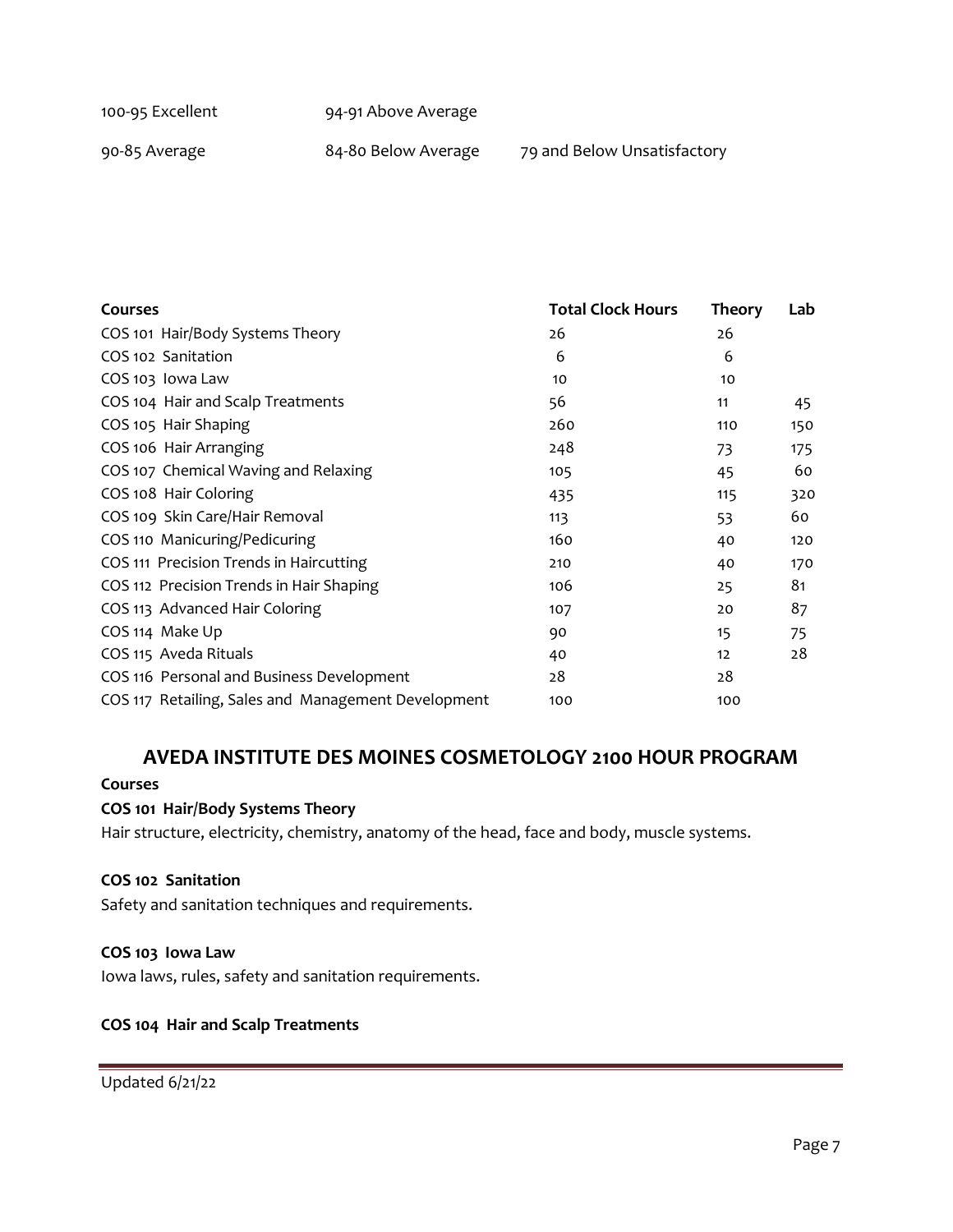| | | |
|---|---|---|
| 100-95 Excellent | 94-91 Above Average | |
| 90-85 Average | 84-80 Below Average | 79 and Below Unsatisfactory |

| Courses | Total Clock Hours | Theory | Lab |
|---|---|---|---|
| COS 101 Hair/Body Systems Theory | 26 | 26 | |
| COS 102 Sanitation | 6 | 6 | |
| COS 103 Iowa Law | 10 | 10 | |
| COS 104 Hair and Scalp Treatments | 56 | 11 | 45 |
| COS 105 Hair Shaping | 260 | 110 | 150 |
| COS 106 Hair Arranging | 248 | 73 | 175 |
| COS 107 Chemical Waving and Relaxing | 105 | 45 | 60 |
| COS 108 Hair Coloring | 435 | 115 | 320 |
| COS 109 Skin Care/Hair Removal | 113 | 53 | 60 |
| COS 110 Manicuring/Pedicuring | 160 | 40 | 120 |
| COS 111 Precision Trends in Haircutting | 210 | 40 | 170 |
| COS 112 Precision Trends in Hair Shaping | 106 | 25 | 81 |
| COS 113 Advanced Hair Coloring | 107 | 20 | 87 |
| COS 114 Make Up | 90 | 15 | 75 |
| COS 115 Aveda Rituals | 40 | 12 | 28 |
| COS 116 Personal and Business Development | 28 | 28 | |
| COS 117 Retailing, Sales and Management Development | 100 | 100 | |

## AVEDA INSTITUTE DES MOINES COSMETOLOGY 2100 HOUR PROGRAM

**Courses**

**COS 101 Hair/Body Systems Theory**

Hair structure, electricity, chemistry, anatomy of the head, face and body, muscle systems.

**COS 102 Sanitation**

Safety and sanitation techniques and requirements.

**COS 103 Iowa Law**

Iowa laws, rules, safety and sanitation requirements.

**COS 104 Hair and Scalp Treatments**

Updated 6/21/22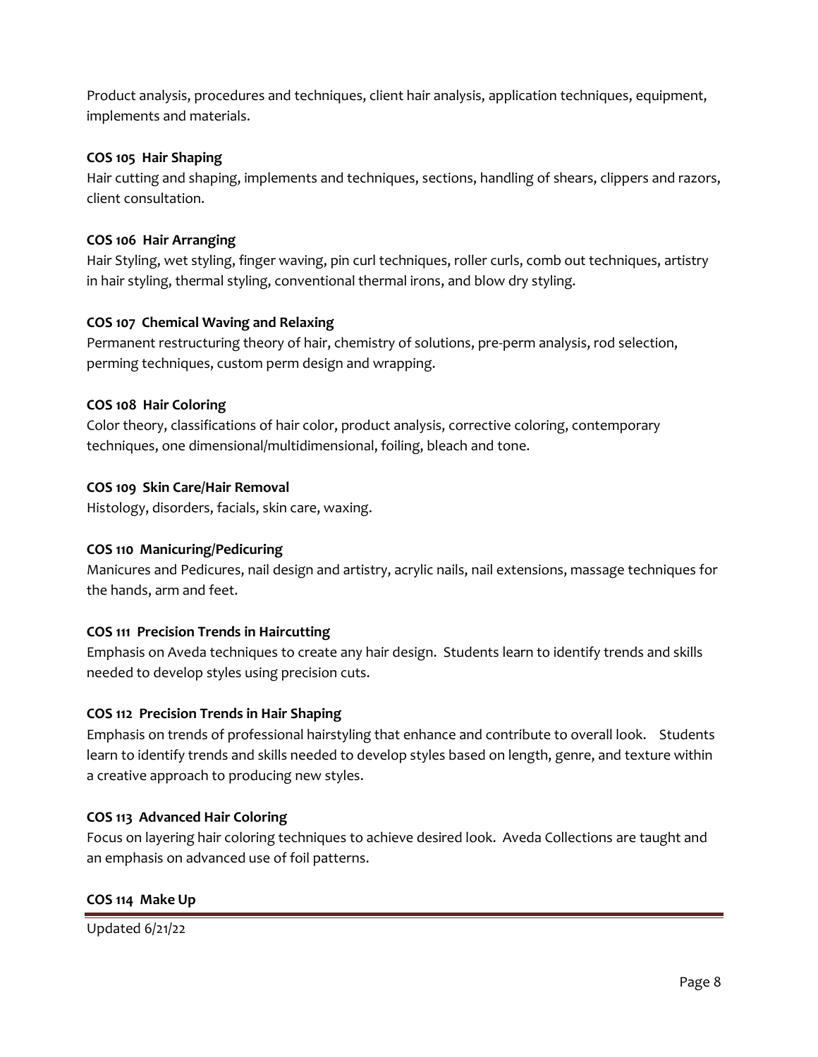Product analysis, procedures and techniques, client hair analysis, application techniques, equipment, implements and materials.

**COS 105 Hair Shaping**
Hair cutting and shaping, implements and techniques, sections, handling of shears, clippers and razors, client consultation.

**COS 106 Hair Arranging**
Hair Styling, wet styling, finger waving, pin curl techniques, roller curls, comb out techniques, artistry in hair styling, thermal styling, conventional thermal irons, and blow dry styling.

**COS 107 Chemical Waving and Relaxing**
Permanent restructuring theory of hair, chemistry of solutions, pre-perm analysis, rod selection, perming techniques, custom perm design and wrapping.

**COS 108 Hair Coloring**
Color theory, classifications of hair color, product analysis, corrective coloring, contemporary techniques, one dimensional/multidimensional, foiling, bleach and tone.

**COS 109 Skin Care/Hair Removal**
Histology, disorders, facials, skin care, waxing.

**COS 110 Manicuring/Pedicuring**
Manicures and Pedicures, nail design and artistry, acrylic nails, nail extensions, massage techniques for the hands, arm and feet.

**COS 111 Precision Trends in Haircutting**
Emphasis on Aveda techniques to create any hair design. Students learn to identify trends and skills needed to develop styles using precision cuts.

**COS 112 Precision Trends in Hair Shaping**
Emphasis on trends of professional hairstyling that enhance and contribute to overall look. Students learn to identify trends and skills needed to develop styles based on length, genre, and texture within a creative approach to producing new styles.

**COS 113 Advanced Hair Coloring**
Focus on layering hair coloring techniques to achieve desired look. Aveda Collections are taught and an emphasis on advanced use of foil patterns.

**COS 114 Make Up**

Updated 6/21/22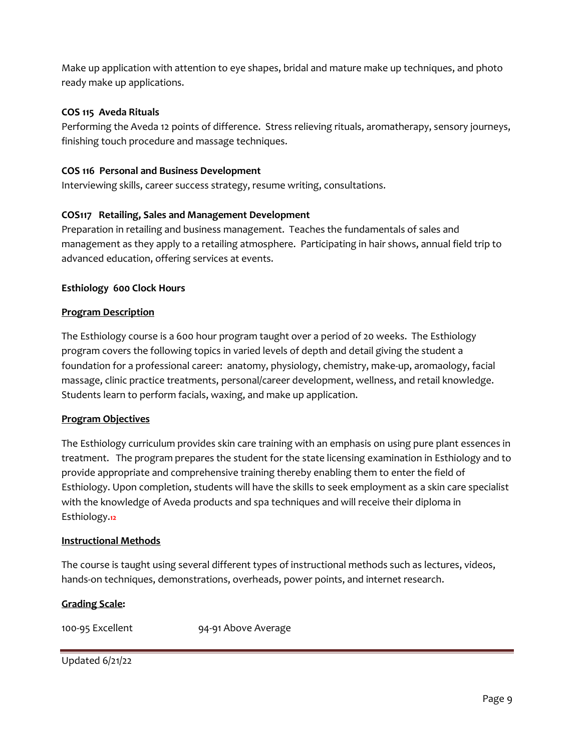Make up application with attention to eye shapes, bridal and mature make up techniques, and photo ready make up applications.

**COS 115 Aveda Rituals**

Performing the Aveda 12 points of difference. Stress relieving rituals, aromatherapy, sensory journeys, finishing touch procedure and massage techniques.

**COS 116 Personal and Business Development**

Interviewing skills, career success strategy, resume writing, consultations.

**COS117 Retailing, Sales and Management Development**

Preparation in retailing and business management. Teaches the fundamentals of sales and management as they apply to a retailing atmosphere. Participating in hair shows, annual field trip to advanced education, offering services at events.

**Esthiology 600 Clock Hours**

**Program Description**

The Esthiology course is a 600 hour program taught over a period of 20 weeks. The Esthiology program covers the following topics in varied levels of depth and detail giving the student a foundation for a professional career: anatomy, physiology, chemistry, make-up, aromaology, facial massage, clinic practice treatments, personal/career development, wellness, and retail knowledge. Students learn to perform facials, waxing, and make up application.

**Program Objectives**

The Esthiology curriculum provides skin care training with an emphasis on using pure plant essences in treatment. The program prepares the student for the state licensing examination in Esthiology and to provide appropriate and comprehensive training thereby enabling them to enter the field of Esthiology. Upon completion, students will have the skills to seek employment as a skin care specialist with the knowledge of Aveda products and spa techniques and will receive their diploma in Esthiology.[12]

**Instructional Methods**

The course is taught using several different types of instructional methods such as lectures, videos, hands-on techniques, demonstrations, overheads, power points, and internet research.

**Grading Scale:**

100-95 Excellent 94-91 Above Average

Updated 6/21/22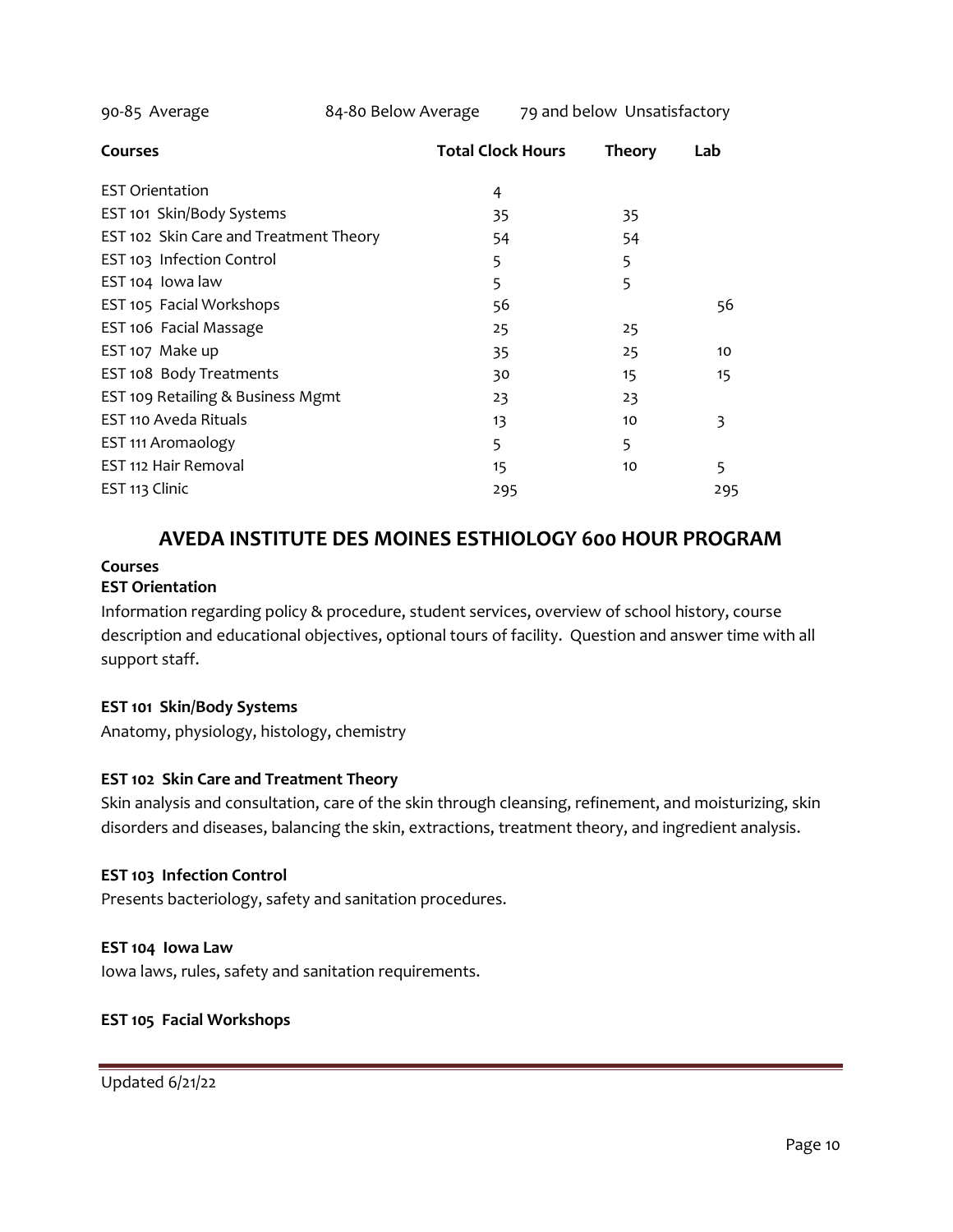90-85 Average 84-80 Below Average 79 and below Unsatisfactory

| Courses | Total Clock Hours | Theory | Lab |
|---|---|---|---|
| EST Orientation | 4 | | |
| EST 101 Skin/Body Systems | 35 | 35 | |
| EST 102 Skin Care and Treatment Theory | 54 | 54 | |
| EST 103 Infection Control | 5 | 5 | |
| EST 104 Iowa law | 5 | 5 | |
| EST 105 Facial Workshops | 56 | | 56 |
| EST 106 Facial Massage | 25 | 25 | |
| EST 107 Make up | 35 | 25 | 10 |
| EST 108 Body Treatments | 30 | 15 | 15 |
| EST 109 Retailing & Business Mgmt | 23 | 23 | |
| EST 110 Aveda Rituals | 13 | 10 | 3 |
| EST 111 Aromaology | 5 | 5 | |
| EST 112 Hair Removal | 15 | 10 | 5 |
| EST 113 Clinic | 295 | | 295 |

## AVEDA INSTITUTE DES MOINES ESTHIOLOGY 600 HOUR PROGRAM

**Courses**

**EST Orientation**

Information regarding policy & procedure, student services, overview of school history, course description and educational objectives, optional tours of facility. Question and answer time with all support staff.

**EST 101 Skin/Body Systems**

Anatomy, physiology, histology, chemistry

**EST 102 Skin Care and Treatment Theory**

Skin analysis and consultation, care of the skin through cleansing, refinement, and moisturizing, skin disorders and diseases, balancing the skin, extractions, treatment theory, and ingredient analysis.

**EST 103 Infection Control**

Presents bacteriology, safety and sanitation procedures.

**EST 104 Iowa Law**

Iowa laws, rules, safety and sanitation requirements.

**EST 105 Facial Workshops**

Updated 6/21/22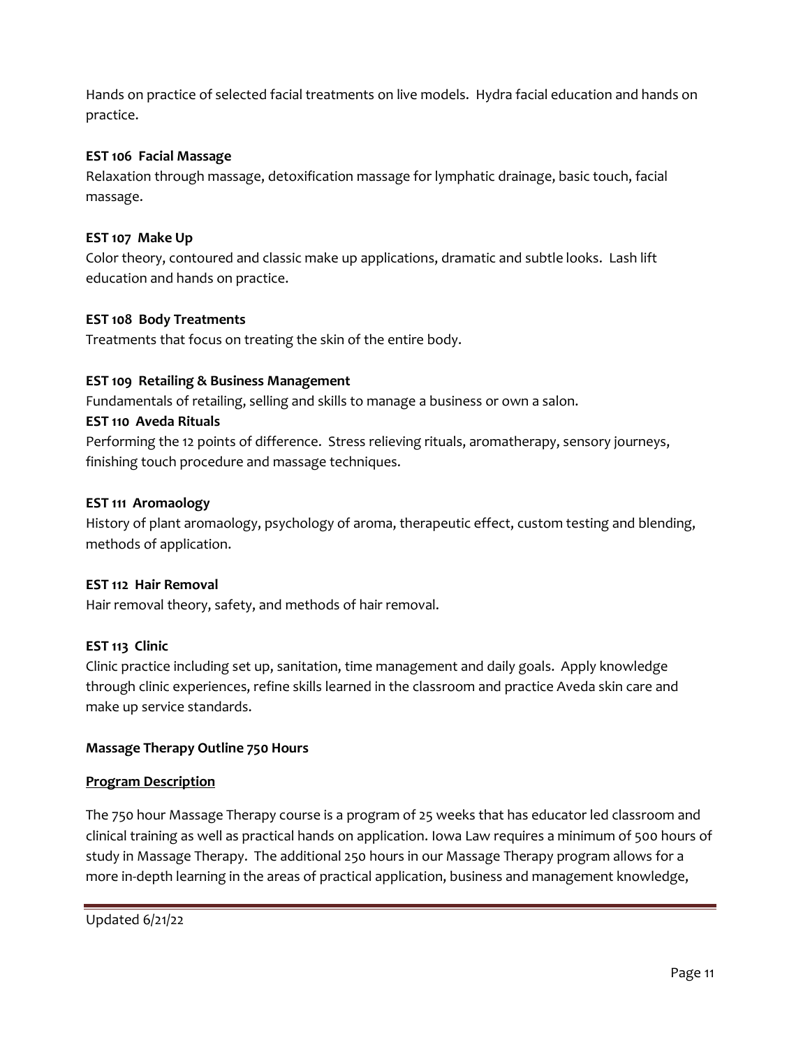Hands on practice of selected facial treatments on live models. Hydra facial education and hands on practice.

**EST 106 Facial Massage**

Relaxation through massage, detoxification massage for lymphatic drainage, basic touch, facial massage.

**EST 107 Make Up**

Color theory, contoured and classic make up applications, dramatic and subtle looks. Lash lift education and hands on practice.

**EST 108 Body Treatments**

Treatments that focus on treating the skin of the entire body.

**EST 109 Retailing & Business Management**

Fundamentals of retailing, selling and skills to manage a business or own a salon.

**EST 110 Aveda Rituals**

Performing the 12 points of difference. Stress relieving rituals, aromatherapy, sensory journeys, finishing touch procedure and massage techniques.

**EST 111 Aromaology**

History of plant aromaology, psychology of aroma, therapeutic effect, custom testing and blending, methods of application.

**EST 112 Hair Removal**

Hair removal theory, safety, and methods of hair removal.

**EST 113 Clinic**

Clinic practice including set up, sanitation, time management and daily goals. Apply knowledge through clinic experiences, refine skills learned in the classroom and practice Aveda skin care and make up service standards.

**Massage Therapy Outline 750 Hours**

**<u>Program Description</u>**

The 750 hour Massage Therapy course is a program of 25 weeks that has educator led classroom and clinical training as well as practical hands on application. Iowa Law requires a minimum of 500 hours of study in Massage Therapy. The additional 250 hours in our Massage Therapy program allows for a more in-depth learning in the areas of practical application, business and management knowledge,

Updated 6/21/22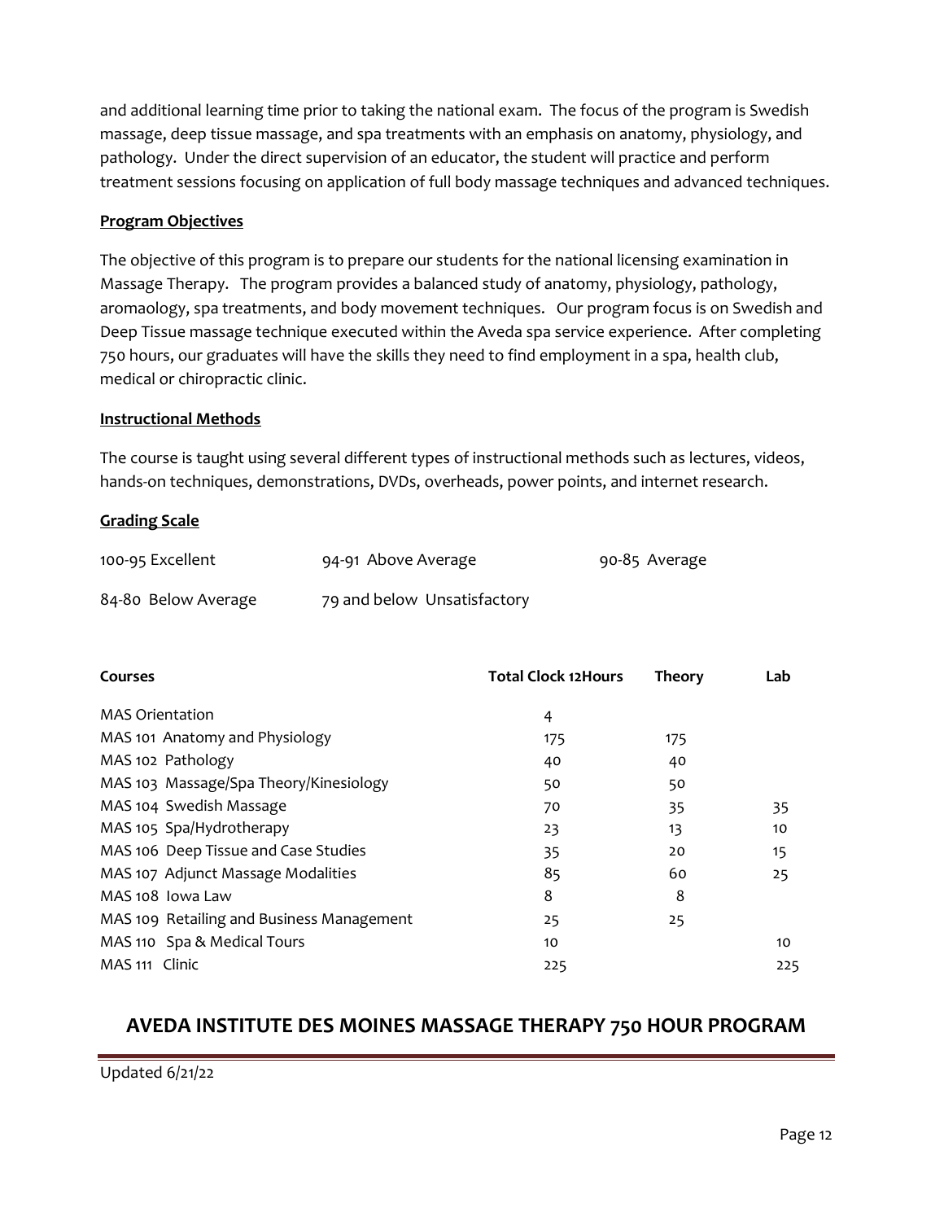and additional learning time prior to taking the national exam. The focus of the program is Swedish massage, deep tissue massage, and spa treatments with an emphasis on anatomy, physiology, and pathology. Under the direct supervision of an educator, the student will practice and perform treatment sessions focusing on application of full body massage techniques and advanced techniques.

**Program Objectives**

The objective of this program is to prepare our students for the national licensing examination in Massage Therapy. The program provides a balanced study of anatomy, physiology, pathology, aromaology, spa treatments, and body movement techniques. Our program focus is on Swedish and Deep Tissue massage technique executed within the Aveda spa service experience. After completing 750 hours, our graduates will have the skills they need to find employment in a spa, health club, medical or chiropractic clinic.

**Instructional Methods**

The course is taught using several different types of instructional methods such as lectures, videos, hands-on techniques, demonstrations, DVDs, overheads, power points, and internet research.

**Grading Scale**

| | | |
|---|---|---|
| 100-95 Excellent | 94-91 Above Average | 90-85 Average |
| 84-80 Below Average | 79 and below Unsatisfactory | |

| Courses | Total Clock 12Hours | Theory | Lab |
|---|---|---|---|
| MAS Orientation | 4 | | |
| MAS 101 Anatomy and Physiology | 175 | 175 | |
| MAS 102 Pathology | 40 | 40 | |
| MAS 103 Massage/Spa Theory/Kinesiology | 50 | 50 | |
| MAS 104 Swedish Massage | 70 | 35 | 35 |
| MAS 105 Spa/Hydrotherapy | 23 | 13 | 10 |
| MAS 106 Deep Tissue and Case Studies | 35 | 20 | 15 |
| MAS 107 Adjunct Massage Modalities | 85 | 60 | 25 |
| MAS 108 Iowa Law | 8 | 8 | |
| MAS 109 Retailing and Business Management | 25 | 25 | |
| MAS 110 Spa & Medical Tours | 10 | | 10 |
| MAS 111 Clinic | 225 | | 225 |

## AVEDA INSTITUTE DES MOINES MASSAGE THERAPY 750 HOUR PROGRAM

Updated 6/21/22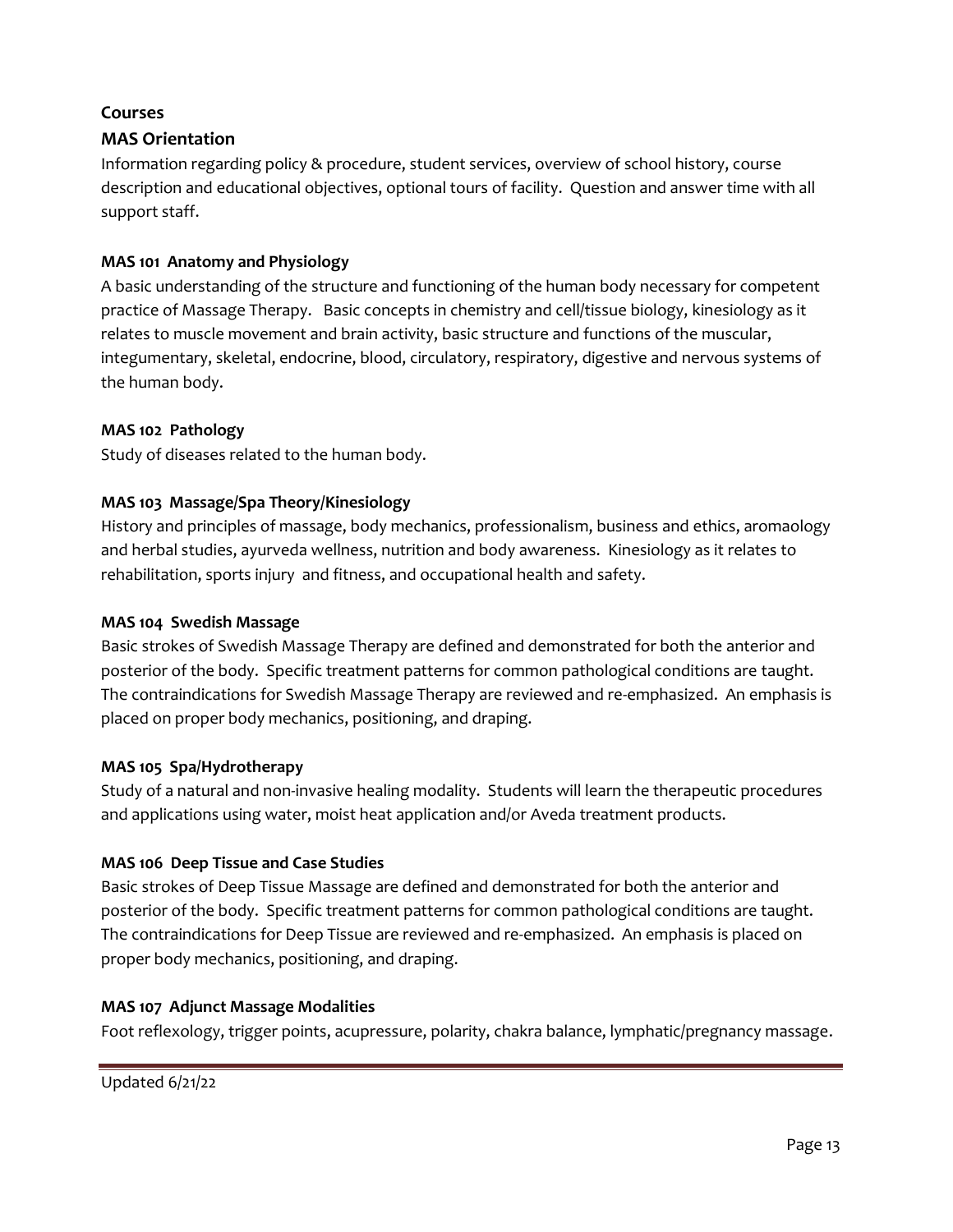## Courses

### MAS Orientation

Information regarding policy & procedure, student services, overview of school history, course description and educational objectives, optional tours of facility. Question and answer time with all support staff.

**MAS 101 Anatomy and Physiology**

A basic understanding of the structure and functioning of the human body necessary for competent practice of Massage Therapy. Basic concepts in chemistry and cell/tissue biology, kinesiology as it relates to muscle movement and brain activity, basic structure and functions of the muscular, integumentary, skeletal, endocrine, blood, circulatory, respiratory, digestive and nervous systems of the human body.

**MAS 102 Pathology**

Study of diseases related to the human body.

**MAS 103 Massage/Spa Theory/Kinesiology**

History and principles of massage, body mechanics, professionalism, business and ethics, aromaology and herbal studies, ayurveda wellness, nutrition and body awareness. Kinesiology as it relates to rehabilitation, sports injury and fitness, and occupational health and safety.

**MAS 104 Swedish Massage**

Basic strokes of Swedish Massage Therapy are defined and demonstrated for both the anterior and posterior of the body. Specific treatment patterns for common pathological conditions are taught. The contraindications for Swedish Massage Therapy are reviewed and re-emphasized. An emphasis is placed on proper body mechanics, positioning, and draping.

**MAS 105 Spa/Hydrotherapy**

Study of a natural and non-invasive healing modality. Students will learn the therapeutic procedures and applications using water, moist heat application and/or Aveda treatment products.

**MAS 106 Deep Tissue and Case Studies**

Basic strokes of Deep Tissue Massage are defined and demonstrated for both the anterior and posterior of the body. Specific treatment patterns for common pathological conditions are taught. The contraindications for Deep Tissue are reviewed and re-emphasized. An emphasis is placed on proper body mechanics, positioning, and draping.

**MAS 107 Adjunct Massage Modalities**

Foot reflexology, trigger points, acupressure, polarity, chakra balance, lymphatic/pregnancy massage.

Updated 6/21/22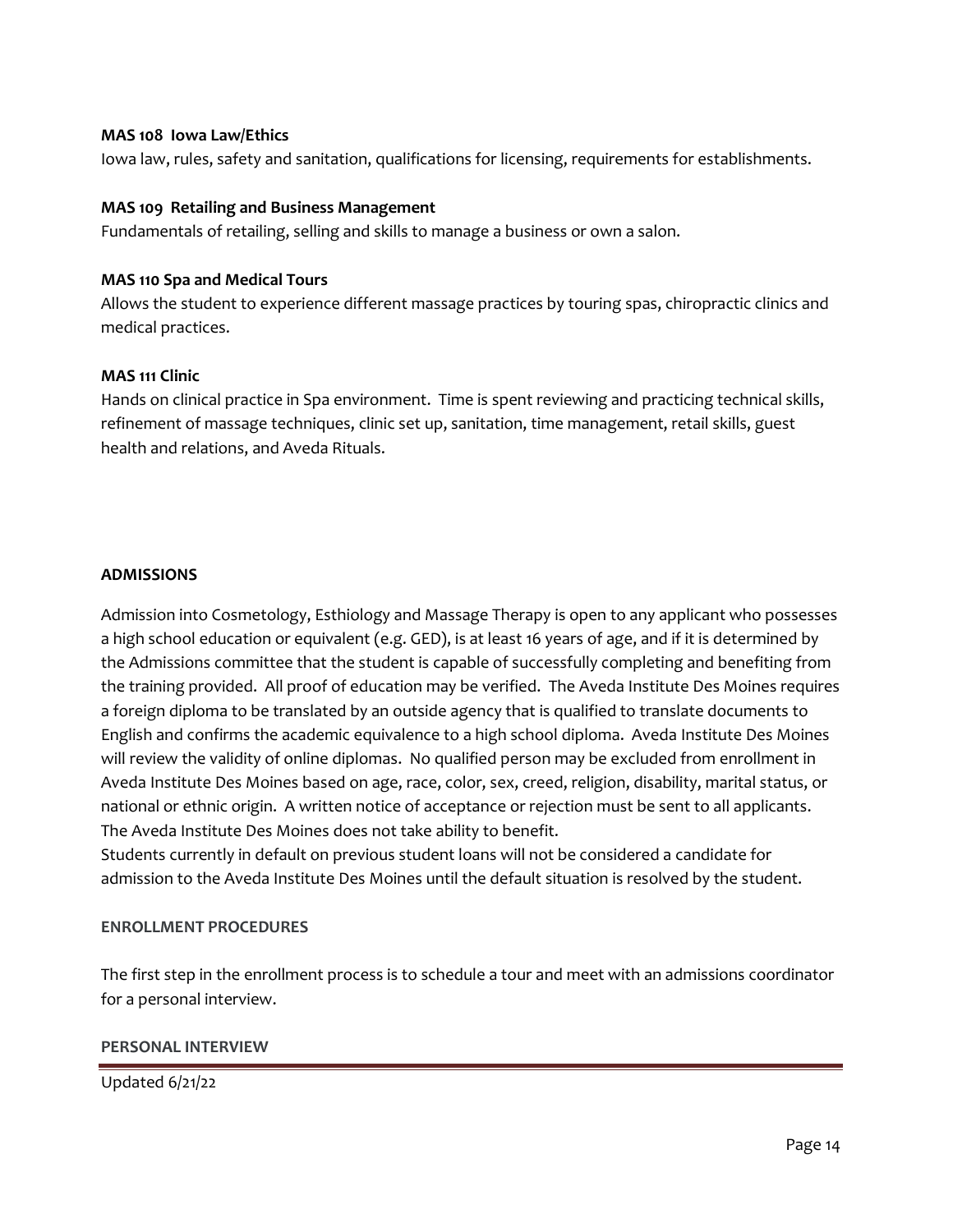**MAS 108 Iowa Law/Ethics**

Iowa law, rules, safety and sanitation, qualifications for licensing, requirements for establishments.

**MAS 109 Retailing and Business Management**

Fundamentals of retailing, selling and skills to manage a business or own a salon.

**MAS 110 Spa and Medical Tours**

Allows the student to experience different massage practices by touring spas, chiropractic clinics and medical practices.

**MAS 111 Clinic**

Hands on clinical practice in Spa environment. Time is spent reviewing and practicing technical skills, refinement of massage techniques, clinic set up, sanitation, time management, retail skills, guest health and relations, and Aveda Rituals.

## ADMISSIONS

Admission into Cosmetology, Esthiology and Massage Therapy is open to any applicant who possesses a high school education or equivalent (e.g. GED), is at least 16 years of age, and if it is determined by the Admissions committee that the student is capable of successfully completing and benefiting from the training provided. All proof of education may be verified. The Aveda Institute Des Moines requires a foreign diploma to be translated by an outside agency that is qualified to translate documents to English and confirms the academic equivalence to a high school diploma. Aveda Institute Des Moines will review the validity of online diplomas. No qualified person may be excluded from enrollment in Aveda Institute Des Moines based on age, race, color, sex, creed, religion, disability, marital status, or national or ethnic origin. A written notice of acceptance or rejection must be sent to all applicants. The Aveda Institute Des Moines does not take ability to benefit.
Students currently in default on previous student loans will not be considered a candidate for admission to the Aveda Institute Des Moines until the default situation is resolved by the student.

### ENROLLMENT PROCEDURES

The first step in the enrollment process is to schedule a tour and meet with an admissions coordinator for a personal interview.

### PERSONAL INTERVIEW

Updated 6/21/22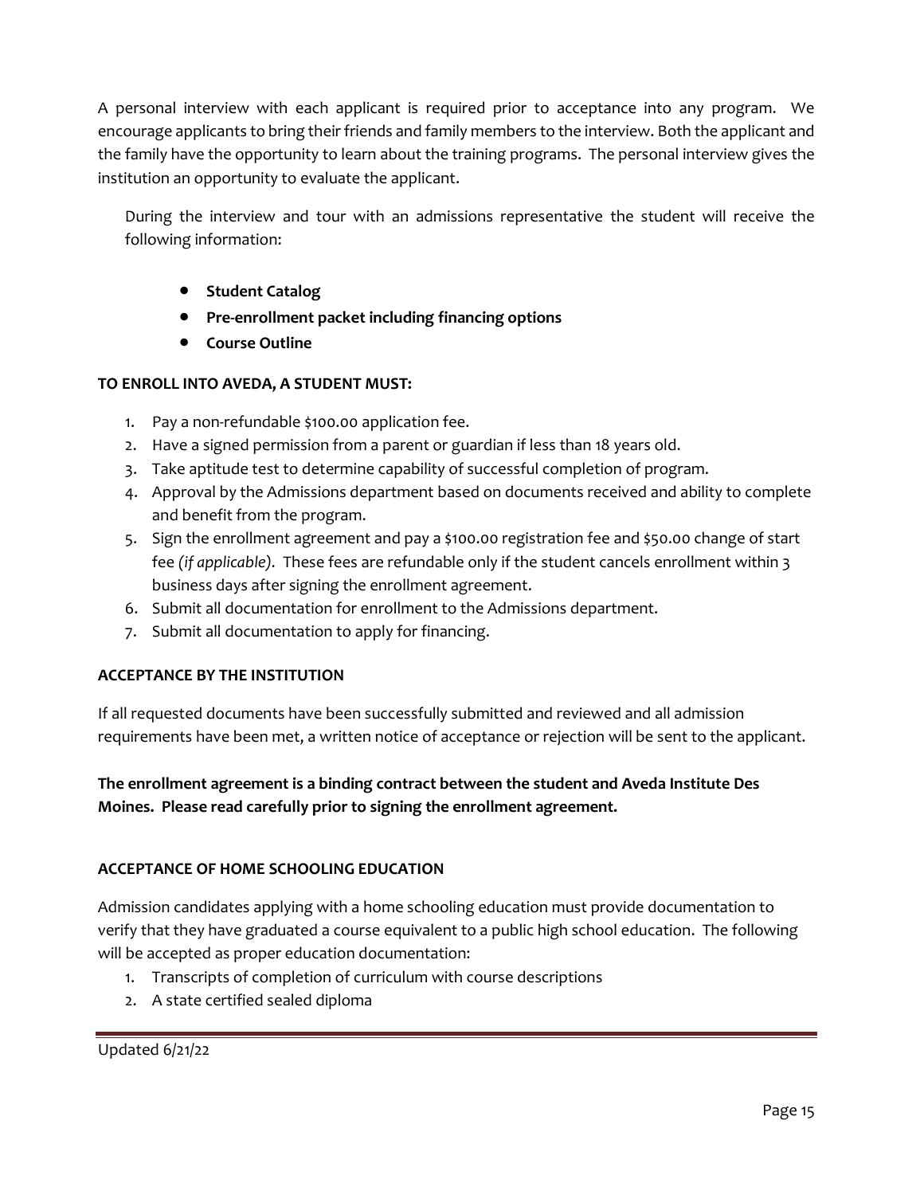A personal interview with each applicant is required prior to acceptance into any program. We encourage applicants to bring their friends and family members to the interview. Both the applicant and the family have the opportunity to learn about the training programs. The personal interview gives the institution an opportunity to evaluate the applicant.

During the interview and tour with an admissions representative the student will receive the following information:

- **Student Catalog**
- **Pre-enrollment packet including financing options**
- **Course Outline**

**TO ENROLL INTO AVEDA, A STUDENT MUST:**

1. Pay a non-refundable $100.00 application fee.
2. Have a signed permission from a parent or guardian if less than 18 years old.
3. Take aptitude test to determine capability of successful completion of program.
4. Approval by the Admissions department based on documents received and ability to complete and benefit from the program.
5. Sign the enrollment agreement and pay a $100.00 registration fee and $50.00 change of start fee *(if applicable)*. These fees are refundable only if the student cancels enrollment within 3 business days after signing the enrollment agreement.
6. Submit all documentation for enrollment to the Admissions department.
7. Submit all documentation to apply for financing.

**ACCEPTANCE BY THE INSTITUTION**

If all requested documents have been successfully submitted and reviewed and all admission requirements have been met, a written notice of acceptance or rejection will be sent to the applicant.

**The enrollment agreement is a binding contract between the student and Aveda Institute Des Moines. Please read carefully prior to signing the enrollment agreement.**

**ACCEPTANCE OF HOME SCHOOLING EDUCATION**

Admission candidates applying with a home schooling education must provide documentation to verify that they have graduated a course equivalent to a public high school education. The following will be accepted as proper education documentation:

1. Transcripts of completion of curriculum with course descriptions
2. A state certified sealed diploma

Updated 6/21/22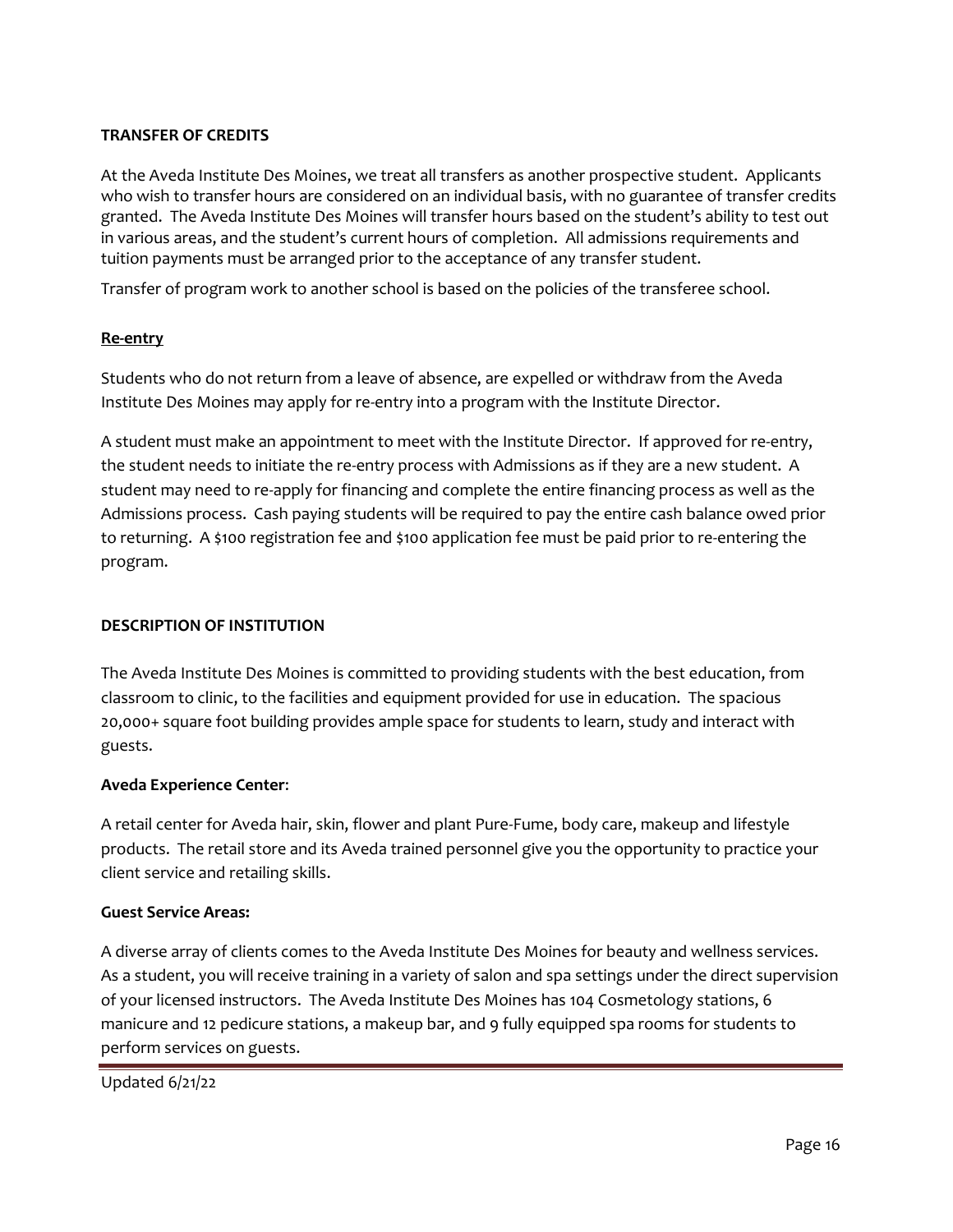## TRANSFER OF CREDITS

At the Aveda Institute Des Moines, we treat all transfers as another prospective student. Applicants who wish to transfer hours are considered on an individual basis, with no guarantee of transfer credits granted. The Aveda Institute Des Moines will transfer hours based on the student's ability to test out in various areas, and the student's current hours of completion. All admissions requirements and tuition payments must be arranged prior to the acceptance of any transfer student.

Transfer of program work to another school is based on the policies of the transferee school.

### Re-entry

Students who do not return from a leave of absence, are expelled or withdraw from the Aveda Institute Des Moines may apply for re-entry into a program with the Institute Director.

A student must make an appointment to meet with the Institute Director. If approved for re-entry, the student needs to initiate the re-entry process with Admissions as if they are a new student. A student may need to re-apply for financing and complete the entire financing process as well as the Admissions process. Cash paying students will be required to pay the entire cash balance owed prior to returning. A $100 registration fee and $100 application fee must be paid prior to re-entering the program.

## DESCRIPTION OF INSTITUTION

The Aveda Institute Des Moines is committed to providing students with the best education, from classroom to clinic, to the facilities and equipment provided for use in education. The spacious 20,000+ square foot building provides ample space for students to learn, study and interact with guests.

**Aveda Experience Center**:

A retail center for Aveda hair, skin, flower and plant Pure-Fume, body care, makeup and lifestyle products. The retail store and its Aveda trained personnel give you the opportunity to practice your client service and retailing skills.

**Guest Service Areas:**

A diverse array of clients comes to the Aveda Institute Des Moines for beauty and wellness services. As a student, you will receive training in a variety of salon and spa settings under the direct supervision of your licensed instructors. The Aveda Institute Des Moines has 104 Cosmetology stations, 6 manicure and 12 pedicure stations, a makeup bar, and 9 fully equipped spa rooms for students to perform services on guests.

Updated 6/21/22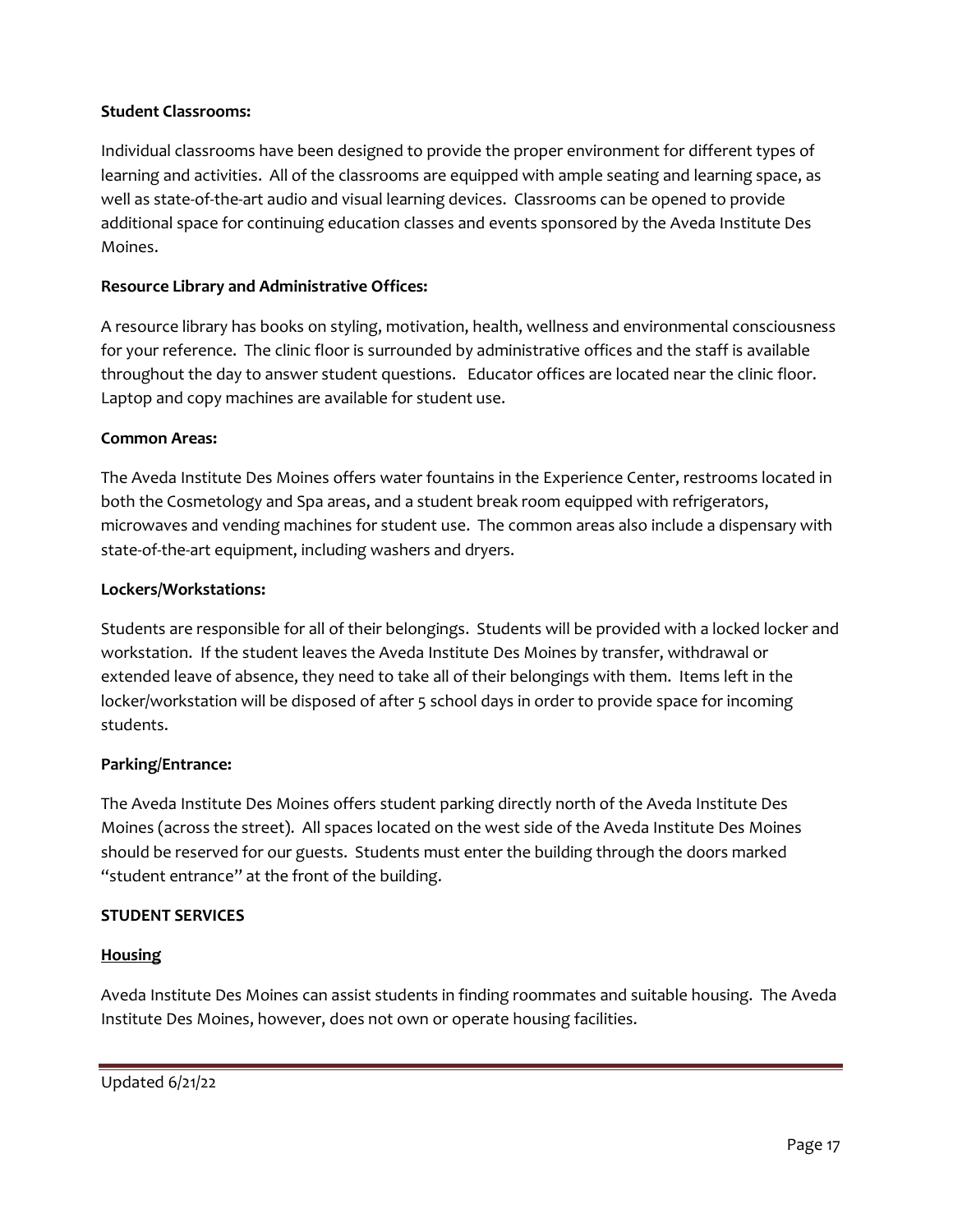**Student Classrooms:**

Individual classrooms have been designed to provide the proper environment for different types of learning and activities. All of the classrooms are equipped with ample seating and learning space, as well as state-of-the-art audio and visual learning devices. Classrooms can be opened to provide additional space for continuing education classes and events sponsored by the Aveda Institute Des Moines.

**Resource Library and Administrative Offices:**

A resource library has books on styling, motivation, health, wellness and environmental consciousness for your reference. The clinic floor is surrounded by administrative offices and the staff is available throughout the day to answer student questions. Educator offices are located near the clinic floor. Laptop and copy machines are available for student use.

**Common Areas:**

The Aveda Institute Des Moines offers water fountains in the Experience Center, restrooms located in both the Cosmetology and Spa areas, and a student break room equipped with refrigerators, microwaves and vending machines for student use. The common areas also include a dispensary with state-of-the-art equipment, including washers and dryers.

**Lockers/Workstations:**

Students are responsible for all of their belongings. Students will be provided with a locked locker and workstation. If the student leaves the Aveda Institute Des Moines by transfer, withdrawal or extended leave of absence, they need to take all of their belongings with them. Items left in the locker/workstation will be disposed of after 5 school days in order to provide space for incoming students.

**Parking/Entrance:**

The Aveda Institute Des Moines offers student parking directly north of the Aveda Institute Des Moines (across the street). All spaces located on the west side of the Aveda Institute Des Moines should be reserved for our guests. Students must enter the building through the doors marked "student entrance" at the front of the building.

**STUDENT SERVICES**

**<u>Housing</u>**

Aveda Institute Des Moines can assist students in finding roommates and suitable housing. The Aveda Institute Des Moines, however, does not own or operate housing facilities.

Updated 6/21/22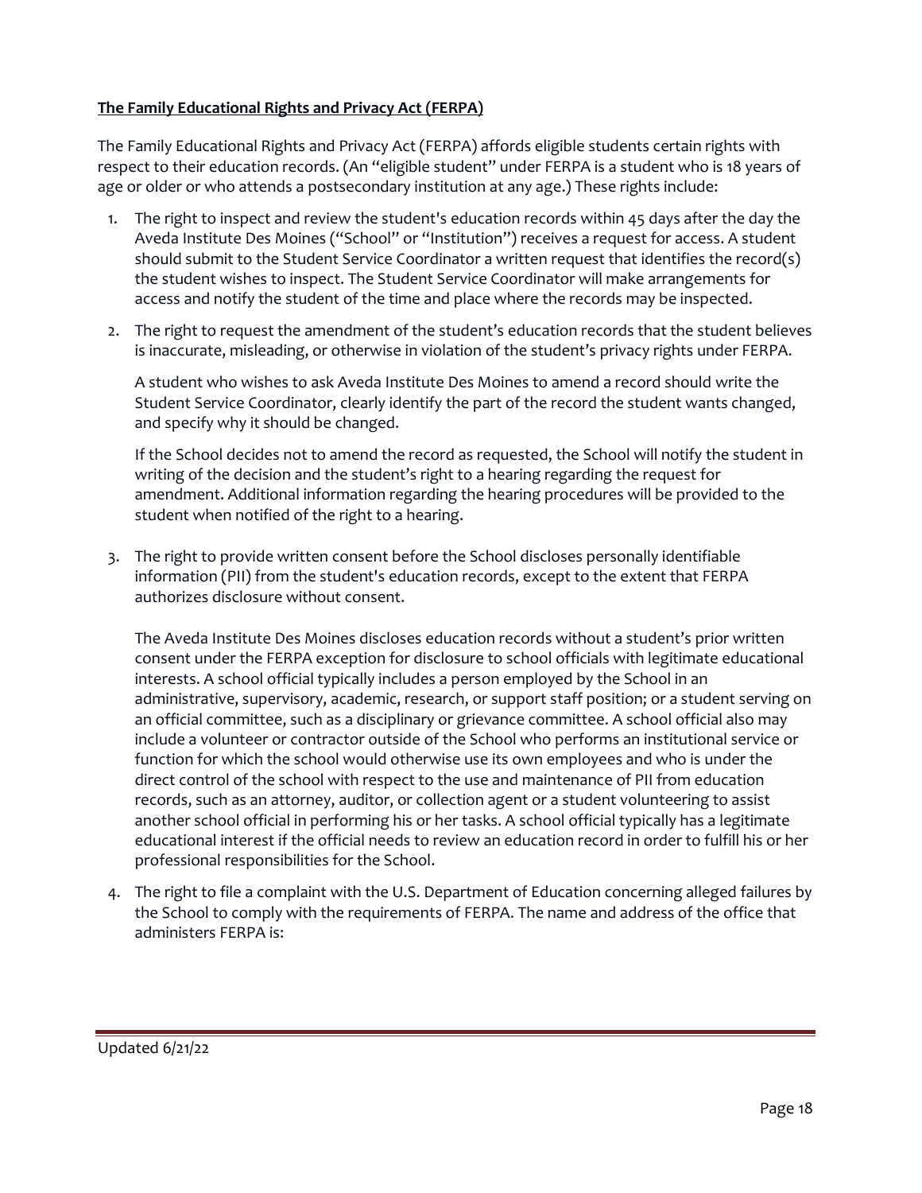**The Family Educational Rights and Privacy Act (FERPA)**

The Family Educational Rights and Privacy Act (FERPA) affords eligible students certain rights with respect to their education records. (An "eligible student" under FERPA is a student who is 18 years of age or older or who attends a postsecondary institution at any age.) These rights include:

1. The right to inspect and review the student's education records within 45 days after the day the Aveda Institute Des Moines ("School" or "Institution") receives a request for access. A student should submit to the Student Service Coordinator a written request that identifies the record(s) the student wishes to inspect. The Student Service Coordinator will make arrangements for access and notify the student of the time and place where the records may be inspected.

2. The right to request the amendment of the student's education records that the student believes is inaccurate, misleading, or otherwise in violation of the student's privacy rights under FERPA.

   A student who wishes to ask Aveda Institute Des Moines to amend a record should write the Student Service Coordinator, clearly identify the part of the record the student wants changed, and specify why it should be changed.

   If the School decides not to amend the record as requested, the School will notify the student in writing of the decision and the student's right to a hearing regarding the request for amendment. Additional information regarding the hearing procedures will be provided to the student when notified of the right to a hearing.

3. The right to provide written consent before the School discloses personally identifiable information (PII) from the student's education records, except to the extent that FERPA authorizes disclosure without consent.

   The Aveda Institute Des Moines discloses education records without a student's prior written consent under the FERPA exception for disclosure to school officials with legitimate educational interests. A school official typically includes a person employed by the School in an administrative, supervisory, academic, research, or support staff position; or a student serving on an official committee, such as a disciplinary or grievance committee. A school official also may include a volunteer or contractor outside of the School who performs an institutional service or function for which the school would otherwise use its own employees and who is under the direct control of the school with respect to the use and maintenance of PII from education records, such as an attorney, auditor, or collection agent or a student volunteering to assist another school official in performing his or her tasks. A school official typically has a legitimate educational interest if the official needs to review an education record in order to fulfill his or her professional responsibilities for the School.

4. The right to file a complaint with the U.S. Department of Education concerning alleged failures by the School to comply with the requirements of FERPA. The name and address of the office that administers FERPA is:

Updated 6/21/22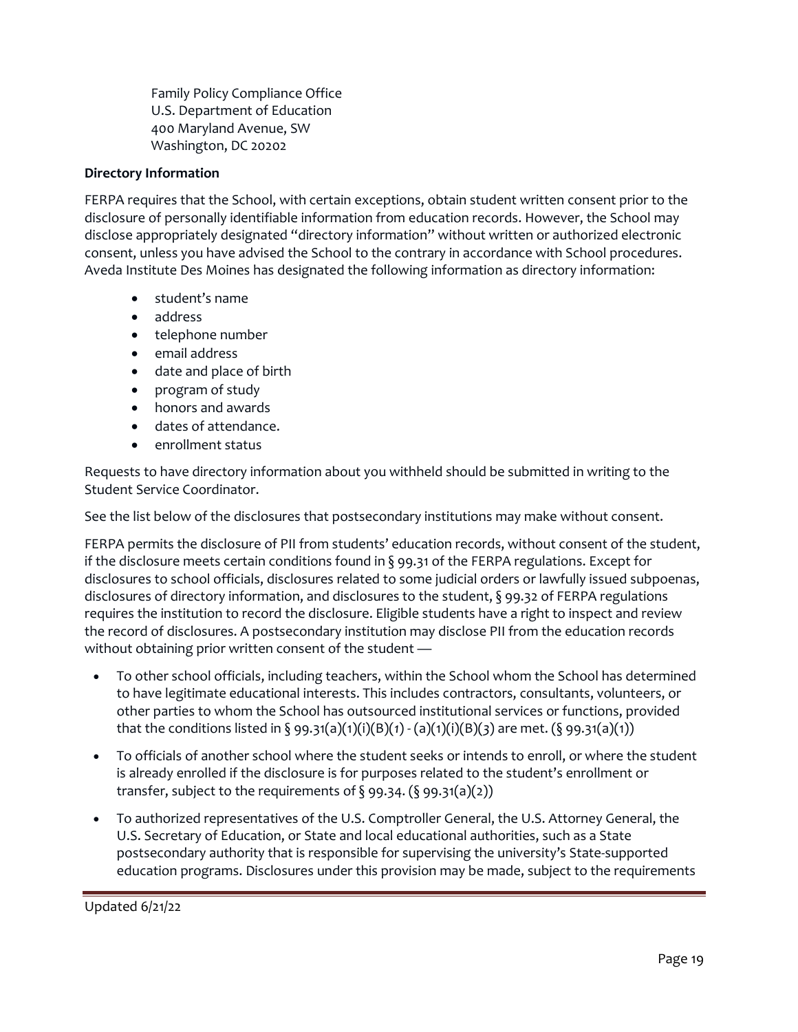Family Policy Compliance Office
U.S. Department of Education
400 Maryland Avenue, SW
Washington, DC 20202

**Directory Information**

FERPA requires that the School, with certain exceptions, obtain student written consent prior to the disclosure of personally identifiable information from education records. However, the School may disclose appropriately designated "directory information" without written or authorized electronic consent, unless you have advised the School to the contrary in accordance with School procedures. Aveda Institute Des Moines has designated the following information as directory information:

- student's name
- address
- telephone number
- email address
- date and place of birth
- program of study
- honors and awards
- dates of attendance.
- enrollment status

Requests to have directory information about you withheld should be submitted in writing to the Student Service Coordinator.

See the list below of the disclosures that postsecondary institutions may make without consent.

FERPA permits the disclosure of PII from students' education records, without consent of the student, if the disclosure meets certain conditions found in § 99.31 of the FERPA regulations. Except for disclosures to school officials, disclosures related to some judicial orders or lawfully issued subpoenas, disclosures of directory information, and disclosures to the student, § 99.32 of FERPA regulations requires the institution to record the disclosure. Eligible students have a right to inspect and review the record of disclosures. A postsecondary institution may disclose PII from the education records without obtaining prior written consent of the student —

- To other school officials, including teachers, within the School whom the School has determined to have legitimate educational interests. This includes contractors, consultants, volunteers, or other parties to whom the School has outsourced institutional services or functions, provided that the conditions listed in § 99.31(a)(1)(i)(B)(1) - (a)(1)(i)(B)(3) are met. (§ 99.31(a)(1))

- To officials of another school where the student seeks or intends to enroll, or where the student is already enrolled if the disclosure is for purposes related to the student's enrollment or transfer, subject to the requirements of § 99.34. (§ 99.31(a)(2))

- To authorized representatives of the U.S. Comptroller General, the U.S. Attorney General, the U.S. Secretary of Education, or State and local educational authorities, such as a State postsecondary authority that is responsible for supervising the university's State-supported education programs. Disclosures under this provision may be made, subject to the requirements

Updated 6/21/22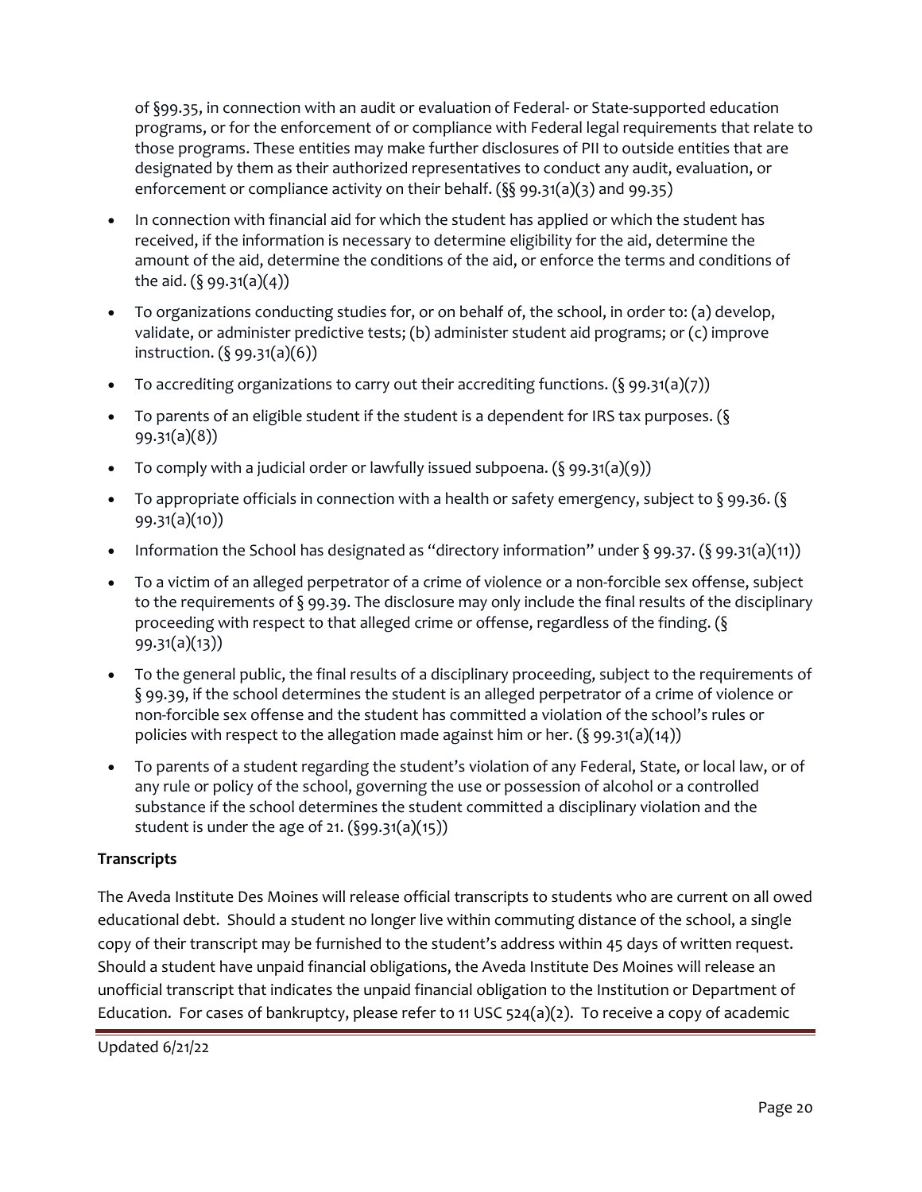of §99.35, in connection with an audit or evaluation of Federal- or State-supported education programs, or for the enforcement of or compliance with Federal legal requirements that relate to those programs. These entities may make further disclosures of PII to outside entities that are designated by them as their authorized representatives to conduct any audit, evaluation, or enforcement or compliance activity on their behalf. (§§ 99.31(a)(3) and 99.35)

- In connection with financial aid for which the student has applied or which the student has received, if the information is necessary to determine eligibility for the aid, determine the amount of the aid, determine the conditions of the aid, or enforce the terms and conditions of the aid. (§ 99.31(a)(4))
- To organizations conducting studies for, or on behalf of, the school, in order to: (a) develop, validate, or administer predictive tests; (b) administer student aid programs; or (c) improve instruction. (§ 99.31(a)(6))
- To accrediting organizations to carry out their accrediting functions. (§ 99.31(a)(7))
- To parents of an eligible student if the student is a dependent for IRS tax purposes. (§ 99.31(a)(8))
- To comply with a judicial order or lawfully issued subpoena. (§ 99.31(a)(9))
- To appropriate officials in connection with a health or safety emergency, subject to § 99.36. (§ 99.31(a)(10))
- Information the School has designated as "directory information" under § 99.37. (§ 99.31(a)(11))
- To a victim of an alleged perpetrator of a crime of violence or a non-forcible sex offense, subject to the requirements of § 99.39. The disclosure may only include the final results of the disciplinary proceeding with respect to that alleged crime or offense, regardless of the finding. (§ 99.31(a)(13))
- To the general public, the final results of a disciplinary proceeding, subject to the requirements of § 99.39, if the school determines the student is an alleged perpetrator of a crime of violence or non-forcible sex offense and the student has committed a violation of the school's rules or policies with respect to the allegation made against him or her. (§ 99.31(a)(14))
- To parents of a student regarding the student's violation of any Federal, State, or local law, or of any rule or policy of the school, governing the use or possession of alcohol or a controlled substance if the school determines the student committed a disciplinary violation and the student is under the age of 21. (§99.31(a)(15))

**Transcripts**

The Aveda Institute Des Moines will release official transcripts to students who are current on all owed educational debt. Should a student no longer live within commuting distance of the school, a single copy of their transcript may be furnished to the student's address within 45 days of written request. Should a student have unpaid financial obligations, the Aveda Institute Des Moines will release an unofficial transcript that indicates the unpaid financial obligation to the Institution or Department of Education. For cases of bankruptcy, please refer to 11 USC 524(a)(2). To receive a copy of academic

Updated 6/21/22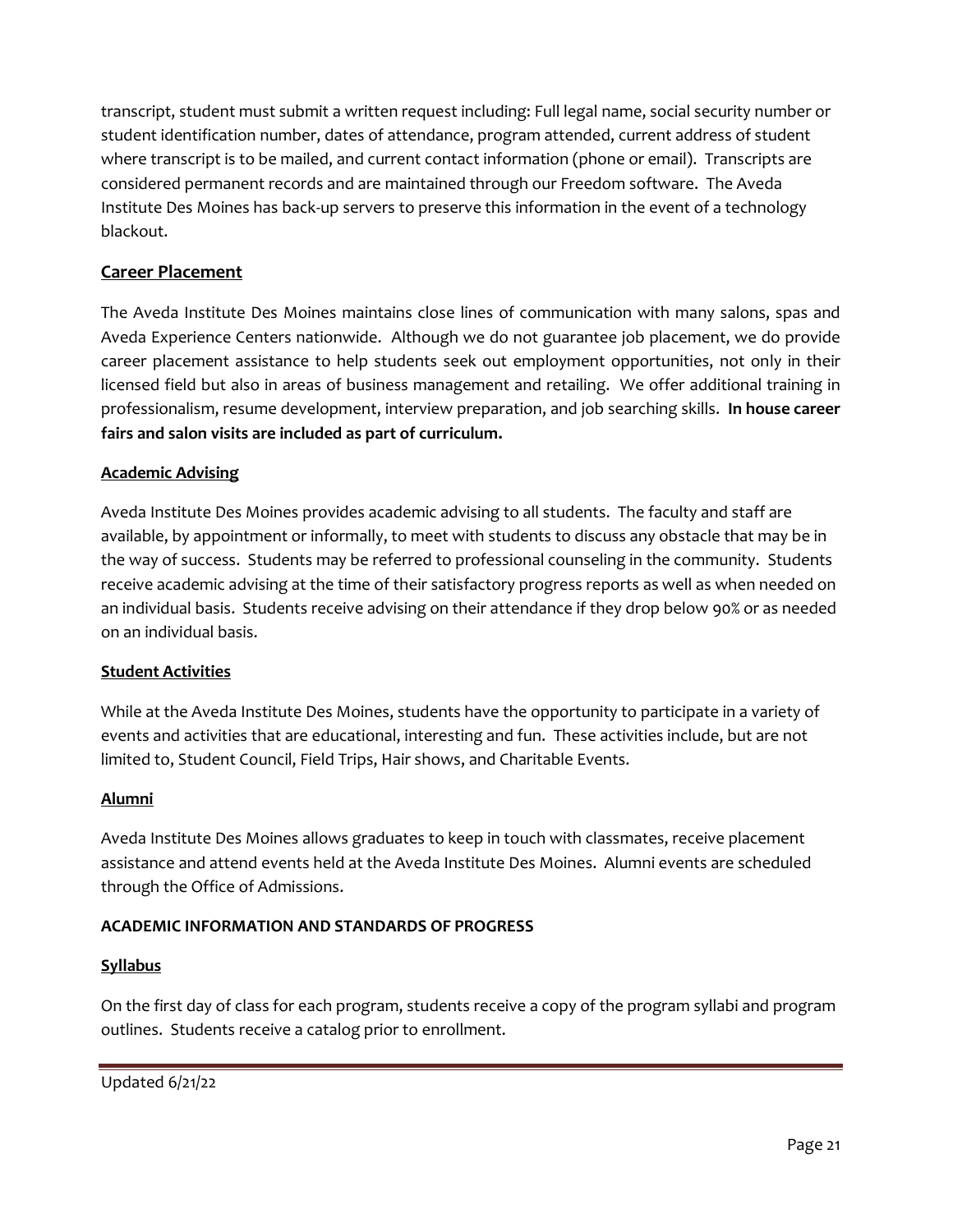transcript, student must submit a written request including: Full legal name, social security number or student identification number, dates of attendance, program attended, current address of student where transcript is to be mailed, and current contact information (phone or email). Transcripts are considered permanent records and are maintained through our Freedom software. The Aveda Institute Des Moines has back-up servers to preserve this information in the event of a technology blackout.

## Career Placement

The Aveda Institute Des Moines maintains close lines of communication with many salons, spas and Aveda Experience Centers nationwide. Although we do not guarantee job placement, we do provide career placement assistance to help students seek out employment opportunities, not only in their licensed field but also in areas of business management and retailing. We offer additional training in professionalism, resume development, interview preparation, and job searching skills. **In house career fairs and salon visits are included as part of curriculum.**

### Academic Advising

Aveda Institute Des Moines provides academic advising to all students. The faculty and staff are available, by appointment or informally, to meet with students to discuss any obstacle that may be in the way of success. Students may be referred to professional counseling in the community. Students receive academic advising at the time of their satisfactory progress reports as well as when needed on an individual basis. Students receive advising on their attendance if they drop below 90% or as needed on an individual basis.

### Student Activities

While at the Aveda Institute Des Moines, students have the opportunity to participate in a variety of events and activities that are educational, interesting and fun. These activities include, but are not limited to, Student Council, Field Trips, Hair shows, and Charitable Events.

### Alumni

Aveda Institute Des Moines allows graduates to keep in touch with classmates, receive placement assistance and attend events held at the Aveda Institute Des Moines. Alumni events are scheduled through the Office of Admissions.

## ACADEMIC INFORMATION AND STANDARDS OF PROGRESS

### Syllabus

On the first day of class for each program, students receive a copy of the program syllabi and program outlines. Students receive a catalog prior to enrollment.

Updated 6/21/22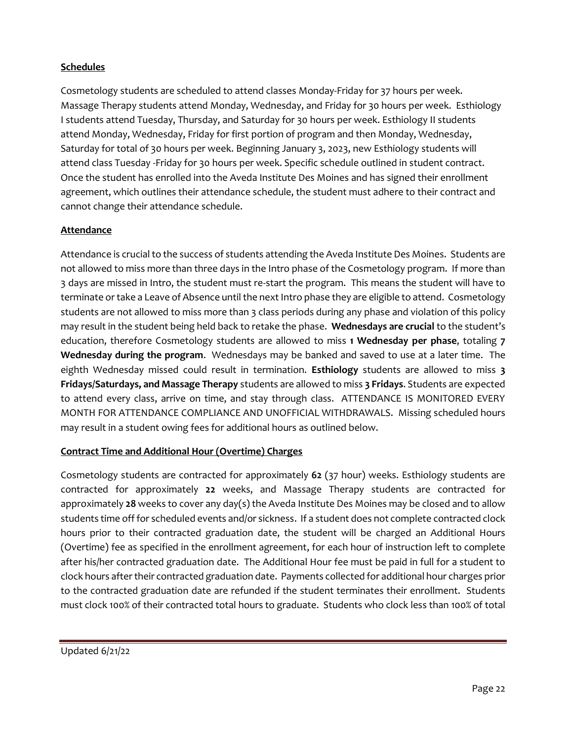**Schedules**

Cosmetology students are scheduled to attend classes Monday-Friday for 37 hours per week. Massage Therapy students attend Monday, Wednesday, and Friday for 30 hours per week. Esthiology I students attend Tuesday, Thursday, and Saturday for 30 hours per week. Esthiology II students attend Monday, Wednesday, Friday for first portion of program and then Monday, Wednesday, Saturday for total of 30 hours per week. Beginning January 3, 2023, new Esthiology students will attend class Tuesday -Friday for 30 hours per week. Specific schedule outlined in student contract. Once the student has enrolled into the Aveda Institute Des Moines and has signed their enrollment agreement, which outlines their attendance schedule, the student must adhere to their contract and cannot change their attendance schedule.

**Attendance**

Attendance is crucial to the success of students attending the Aveda Institute Des Moines. Students are not allowed to miss more than three days in the Intro phase of the Cosmetology program. If more than 3 days are missed in Intro, the student must re-start the program. This means the student will have to terminate or take a Leave of Absence until the next Intro phase they are eligible to attend. Cosmetology students are not allowed to miss more than 3 class periods during any phase and violation of this policy may result in the student being held back to retake the phase. **Wednesdays are crucial** to the student's education, therefore Cosmetology students are allowed to miss **1 Wednesday per phase**, totaling **7 Wednesday during the program**. Wednesdays may be banked and saved to use at a later time. The eighth Wednesday missed could result in termination. **Esthiology** students are allowed to miss **3 Fridays/Saturdays, and Massage Therapy** students are allowed to miss **3 Fridays**. Students are expected to attend every class, arrive on time, and stay through class. ATTENDANCE IS MONITORED EVERY MONTH FOR ATTENDANCE COMPLIANCE AND UNOFFICIAL WITHDRAWALS. Missing scheduled hours may result in a student owing fees for additional hours as outlined below.

**Contract Time and Additional Hour (Overtime) Charges**

Cosmetology students are contracted for approximately **62** (37 hour) weeks. Esthiology students are contracted for approximately **22** weeks, and Massage Therapy students are contracted for approximately **28** weeks to cover any day(s) the Aveda Institute Des Moines may be closed and to allow students time off for scheduled events and/or sickness. If a student does not complete contracted clock hours prior to their contracted graduation date, the student will be charged an Additional Hours (Overtime) fee as specified in the enrollment agreement, for each hour of instruction left to complete after his/her contracted graduation date. The Additional Hour fee must be paid in full for a student to clock hours after their contracted graduation date. Payments collected for additional hour charges prior to the contracted graduation date are refunded if the student terminates their enrollment. Students must clock 100% of their contracted total hours to graduate. Students who clock less than 100% of total

Updated 6/21/22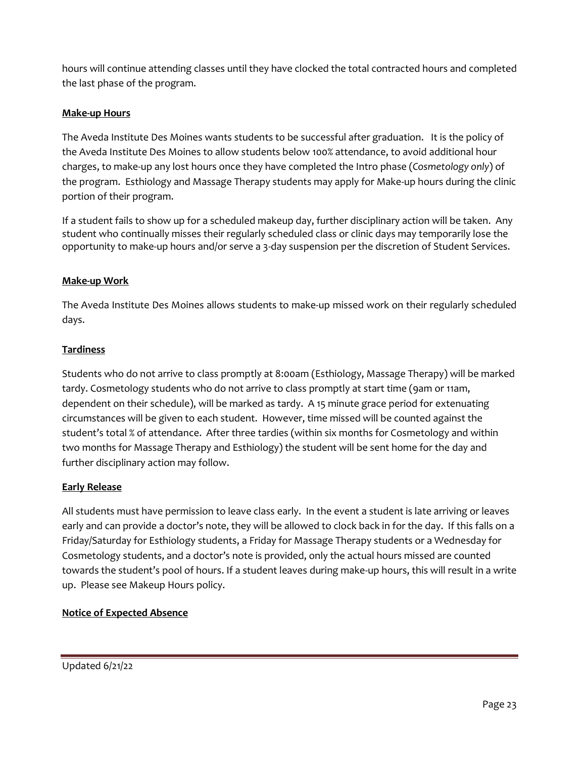hours will continue attending classes until they have clocked the total contracted hours and completed the last phase of the program.

**Make-up Hours**

The Aveda Institute Des Moines wants students to be successful after graduation. It is the policy of the Aveda Institute Des Moines to allow students below 100% attendance, to avoid additional hour charges, to make-up any lost hours once they have completed the Intro phase (*Cosmetology only*) of the program. Esthiology and Massage Therapy students may apply for Make-up hours during the clinic portion of their program.

If a student fails to show up for a scheduled makeup day, further disciplinary action will be taken. Any student who continually misses their regularly scheduled class or clinic days may temporarily lose the opportunity to make-up hours and/or serve a 3-day suspension per the discretion of Student Services.

**Make-up Work**

The Aveda Institute Des Moines allows students to make-up missed work on their regularly scheduled days.

**Tardiness**

Students who do not arrive to class promptly at 8:00am (Esthiology, Massage Therapy) will be marked tardy. Cosmetology students who do not arrive to class promptly at start time (9am or 11am, dependent on their schedule), will be marked as tardy. A 15 minute grace period for extenuating circumstances will be given to each student. However, time missed will be counted against the student's total % of attendance. After three tardies (within six months for Cosmetology and within two months for Massage Therapy and Esthiology) the student will be sent home for the day and further disciplinary action may follow.

**Early Release**

All students must have permission to leave class early. In the event a student is late arriving or leaves early and can provide a doctor's note, they will be allowed to clock back in for the day. If this falls on a Friday/Saturday for Esthiology students, a Friday for Massage Therapy students or a Wednesday for Cosmetology students, and a doctor's note is provided, only the actual hours missed are counted towards the student's pool of hours. If a student leaves during make-up hours, this will result in a write up. Please see Makeup Hours policy.

**Notice of Expected Absence**

Updated 6/21/22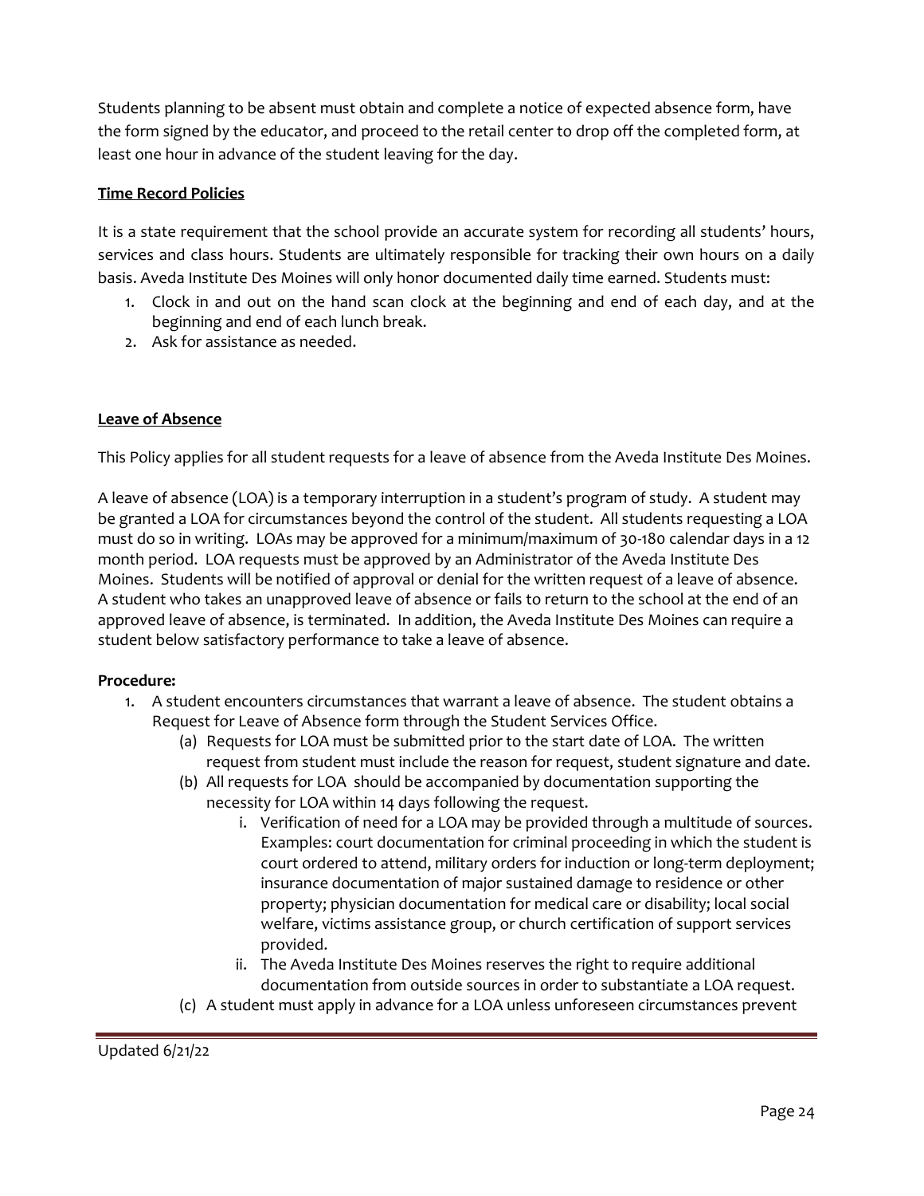Students planning to be absent must obtain and complete a notice of expected absence form, have the form signed by the educator, and proceed to the retail center to drop off the completed form, at least one hour in advance of the student leaving for the day.

**Time Record Policies**

It is a state requirement that the school provide an accurate system for recording all students' hours, services and class hours. Students are ultimately responsible for tracking their own hours on a daily basis. Aveda Institute Des Moines will only honor documented daily time earned. Students must:

1. Clock in and out on the hand scan clock at the beginning and end of each day, and at the beginning and end of each lunch break.
2. Ask for assistance as needed.

**Leave of Absence**

This Policy applies for all student requests for a leave of absence from the Aveda Institute Des Moines.

A leave of absence (LOA) is a temporary interruption in a student's program of study. A student may be granted a LOA for circumstances beyond the control of the student. All students requesting a LOA must do so in writing. LOAs may be approved for a minimum/maximum of 30-180 calendar days in a 12 month period. LOA requests must be approved by an Administrator of the Aveda Institute Des Moines. Students will be notified of approval or denial for the written request of a leave of absence. A student who takes an unapproved leave of absence or fails to return to the school at the end of an approved leave of absence, is terminated. In addition, the Aveda Institute Des Moines can require a student below satisfactory performance to take a leave of absence.

**Procedure:**

1. A student encounters circumstances that warrant a leave of absence. The student obtains a Request for Leave of Absence form through the Student Services Office.
   (a) Requests for LOA must be submitted prior to the start date of LOA. The written request from student must include the reason for request, student signature and date.
   (b) All requests for LOA should be accompanied by documentation supporting the necessity for LOA within 14 days following the request.
      i. Verification of need for a LOA may be provided through a multitude of sources. Examples: court documentation for criminal proceeding in which the student is court ordered to attend, military orders for induction or long-term deployment; insurance documentation of major sustained damage to residence or other property; physician documentation for medical care or disability; local social welfare, victims assistance group, or church certification of support services provided.
      ii. The Aveda Institute Des Moines reserves the right to require additional documentation from outside sources in order to substantiate a LOA request.
   (c) A student must apply in advance for a LOA unless unforeseen circumstances prevent

Updated 6/21/22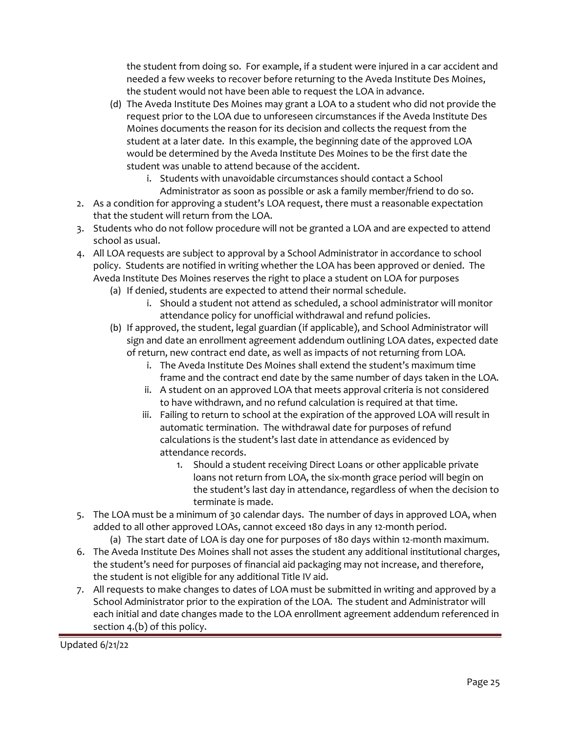the student from doing so. For example, if a student were injured in a car accident and needed a few weeks to recover before returning to the Aveda Institute Des Moines, the student would not have been able to request the LOA in advance.

   (d) The Aveda Institute Des Moines may grant a LOA to a student who did not provide the request prior to the LOA due to unforeseen circumstances if the Aveda Institute Des Moines documents the reason for its decision and collects the request from the student at a later date. In this example, the beginning date of the approved LOA would be determined by the Aveda Institute Des Moines to be the first date the student was unable to attend because of the accident.
      i. Students with unavoidable circumstances should contact a School Administrator as soon as possible or ask a family member/friend to do so.

2. As a condition for approving a student's LOA request, there must a reasonable expectation that the student will return from the LOA.
3. Students who do not follow procedure will not be granted a LOA and are expected to attend school as usual.
4. All LOA requests are subject to approval by a School Administrator in accordance to school policy. Students are notified in writing whether the LOA has been approved or denied. The Aveda Institute Des Moines reserves the right to place a student on LOA for purposes
   (a) If denied, students are expected to attend their normal schedule.
      i. Should a student not attend as scheduled, a school administrator will monitor attendance policy for unofficial withdrawal and refund policies.
   (b) If approved, the student, legal guardian (if applicable), and School Administrator will sign and date an enrollment agreement addendum outlining LOA dates, expected date of return, new contract end date, as well as impacts of not returning from LOA.
      i. The Aveda Institute Des Moines shall extend the student's maximum time frame and the contract end date by the same number of days taken in the LOA.
      ii. A student on an approved LOA that meets approval criteria is not considered to have withdrawn, and no refund calculation is required at that time.
      iii. Failing to return to school at the expiration of the approved LOA will result in automatic termination. The withdrawal date for purposes of refund calculations is the student's last date in attendance as evidenced by attendance records.
         1. Should a student receiving Direct Loans or other applicable private loans not return from LOA, the six-month grace period will begin on the student's last day in attendance, regardless of when the decision to terminate is made.
5. The LOA must be a minimum of 30 calendar days. The number of days in approved LOA, when added to all other approved LOAs, cannot exceed 180 days in any 12-month period.
   (a) The start date of LOA is day one for purposes of 180 days within 12-month maximum.
6. The Aveda Institute Des Moines shall not asses the student any additional institutional charges, the student's need for purposes of financial aid packaging may not increase, and therefore, the student is not eligible for any additional Title IV aid.
7. All requests to make changes to dates of LOA must be submitted in writing and approved by a School Administrator prior to the expiration of the LOA. The student and Administrator will each initial and date changes made to the LOA enrollment agreement addendum referenced in section 4.(b) of this policy.

Updated 6/21/22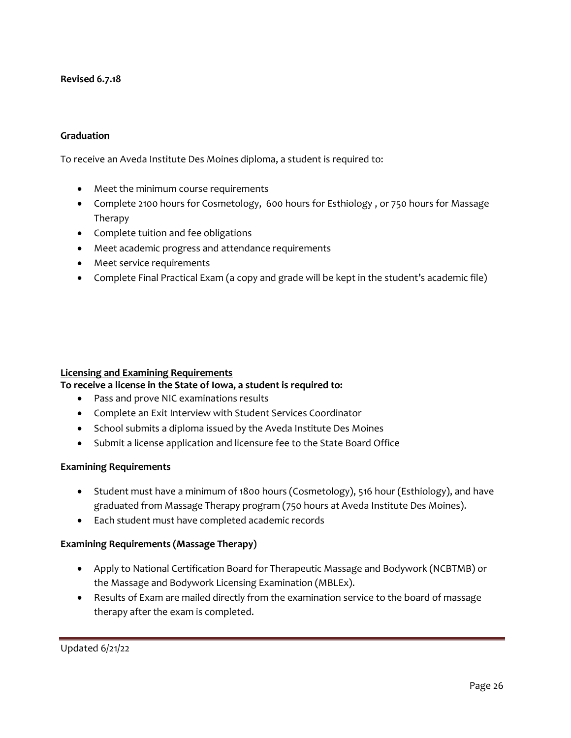**Revised 6.7.18**

**Graduation**

To receive an Aveda Institute Des Moines diploma, a student is required to:

- Meet the minimum course requirements
- Complete 2100 hours for Cosmetology, 600 hours for Esthiology , or 750 hours for Massage Therapy
- Complete tuition and fee obligations
- Meet academic progress and attendance requirements
- Meet service requirements
- Complete Final Practical Exam (a copy and grade will be kept in the student's academic file)

**Licensing and Examining Requirements**

**To receive a license in the State of Iowa, a student is required to:**

- Pass and prove NIC examinations results
- Complete an Exit Interview with Student Services Coordinator
- School submits a diploma issued by the Aveda Institute Des Moines
- Submit a license application and licensure fee to the State Board Office

**Examining Requirements**

- Student must have a minimum of 1800 hours (Cosmetology), 516 hour (Esthiology), and have graduated from Massage Therapy program (750 hours at Aveda Institute Des Moines).
- Each student must have completed academic records

**Examining Requirements (Massage Therapy)**

- Apply to National Certification Board for Therapeutic Massage and Bodywork (NCBTMB) or the Massage and Bodywork Licensing Examination (MBLEx).
- Results of Exam are mailed directly from the examination service to the board of massage therapy after the exam is completed.

Updated 6/21/22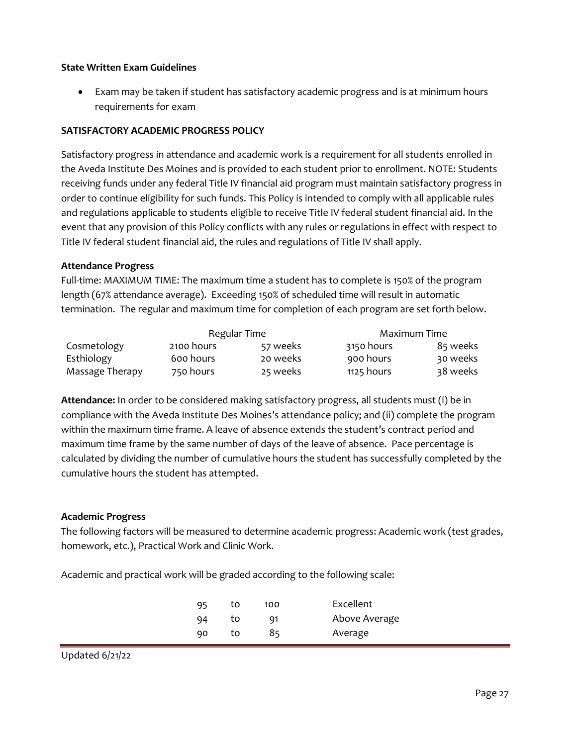**State Written Exam Guidelines**

- Exam may be taken if student has satisfactory academic progress and is at minimum hours requirements for exam

**SATISFACTORY ACADEMIC PROGRESS POLICY**

Satisfactory progress in attendance and academic work is a requirement for all students enrolled in the Aveda Institute Des Moines and is provided to each student prior to enrollment. NOTE: Students receiving funds under any federal Title IV financial aid program must maintain satisfactory progress in order to continue eligibility for such funds. This Policy is intended to comply with all applicable rules and regulations applicable to students eligible to receive Title IV federal student financial aid. In the event that any provision of this Policy conflicts with any rules or regulations in effect with respect to Title IV federal student financial aid, the rules and regulations of Title IV shall apply.

**Attendance Progress**

Full-time: MAXIMUM TIME: The maximum time a student has to complete is 150% of the program length (67% attendance average). Exceeding 150% of scheduled time will result in automatic termination. The regular and maximum time for completion of each program are set forth below.

| | Regular Time | | Maximum Time | |
|---|---|---|---|---|
| Cosmetology | 2100 hours | 57 weeks | 3150 hours | 85 weeks |
| Esthiology | 600 hours | 20 weeks | 900 hours | 30 weeks |
| Massage Therapy | 750 hours | 25 weeks | 1125 hours | 38 weeks |

**Attendance:** In order to be considered making satisfactory progress, all students must (i) be in compliance with the Aveda Institute Des Moines's attendance policy; and (ii) complete the program within the maximum time frame. A leave of absence extends the student's contract period and maximum time frame by the same number of days of the leave of absence. Pace percentage is calculated by dividing the number of cumulative hours the student has successfully completed by the cumulative hours the student has attempted.

**Academic Progress**

The following factors will be measured to determine academic progress: Academic work (test grades, homework, etc.), Practical Work and Clinic Work.

Academic and practical work will be graded according to the following scale:

| | | | |
|---|---|---|---|
| 95 | to | 100 | Excellent |
| 94 | to | 91 | Above Average |
| 90 | to | 85 | Average |

Updated 6/21/22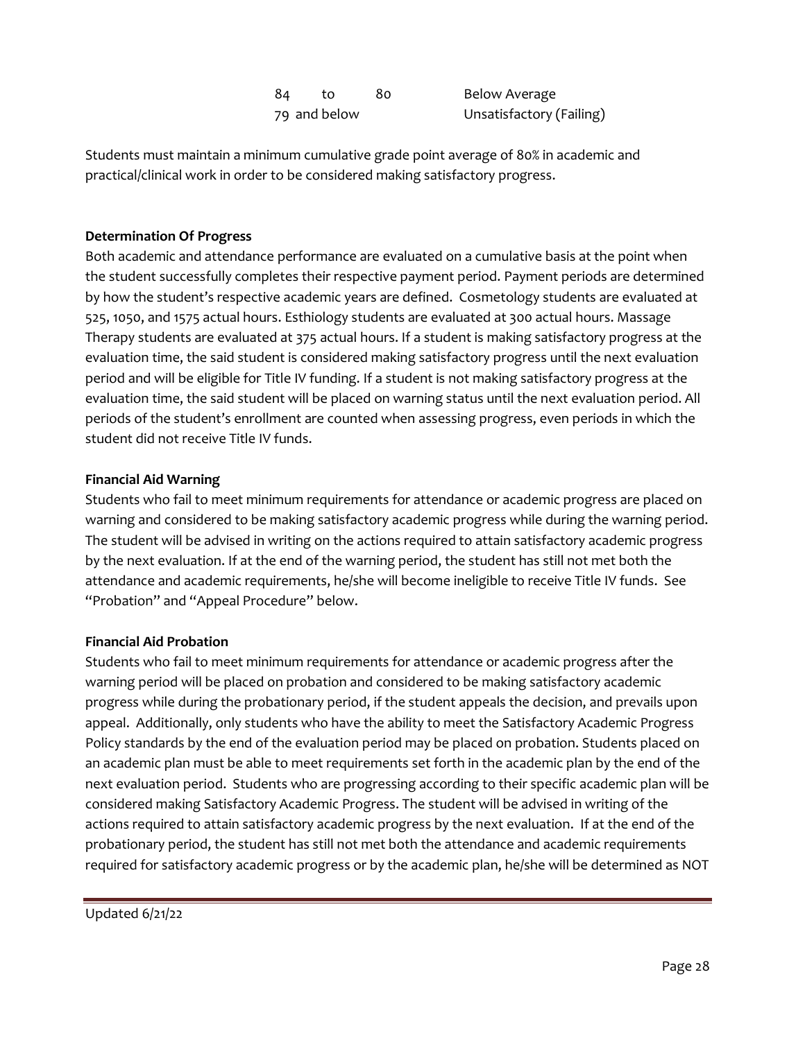| | | | |
|---|---|---|---|
| 84 | to | 80 | Below Average |
| 79 and below | | | Unsatisfactory (Failing) |

Students must maintain a minimum cumulative grade point average of 80% in academic and practical/clinical work in order to be considered making satisfactory progress.

**Determination Of Progress**

Both academic and attendance performance are evaluated on a cumulative basis at the point when the student successfully completes their respective payment period. Payment periods are determined by how the student's respective academic years are defined. Cosmetology students are evaluated at 525, 1050, and 1575 actual hours. Esthiology students are evaluated at 300 actual hours. Massage Therapy students are evaluated at 375 actual hours. If a student is making satisfactory progress at the evaluation time, the said student is considered making satisfactory progress until the next evaluation period and will be eligible for Title IV funding. If a student is not making satisfactory progress at the evaluation time, the said student will be placed on warning status until the next evaluation period. All periods of the student's enrollment are counted when assessing progress, even periods in which the student did not receive Title IV funds.

**Financial Aid Warning**

Students who fail to meet minimum requirements for attendance or academic progress are placed on warning and considered to be making satisfactory academic progress while during the warning period. The student will be advised in writing on the actions required to attain satisfactory academic progress by the next evaluation. If at the end of the warning period, the student has still not met both the attendance and academic requirements, he/she will become ineligible to receive Title IV funds. See "Probation" and "Appeal Procedure" below.

**Financial Aid Probation**

Students who fail to meet minimum requirements for attendance or academic progress after the warning period will be placed on probation and considered to be making satisfactory academic progress while during the probationary period, if the student appeals the decision, and prevails upon appeal. Additionally, only students who have the ability to meet the Satisfactory Academic Progress Policy standards by the end of the evaluation period may be placed on probation. Students placed on an academic plan must be able to meet requirements set forth in the academic plan by the end of the next evaluation period. Students who are progressing according to their specific academic plan will be considered making Satisfactory Academic Progress. The student will be advised in writing of the actions required to attain satisfactory academic progress by the next evaluation. If at the end of the probationary period, the student has still not met both the attendance and academic requirements required for satisfactory academic progress or by the academic plan, he/she will be determined as NOT

Updated 6/21/22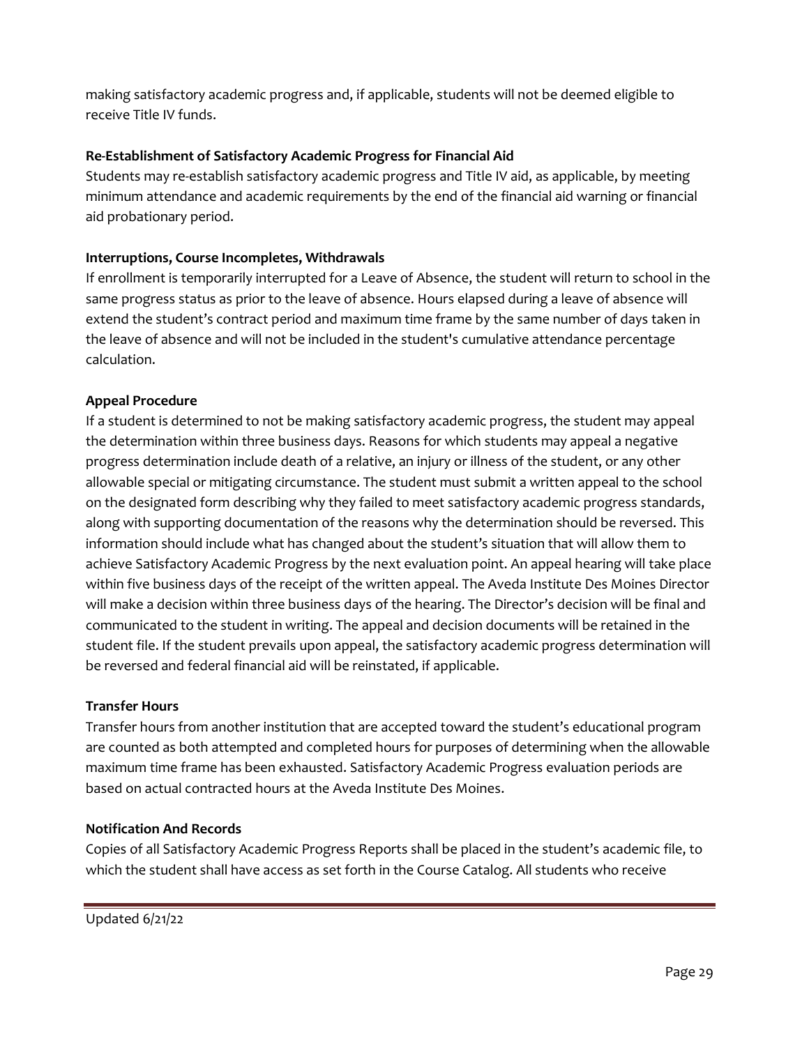making satisfactory academic progress and, if applicable, students will not be deemed eligible to receive Title IV funds.

**Re-Establishment of Satisfactory Academic Progress for Financial Aid**

Students may re-establish satisfactory academic progress and Title IV aid, as applicable, by meeting minimum attendance and academic requirements by the end of the financial aid warning or financial aid probationary period.

**Interruptions, Course Incompletes, Withdrawals**

If enrollment is temporarily interrupted for a Leave of Absence, the student will return to school in the same progress status as prior to the leave of absence. Hours elapsed during a leave of absence will extend the student's contract period and maximum time frame by the same number of days taken in the leave of absence and will not be included in the student's cumulative attendance percentage calculation.

**Appeal Procedure**

If a student is determined to not be making satisfactory academic progress, the student may appeal the determination within three business days. Reasons for which students may appeal a negative progress determination include death of a relative, an injury or illness of the student, or any other allowable special or mitigating circumstance. The student must submit a written appeal to the school on the designated form describing why they failed to meet satisfactory academic progress standards, along with supporting documentation of the reasons why the determination should be reversed. This information should include what has changed about the student's situation that will allow them to achieve Satisfactory Academic Progress by the next evaluation point. An appeal hearing will take place within five business days of the receipt of the written appeal. The Aveda Institute Des Moines Director will make a decision within three business days of the hearing. The Director's decision will be final and communicated to the student in writing. The appeal and decision documents will be retained in the student file. If the student prevails upon appeal, the satisfactory academic progress determination will be reversed and federal financial aid will be reinstated, if applicable.

**Transfer Hours**

Transfer hours from another institution that are accepted toward the student's educational program are counted as both attempted and completed hours for purposes of determining when the allowable maximum time frame has been exhausted. Satisfactory Academic Progress evaluation periods are based on actual contracted hours at the Aveda Institute Des Moines.

**Notification And Records**

Copies of all Satisfactory Academic Progress Reports shall be placed in the student's academic file, to which the student shall have access as set forth in the Course Catalog. All students who receive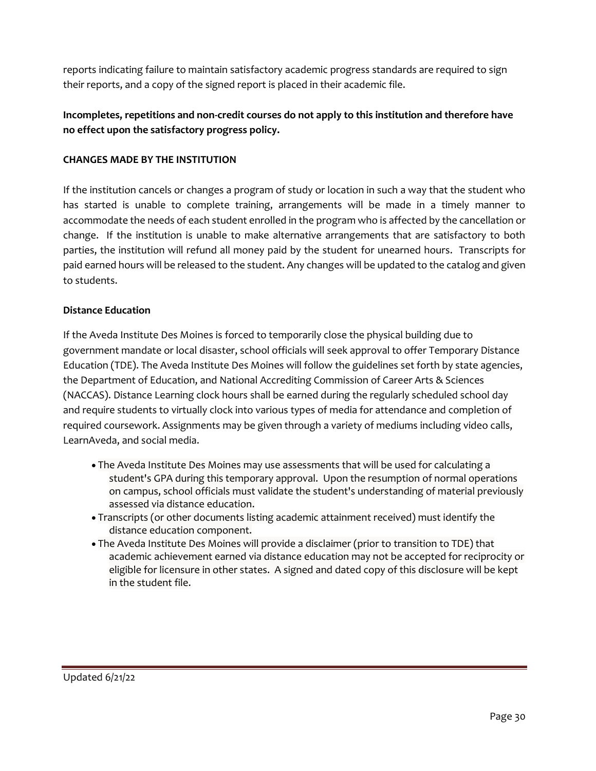reports indicating failure to maintain satisfactory academic progress standards are required to sign their reports, and a copy of the signed report is placed in their academic file.

**Incompletes, repetitions and non-credit courses do not apply to this institution and therefore have no effect upon the satisfactory progress policy.**

**CHANGES MADE BY THE INSTITUTION**

If the institution cancels or changes a program of study or location in such a way that the student who has started is unable to complete training, arrangements will be made in a timely manner to accommodate the needs of each student enrolled in the program who is affected by the cancellation or change. If the institution is unable to make alternative arrangements that are satisfactory to both parties, the institution will refund all money paid by the student for unearned hours. Transcripts for paid earned hours will be released to the student. Any changes will be updated to the catalog and given to students.

**Distance Education**

If the Aveda Institute Des Moines is forced to temporarily close the physical building due to government mandate or local disaster, school officials will seek approval to offer Temporary Distance Education (TDE). The Aveda Institute Des Moines will follow the guidelines set forth by state agencies, the Department of Education, and National Accrediting Commission of Career Arts & Sciences (NACCAS). Distance Learning clock hours shall be earned during the regularly scheduled school day and require students to virtually clock into various types of media for attendance and completion of required coursework. Assignments may be given through a variety of mediums including video calls, LearnAveda, and social media.

- The Aveda Institute Des Moines may use assessments that will be used for calculating a student's GPA during this temporary approval. Upon the resumption of normal operations on campus, school officials must validate the student's understanding of material previously assessed via distance education.
- Transcripts (or other documents listing academic attainment received) must identify the distance education component.
- The Aveda Institute Des Moines will provide a disclaimer (prior to transition to TDE) that academic achievement earned via distance education may not be accepted for reciprocity or eligible for licensure in other states. A signed and dated copy of this disclosure will be kept in the student file.

Updated 6/21/22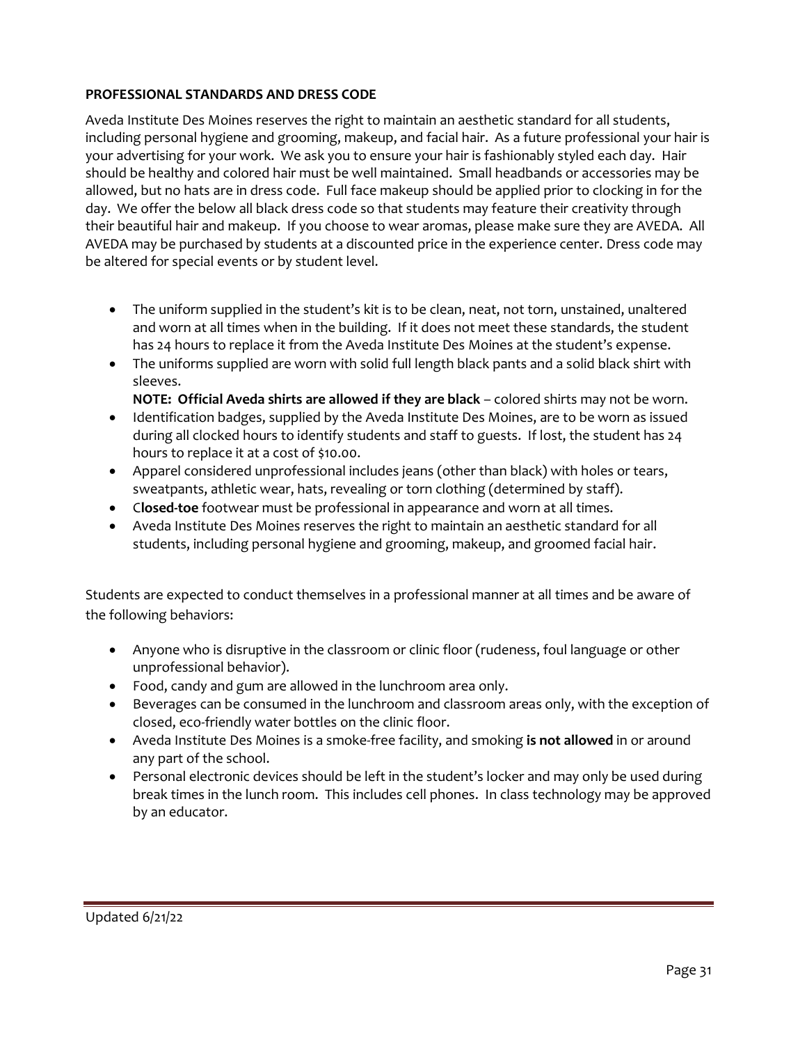**PROFESSIONAL STANDARDS AND DRESS CODE**

Aveda Institute Des Moines reserves the right to maintain an aesthetic standard for all students, including personal hygiene and grooming, makeup, and facial hair. As a future professional your hair is your advertising for your work. We ask you to ensure your hair is fashionably styled each day. Hair should be healthy and colored hair must be well maintained. Small headbands or accessories may be allowed, but no hats are in dress code. Full face makeup should be applied prior to clocking in for the day. We offer the below all black dress code so that students may feature their creativity through their beautiful hair and makeup. If you choose to wear aromas, please make sure they are AVEDA. All AVEDA may be purchased by students at a discounted price in the experience center. Dress code may be altered for special events or by student level.

- The uniform supplied in the student's kit is to be clean, neat, not torn, unstained, unaltered and worn at all times when in the building. If it does not meet these standards, the student has 24 hours to replace it from the Aveda Institute Des Moines at the student's expense.
- The uniforms supplied are worn with solid full length black pants and a solid black shirt with sleeves.
  **NOTE: Official Aveda shirts are allowed if they are black** – colored shirts may not be worn.
- Identification badges, supplied by the Aveda Institute Des Moines, are to be worn as issued during all clocked hours to identify students and staff to guests. If lost, the student has 24 hours to replace it at a cost of $10.00.
- Apparel considered unprofessional includes jeans (other than black) with holes or tears, sweatpants, athletic wear, hats, revealing or torn clothing (determined by staff).
- C**losed-toe** footwear must be professional in appearance and worn at all times.
- Aveda Institute Des Moines reserves the right to maintain an aesthetic standard for all students, including personal hygiene and grooming, makeup, and groomed facial hair.

Students are expected to conduct themselves in a professional manner at all times and be aware of the following behaviors:

- Anyone who is disruptive in the classroom or clinic floor (rudeness, foul language or other unprofessional behavior).
- Food, candy and gum are allowed in the lunchroom area only.
- Beverages can be consumed in the lunchroom and classroom areas only, with the exception of closed, eco-friendly water bottles on the clinic floor.
- Aveda Institute Des Moines is a smoke-free facility, and smoking **is not allowed** in or around any part of the school.
- Personal electronic devices should be left in the student's locker and may only be used during break times in the lunch room. This includes cell phones. In class technology may be approved by an educator.

Updated 6/21/22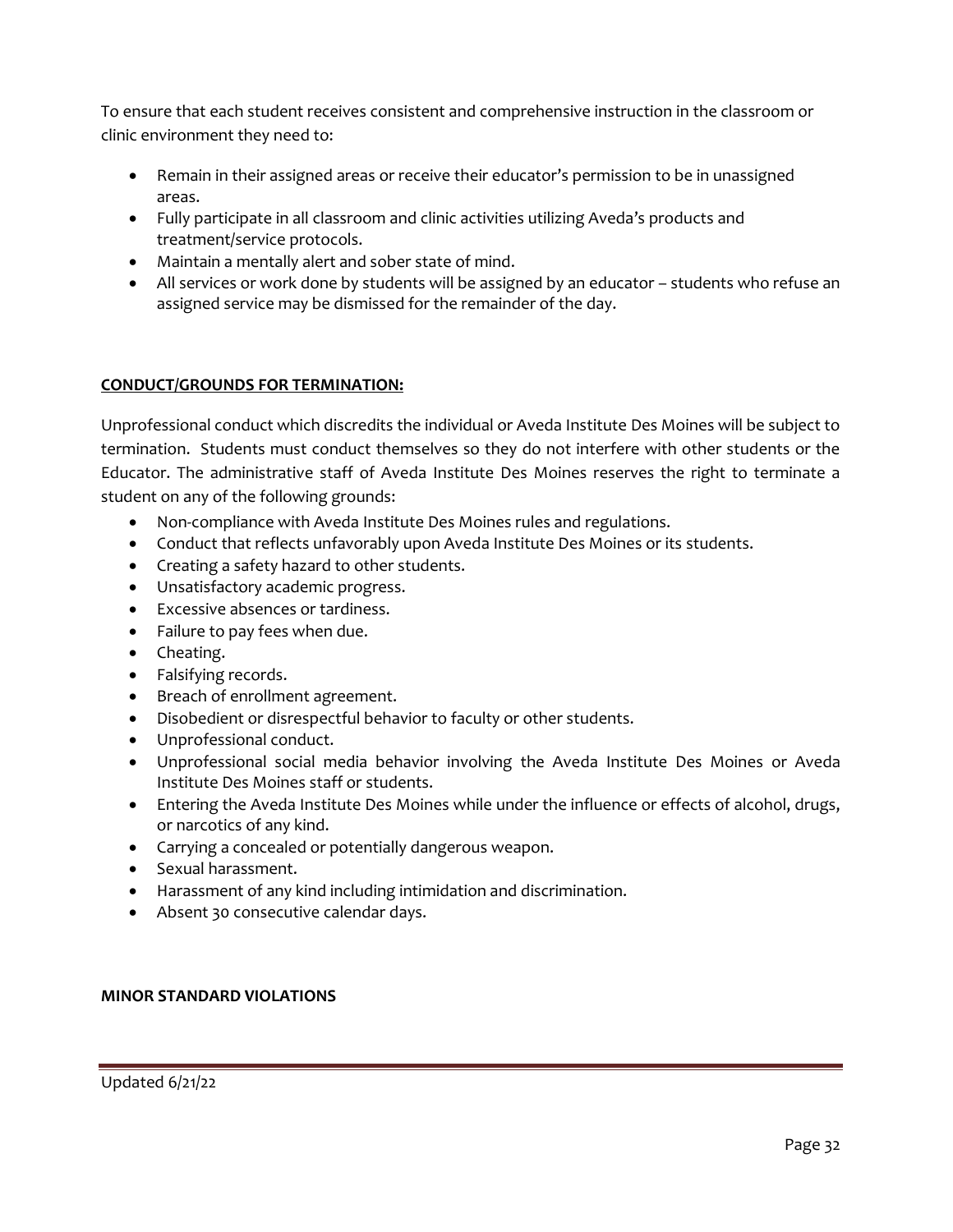To ensure that each student receives consistent and comprehensive instruction in the classroom or clinic environment they need to:

- Remain in their assigned areas or receive their educator's permission to be in unassigned areas.
- Fully participate in all classroom and clinic activities utilizing Aveda's products and treatment/service protocols.
- Maintain a mentally alert and sober state of mind.
- All services or work done by students will be assigned by an educator – students who refuse an assigned service may be dismissed for the remainder of the day.

**CONDUCT/GROUNDS FOR TERMINATION:**

Unprofessional conduct which discredits the individual or Aveda Institute Des Moines will be subject to termination. Students must conduct themselves so they do not interfere with other students or the Educator. The administrative staff of Aveda Institute Des Moines reserves the right to terminate a student on any of the following grounds:

- Non-compliance with Aveda Institute Des Moines rules and regulations.
- Conduct that reflects unfavorably upon Aveda Institute Des Moines or its students.
- Creating a safety hazard to other students.
- Unsatisfactory academic progress.
- Excessive absences or tardiness.
- Failure to pay fees when due.
- Cheating.
- Falsifying records.
- Breach of enrollment agreement.
- Disobedient or disrespectful behavior to faculty or other students.
- Unprofessional conduct.
- Unprofessional social media behavior involving the Aveda Institute Des Moines or Aveda Institute Des Moines staff or students.
- Entering the Aveda Institute Des Moines while under the influence or effects of alcohol, drugs, or narcotics of any kind.
- Carrying a concealed or potentially dangerous weapon.
- Sexual harassment.
- Harassment of any kind including intimidation and discrimination.
- Absent 30 consecutive calendar days.

**MINOR STANDARD VIOLATIONS**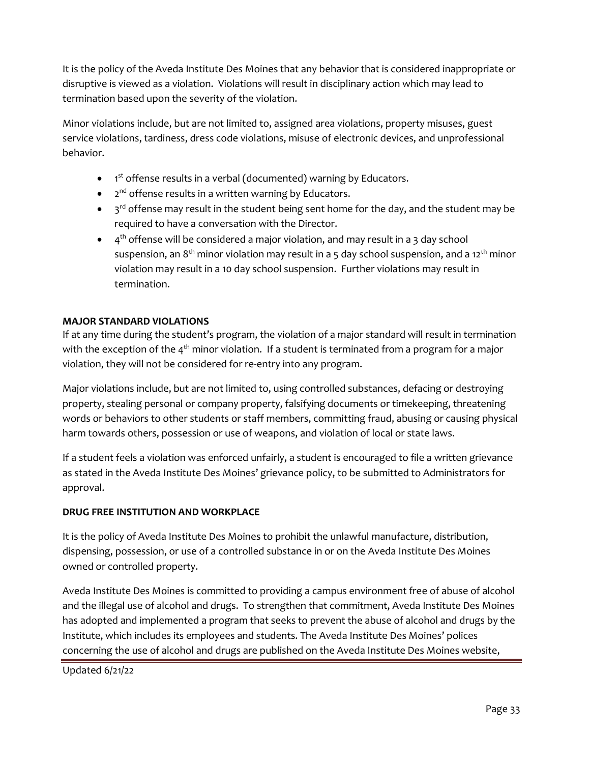It is the policy of the Aveda Institute Des Moines that any behavior that is considered inappropriate or disruptive is viewed as a violation. Violations will result in disciplinary action which may lead to termination based upon the severity of the violation.

Minor violations include, but are not limited to, assigned area violations, property misuses, guest service violations, tardiness, dress code violations, misuse of electronic devices, and unprofessional behavior.

- 1st offense results in a verbal (documented) warning by Educators.
- 2nd offense results in a written warning by Educators.
- 3rd offense may result in the student being sent home for the day, and the student may be required to have a conversation with the Director.
- 4th offense will be considered a major violation, and may result in a 3 day school suspension, an 8th minor violation may result in a 5 day school suspension, and a 12th minor violation may result in a 10 day school suspension. Further violations may result in termination.

**MAJOR STANDARD VIOLATIONS**

If at any time during the student's program, the violation of a major standard will result in termination with the exception of the 4th minor violation. If a student is terminated from a program for a major violation, they will not be considered for re-entry into any program.

Major violations include, but are not limited to, using controlled substances, defacing or destroying property, stealing personal or company property, falsifying documents or timekeeping, threatening words or behaviors to other students or staff members, committing fraud, abusing or causing physical harm towards others, possession or use of weapons, and violation of local or state laws.

If a student feels a violation was enforced unfairly, a student is encouraged to file a written grievance as stated in the Aveda Institute Des Moines' grievance policy, to be submitted to Administrators for approval.

**DRUG FREE INSTITUTION AND WORKPLACE**

It is the policy of Aveda Institute Des Moines to prohibit the unlawful manufacture, distribution, dispensing, possession, or use of a controlled substance in or on the Aveda Institute Des Moines owned or controlled property.

Aveda Institute Des Moines is committed to providing a campus environment free of abuse of alcohol and the illegal use of alcohol and drugs. To strengthen that commitment, Aveda Institute Des Moines has adopted and implemented a program that seeks to prevent the abuse of alcohol and drugs by the Institute, which includes its employees and students. The Aveda Institute Des Moines' polices concerning the use of alcohol and drugs are published on the Aveda Institute Des Moines website,

Updated 6/21/22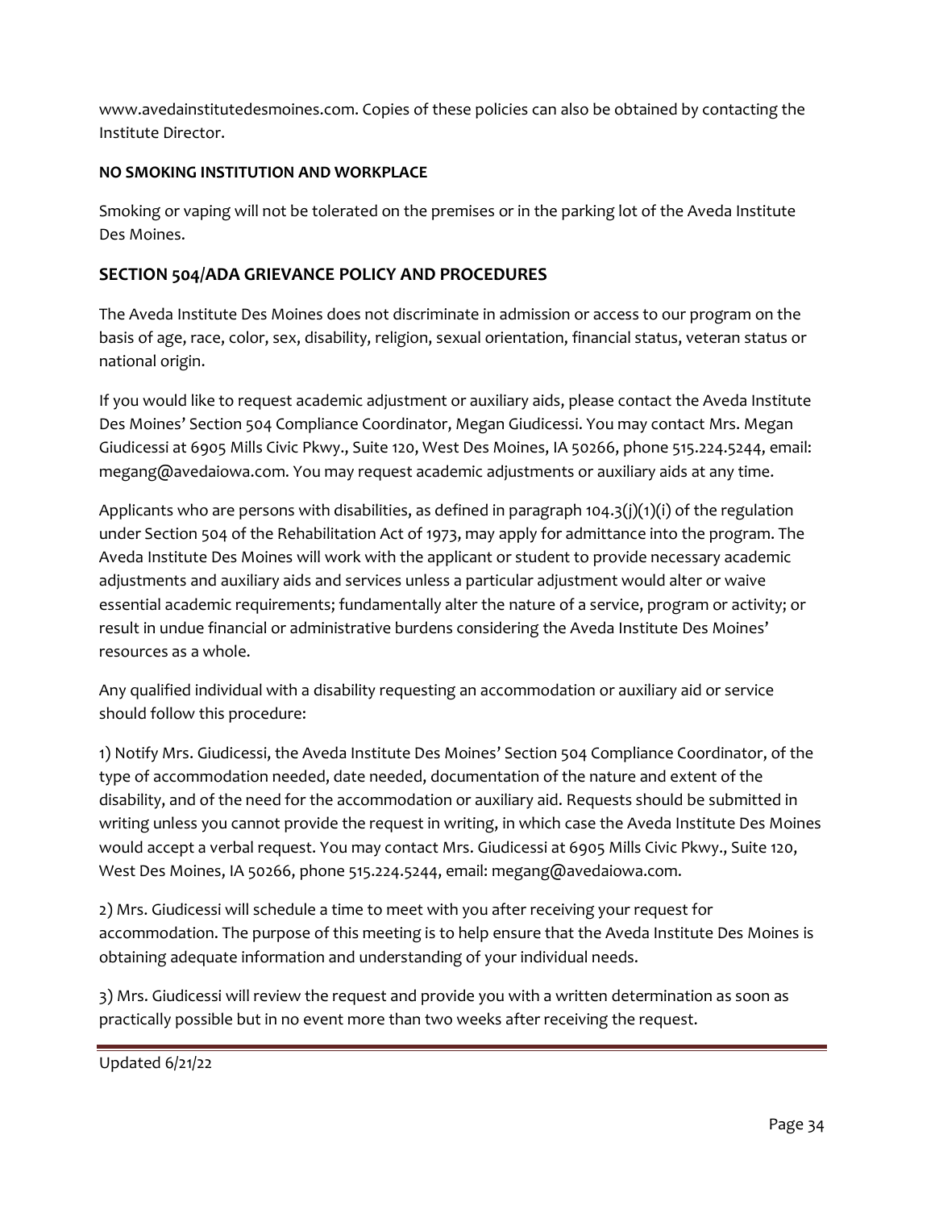www.avedainstitutedesmoines.com. Copies of these policies can also be obtained by contacting the Institute Director.

**NO SMOKING INSTITUTION AND WORKPLACE**

Smoking or vaping will not be tolerated on the premises or in the parking lot of the Aveda Institute Des Moines.

## SECTION 504/ADA GRIEVANCE POLICY AND PROCEDURES

The Aveda Institute Des Moines does not discriminate in admission or access to our program on the basis of age, race, color, sex, disability, religion, sexual orientation, financial status, veteran status or national origin.

If you would like to request academic adjustment or auxiliary aids, please contact the Aveda Institute Des Moines' Section 504 Compliance Coordinator, Megan Giudicessi. You may contact Mrs. Megan Giudicessi at 6905 Mills Civic Pkwy., Suite 120, West Des Moines, IA 50266, phone 515.224.5244, email: megang@avedaiowa.com. You may request academic adjustments or auxiliary aids at any time.

Applicants who are persons with disabilities, as defined in paragraph 104.3(j)(1)(i) of the regulation under Section 504 of the Rehabilitation Act of 1973, may apply for admittance into the program. The Aveda Institute Des Moines will work with the applicant or student to provide necessary academic adjustments and auxiliary aids and services unless a particular adjustment would alter or waive essential academic requirements; fundamentally alter the nature of a service, program or activity; or result in undue financial or administrative burdens considering the Aveda Institute Des Moines' resources as a whole.

Any qualified individual with a disability requesting an accommodation or auxiliary aid or service should follow this procedure:

1) Notify Mrs. Giudicessi, the Aveda Institute Des Moines' Section 504 Compliance Coordinator, of the type of accommodation needed, date needed, documentation of the nature and extent of the disability, and of the need for the accommodation or auxiliary aid. Requests should be submitted in writing unless you cannot provide the request in writing, in which case the Aveda Institute Des Moines would accept a verbal request. You may contact Mrs. Giudicessi at 6905 Mills Civic Pkwy., Suite 120, West Des Moines, IA 50266, phone 515.224.5244, email: megang@avedaiowa.com.

2) Mrs. Giudicessi will schedule a time to meet with you after receiving your request for accommodation. The purpose of this meeting is to help ensure that the Aveda Institute Des Moines is obtaining adequate information and understanding of your individual needs.

3) Mrs. Giudicessi will review the request and provide you with a written determination as soon as practically possible but in no event more than two weeks after receiving the request.

Updated 6/21/22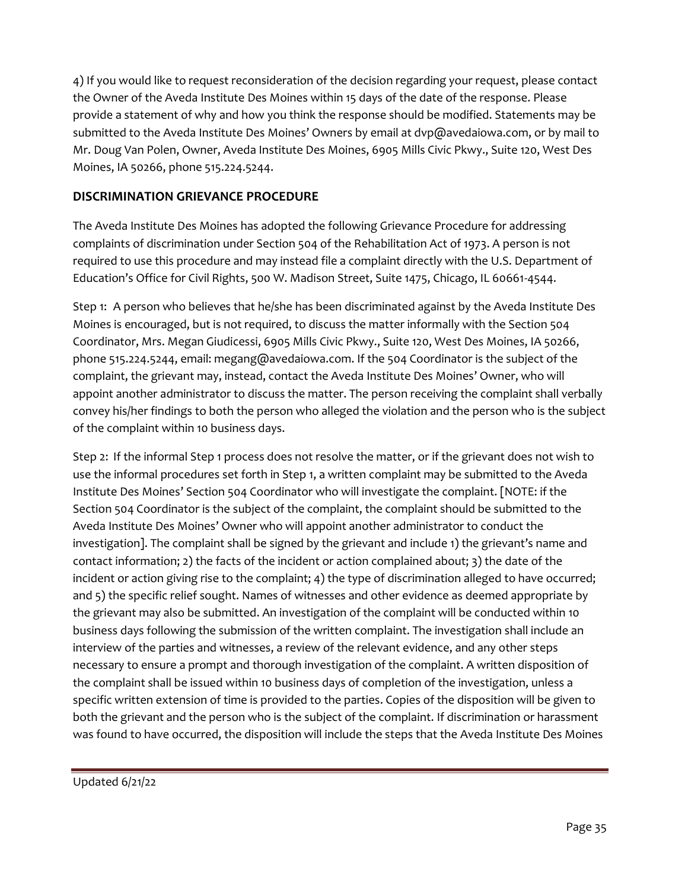4) If you would like to request reconsideration of the decision regarding your request, please contact the Owner of the Aveda Institute Des Moines within 15 days of the date of the response. Please provide a statement of why and how you think the response should be modified. Statements may be submitted to the Aveda Institute Des Moines' Owners by email at dvp@avedaiowa.com, or by mail to Mr. Doug Van Polen, Owner, Aveda Institute Des Moines, 6905 Mills Civic Pkwy., Suite 120, West Des Moines, IA 50266, phone 515.224.5244.

## DISCRIMINATION GRIEVANCE PROCEDURE

The Aveda Institute Des Moines has adopted the following Grievance Procedure for addressing complaints of discrimination under Section 504 of the Rehabilitation Act of 1973. A person is not required to use this procedure and may instead file a complaint directly with the U.S. Department of Education's Office for Civil Rights, 500 W. Madison Street, Suite 1475, Chicago, IL 60661-4544.

Step 1: A person who believes that he/she has been discriminated against by the Aveda Institute Des Moines is encouraged, but is not required, to discuss the matter informally with the Section 504 Coordinator, Mrs. Megan Giudicessi, 6905 Mills Civic Pkwy., Suite 120, West Des Moines, IA 50266, phone 515.224.5244, email: megang@avedaiowa.com. If the 504 Coordinator is the subject of the complaint, the grievant may, instead, contact the Aveda Institute Des Moines' Owner, who will appoint another administrator to discuss the matter. The person receiving the complaint shall verbally convey his/her findings to both the person who alleged the violation and the person who is the subject of the complaint within 10 business days.

Step 2: If the informal Step 1 process does not resolve the matter, or if the grievant does not wish to use the informal procedures set forth in Step 1, a written complaint may be submitted to the Aveda Institute Des Moines' Section 504 Coordinator who will investigate the complaint. [NOTE: if the Section 504 Coordinator is the subject of the complaint, the complaint should be submitted to the Aveda Institute Des Moines' Owner who will appoint another administrator to conduct the investigation]. The complaint shall be signed by the grievant and include 1) the grievant's name and contact information; 2) the facts of the incident or action complained about; 3) the date of the incident or action giving rise to the complaint; 4) the type of discrimination alleged to have occurred; and 5) the specific relief sought. Names of witnesses and other evidence as deemed appropriate by the grievant may also be submitted. An investigation of the complaint will be conducted within 10 business days following the submission of the written complaint. The investigation shall include an interview of the parties and witnesses, a review of the relevant evidence, and any other steps necessary to ensure a prompt and thorough investigation of the complaint. A written disposition of the complaint shall be issued within 10 business days of completion of the investigation, unless a specific written extension of time is provided to the parties. Copies of the disposition will be given to both the grievant and the person who is the subject of the complaint. If discrimination or harassment was found to have occurred, the disposition will include the steps that the Aveda Institute Des Moines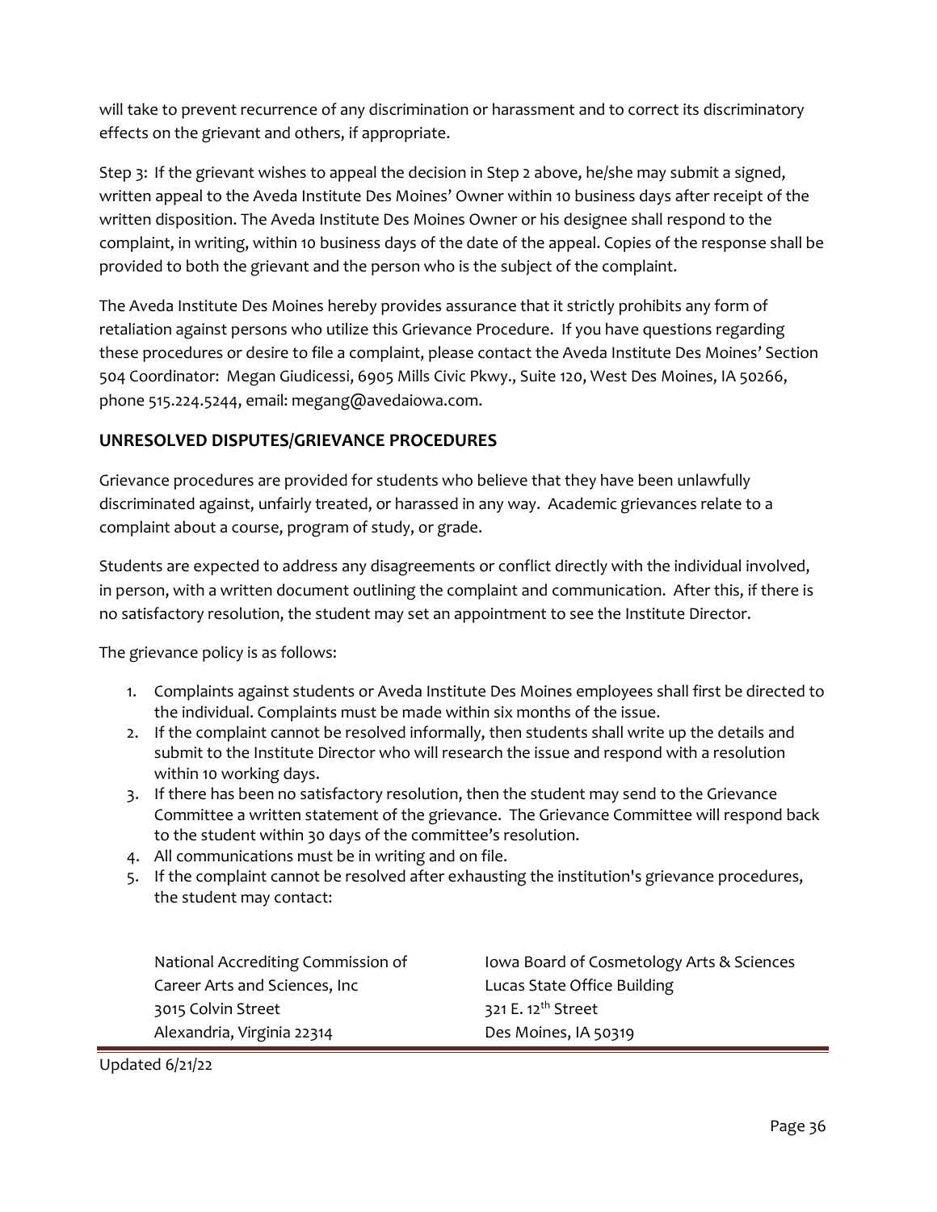will take to prevent recurrence of any discrimination or harassment and to correct its discriminatory effects on the grievant and others, if appropriate.

Step 3: If the grievant wishes to appeal the decision in Step 2 above, he/she may submit a signed, written appeal to the Aveda Institute Des Moines' Owner within 10 business days after receipt of the written disposition. The Aveda Institute Des Moines Owner or his designee shall respond to the complaint, in writing, within 10 business days of the date of the appeal. Copies of the response shall be provided to both the grievant and the person who is the subject of the complaint.

The Aveda Institute Des Moines hereby provides assurance that it strictly prohibits any form of retaliation against persons who utilize this Grievance Procedure. If you have questions regarding these procedures or desire to file a complaint, please contact the Aveda Institute Des Moines' Section 504 Coordinator: Megan Giudicessi, 6905 Mills Civic Pkwy., Suite 120, West Des Moines, IA 50266, phone 515.224.5244, email: megang@avedaiowa.com.

## UNRESOLVED DISPUTES/GRIEVANCE PROCEDURES

Grievance procedures are provided for students who believe that they have been unlawfully discriminated against, unfairly treated, or harassed in any way. Academic grievances relate to a complaint about a course, program of study, or grade.

Students are expected to address any disagreements or conflict directly with the individual involved, in person, with a written document outlining the complaint and communication. After this, if there is no satisfactory resolution, the student may set an appointment to see the Institute Director.

The grievance policy is as follows:

1. Complaints against students or Aveda Institute Des Moines employees shall first be directed to the individual. Complaints must be made within six months of the issue.
2. If the complaint cannot be resolved informally, then students shall write up the details and submit to the Institute Director who will research the issue and respond with a resolution within 10 working days.
3. If there has been no satisfactory resolution, then the student may send to the Grievance Committee a written statement of the grievance. The Grievance Committee will respond back to the student within 30 days of the committee's resolution.
4. All communications must be in writing and on file.
5. If the complaint cannot be resolved after exhausting the institution's grievance procedures, the student may contact:

National Accrediting Commission of Career Arts and Sciences, Inc
3015 Colvin Street
Alexandria, Virginia 22314

Iowa Board of Cosmetology Arts & Sciences
Lucas State Office Building
321 E. 12th Street
Des Moines, IA 50319

Updated 6/21/22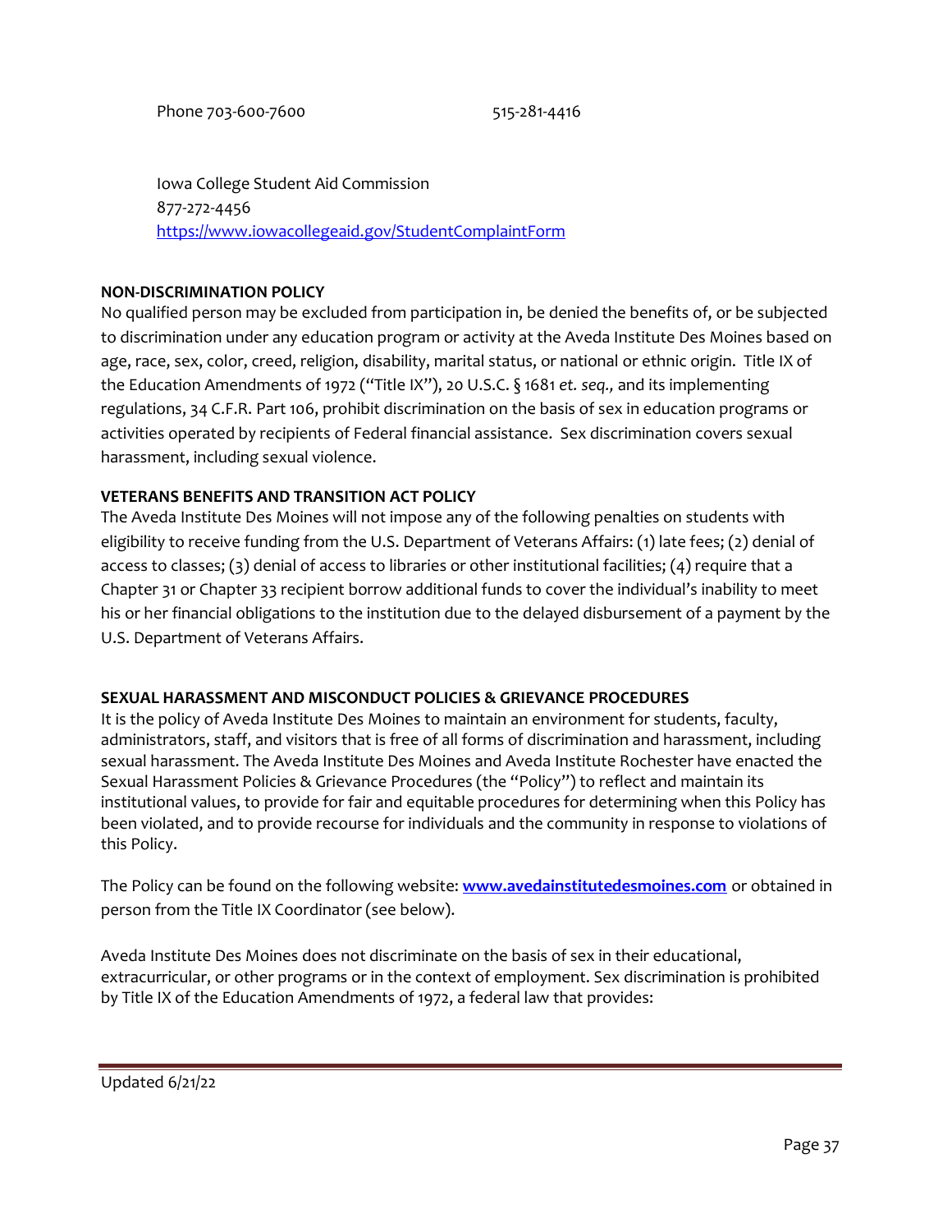Phone 703-600-7600 515-281-4416

Iowa College Student Aid Commission
877-272-4456
[https://www.iowacollegeaid.gov/StudentComplaintForm](https://www.iowacollegeaid.gov/StudentComplaintForm)

**NON-DISCRIMINATION POLICY**

No qualified person may be excluded from participation in, be denied the benefits of, or be subjected to discrimination under any education program or activity at the Aveda Institute Des Moines based on age, race, sex, color, creed, religion, disability, marital status, or national or ethnic origin. Title IX of the Education Amendments of 1972 ("Title IX"), 20 U.S.C. § 1681 *et. seq.,* and its implementing regulations, 34 C.F.R. Part 106, prohibit discrimination on the basis of sex in education programs or activities operated by recipients of Federal financial assistance. Sex discrimination covers sexual harassment, including sexual violence.

**VETERANS BENEFITS AND TRANSITION ACT POLICY**

The Aveda Institute Des Moines will not impose any of the following penalties on students with eligibility to receive funding from the U.S. Department of Veterans Affairs: (1) late fees; (2) denial of access to classes; (3) denial of access to libraries or other institutional facilities; (4) require that a Chapter 31 or Chapter 33 recipient borrow additional funds to cover the individual's inability to meet his or her financial obligations to the institution due to the delayed disbursement of a payment by the U.S. Department of Veterans Affairs.

**SEXUAL HARASSMENT AND MISCONDUCT POLICIES & GRIEVANCE PROCEDURES**

It is the policy of Aveda Institute Des Moines to maintain an environment for students, faculty, administrators, staff, and visitors that is free of all forms of discrimination and harassment, including sexual harassment. The Aveda Institute Des Moines and Aveda Institute Rochester have enacted the Sexual Harassment Policies & Grievance Procedures (the "Policy") to reflect and maintain its institutional values, to provide for fair and equitable procedures for determining when this Policy has been violated, and to provide recourse for individuals and the community in response to violations of this Policy.

The Policy can be found on the following website: **[www.avedainstitutedesmoines.com](http://www.avedainstitutedesmoines.com)** or obtained in person from the Title IX Coordinator (see below).

Aveda Institute Des Moines does not discriminate on the basis of sex in their educational, extracurricular, or other programs or in the context of employment. Sex discrimination is prohibited by Title IX of the Education Amendments of 1972, a federal law that provides:

Updated 6/21/22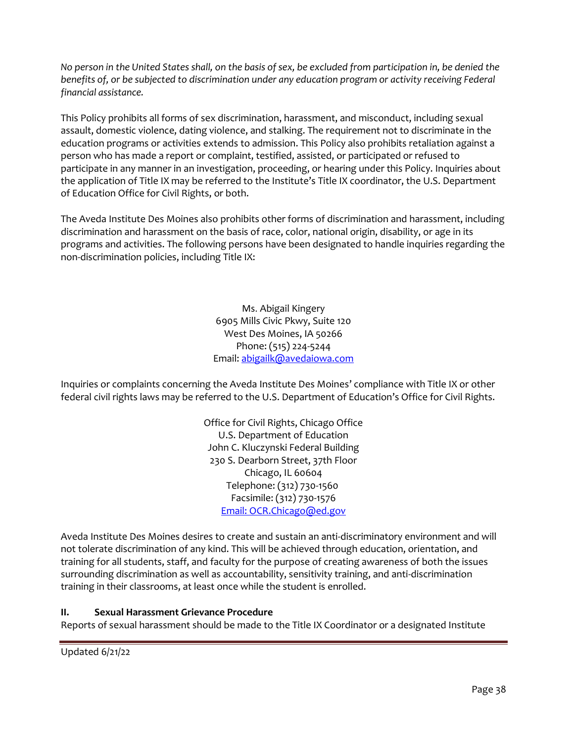*No person in the United States shall, on the basis of sex, be excluded from participation in, be denied the benefits of, or be subjected to discrimination under any education program or activity receiving Federal financial assistance.*

This Policy prohibits all forms of sex discrimination, harassment, and misconduct, including sexual assault, domestic violence, dating violence, and stalking. The requirement not to discriminate in the education programs or activities extends to admission. This Policy also prohibits retaliation against a person who has made a report or complaint, testified, assisted, or participated or refused to participate in any manner in an investigation, proceeding, or hearing under this Policy. Inquiries about the application of Title IX may be referred to the Institute's Title IX coordinator, the U.S. Department of Education Office for Civil Rights, or both.

The Aveda Institute Des Moines also prohibits other forms of discrimination and harassment, including discrimination and harassment on the basis of race, color, national origin, disability, or age in its programs and activities. The following persons have been designated to handle inquiries regarding the non-discrimination policies, including Title IX:

Ms. Abigail Kingery
6905 Mills Civic Pkwy, Suite 120
West Des Moines, IA 50266
Phone: (515) 224-5244
Email: abigailk@avedaiowa.com

Inquiries or complaints concerning the Aveda Institute Des Moines' compliance with Title IX or other federal civil rights laws may be referred to the U.S. Department of Education's Office for Civil Rights.

Office for Civil Rights, Chicago Office
U.S. Department of Education
John C. Kluczynski Federal Building
230 S. Dearborn Street, 37th Floor
Chicago, IL 60604
Telephone: (312) 730-1560
Facsimile: (312) 730-1576
Email: OCR.Chicago@ed.gov

Aveda Institute Des Moines desires to create and sustain an anti-discriminatory environment and will not tolerate discrimination of any kind. This will be achieved through education, orientation, and training for all students, staff, and faculty for the purpose of creating awareness of both the issues surrounding discrimination as well as accountability, sensitivity training, and anti-discrimination training in their classrooms, at least once while the student is enrolled.

**II. Sexual Harassment Grievance Procedure**

Reports of sexual harassment should be made to the Title IX Coordinator or a designated Institute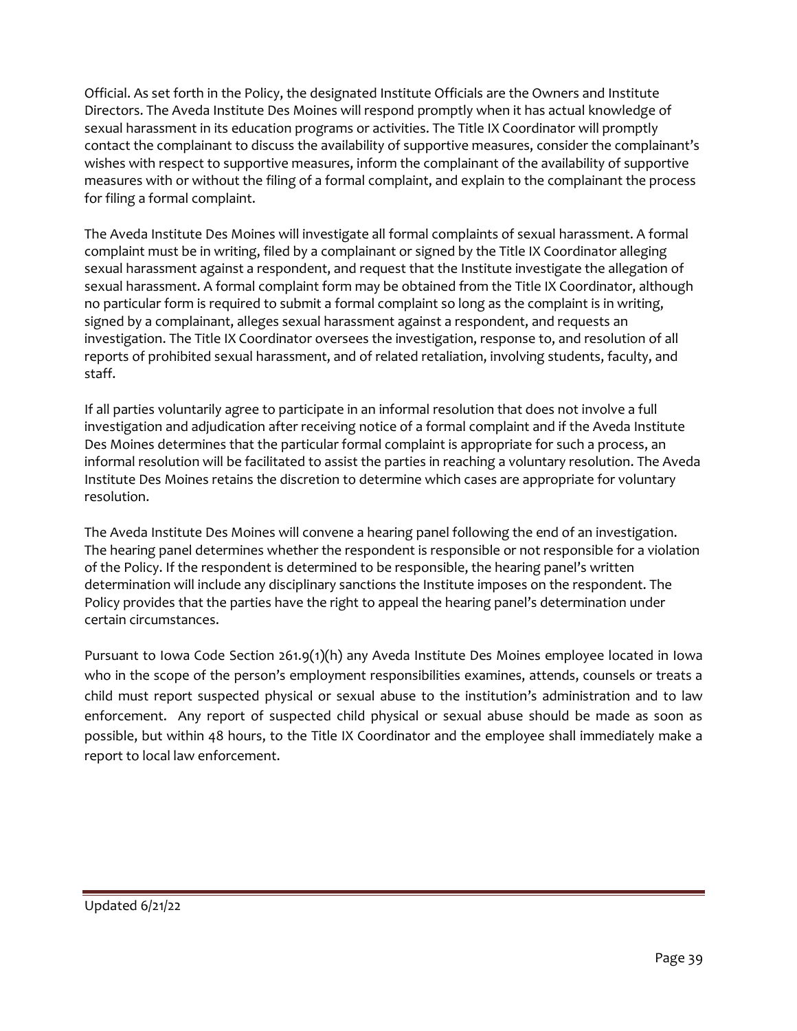Official. As set forth in the Policy, the designated Institute Officials are the Owners and Institute Directors. The Aveda Institute Des Moines will respond promptly when it has actual knowledge of sexual harassment in its education programs or activities. The Title IX Coordinator will promptly contact the complainant to discuss the availability of supportive measures, consider the complainant's wishes with respect to supportive measures, inform the complainant of the availability of supportive measures with or without the filing of a formal complaint, and explain to the complainant the process for filing a formal complaint.

The Aveda Institute Des Moines will investigate all formal complaints of sexual harassment. A formal complaint must be in writing, filed by a complainant or signed by the Title IX Coordinator alleging sexual harassment against a respondent, and request that the Institute investigate the allegation of sexual harassment. A formal complaint form may be obtained from the Title IX Coordinator, although no particular form is required to submit a formal complaint so long as the complaint is in writing, signed by a complainant, alleges sexual harassment against a respondent, and requests an investigation. The Title IX Coordinator oversees the investigation, response to, and resolution of all reports of prohibited sexual harassment, and of related retaliation, involving students, faculty, and staff.

If all parties voluntarily agree to participate in an informal resolution that does not involve a full investigation and adjudication after receiving notice of a formal complaint and if the Aveda Institute Des Moines determines that the particular formal complaint is appropriate for such a process, an informal resolution will be facilitated to assist the parties in reaching a voluntary resolution. The Aveda Institute Des Moines retains the discretion to determine which cases are appropriate for voluntary resolution.

The Aveda Institute Des Moines will convene a hearing panel following the end of an investigation. The hearing panel determines whether the respondent is responsible or not responsible for a violation of the Policy. If the respondent is determined to be responsible, the hearing panel's written determination will include any disciplinary sanctions the Institute imposes on the respondent. The Policy provides that the parties have the right to appeal the hearing panel's determination under certain circumstances.

Pursuant to Iowa Code Section 261.9(1)(h) any Aveda Institute Des Moines employee located in Iowa who in the scope of the person's employment responsibilities examines, attends, counsels or treats a child must report suspected physical or sexual abuse to the institution's administration and to law enforcement. Any report of suspected child physical or sexual abuse should be made as soon as possible, but within 48 hours, to the Title IX Coordinator and the employee shall immediately make a report to local law enforcement.

Updated 6/21/22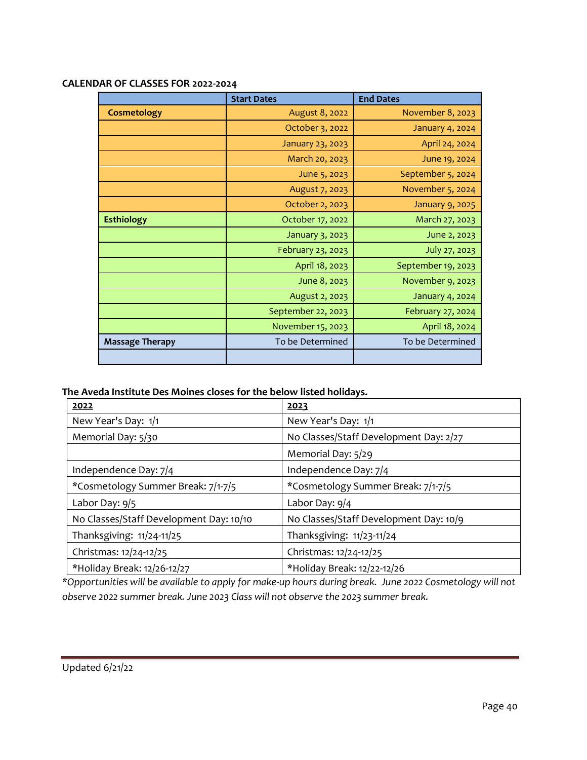**CALENDAR OF CLASSES FOR 2022-2024**

| | Start Dates | End Dates |
|---|---|---|
| **Cosmetology** | August 8, 2022 | November 8, 2023 |
| | October 3, 2022 | January 4, 2024 |
| | January 23, 2023 | April 24, 2024 |
| | March 20, 2023 | June 19, 2024 |
| | June 5, 2023 | September 5, 2024 |
| | August 7, 2023 | November 5, 2024 |
| | October 2, 2023 | January 9, 2025 |
| **Esthiology** | October 17, 2022 | March 27, 2023 |
| | January 3, 2023 | June 2, 2023 |
| | February 23, 2023 | July 27, 2023 |
| | April 18, 2023 | September 19, 2023 |
| | June 8, 2023 | November 9, 2023 |
| | August 2, 2023 | January 4, 2024 |
| | September 22, 2023 | February 27, 2024 |
| | November 15, 2023 | April 18, 2024 |
| **Massage Therapy** | To be Determined | To be Determined |
| | | |

**The Aveda Institute Des Moines closes for the below listed holidays.**

| 2022 | 2023 |
|---|---|
| New Year's Day: 1/1 | New Year's Day: 1/1 |
| Memorial Day: 5/30 | No Classes/Staff Development Day: 2/27 |
| | Memorial Day: 5/29 |
| Independence Day: 7/4 | Independence Day: 7/4 |
| *Cosmetology Summer Break: 7/1-7/5 | *Cosmetology Summer Break: 7/1-7/5 |
| Labor Day: 9/5 | Labor Day: 9/4 |
| No Classes/Staff Development Day: 10/10 | No Classes/Staff Development Day: 10/9 |
| Thanksgiving: 11/24-11/25 | Thanksgiving: 11/23-11/24 |
| Christmas: 12/24-12/25 | Christmas: 12/24-12/25 |
| *Holiday Break: 12/26-12/27 | *Holiday Break: 12/22-12/26 |

*\*Opportunities will be available to apply for make-up hours during break. June 2022 Cosmetology will not observe 2022 summer break. June 2023 Class will not observe the 2023 summer break.*

Updated 6/21/22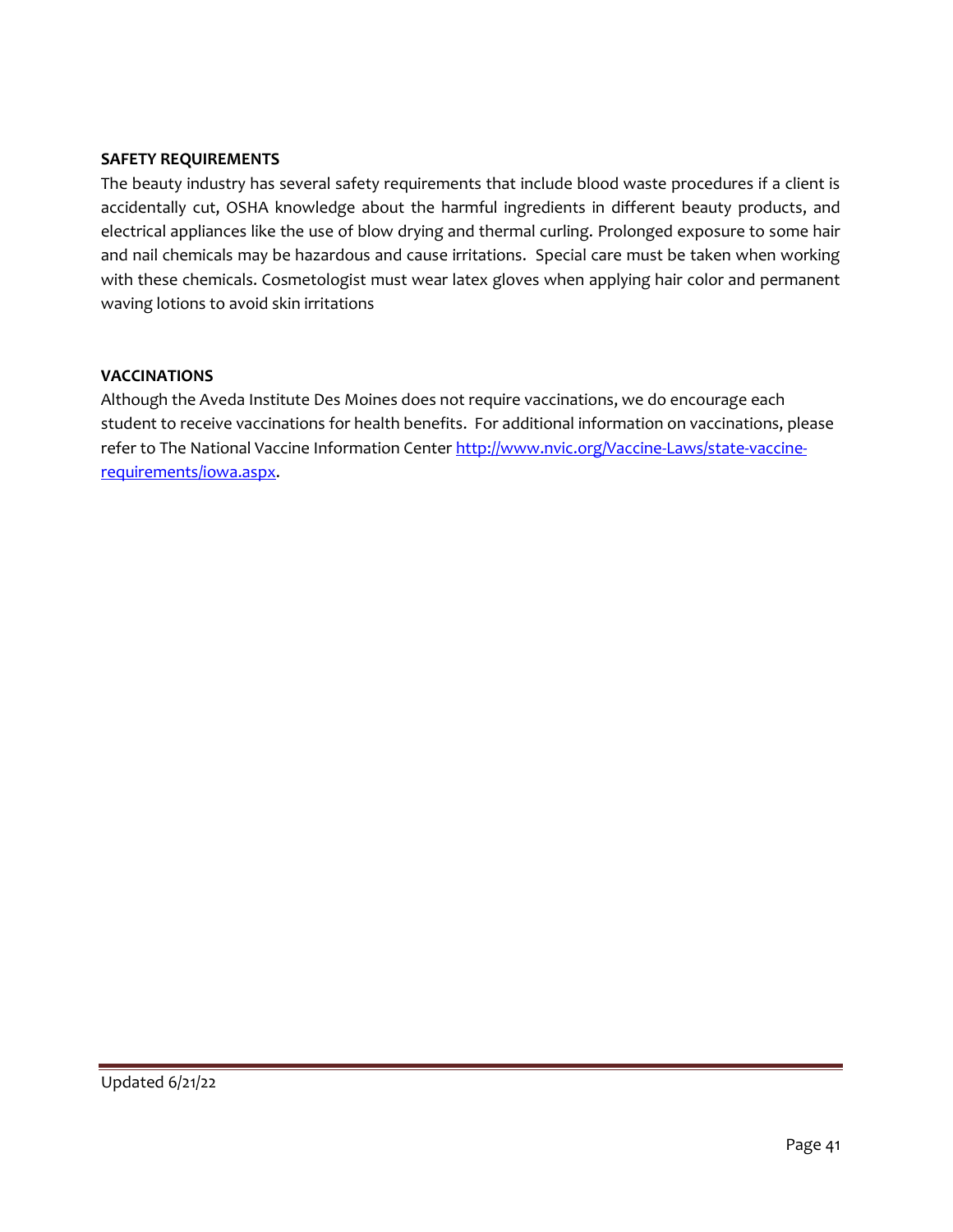**SAFETY REQUIREMENTS**

The beauty industry has several safety requirements that include blood waste procedures if a client is accidentally cut, OSHA knowledge about the harmful ingredients in different beauty products, and electrical appliances like the use of blow drying and thermal curling. Prolonged exposure to some hair and nail chemicals may be hazardous and cause irritations. Special care must be taken when working with these chemicals. Cosmetologist must wear latex gloves when applying hair color and permanent waving lotions to avoid skin irritations

**VACCINATIONS**

Although the Aveda Institute Des Moines does not require vaccinations, we do encourage each student to receive vaccinations for health benefits. For additional information on vaccinations, please refer to The National Vaccine Information Center [http://www.nvic.org/Vaccine-Laws/state-vaccine-requirements/iowa.aspx](http://www.nvic.org/Vaccine-Laws/state-vaccine-requirements/iowa.aspx).

Updated 6/21/22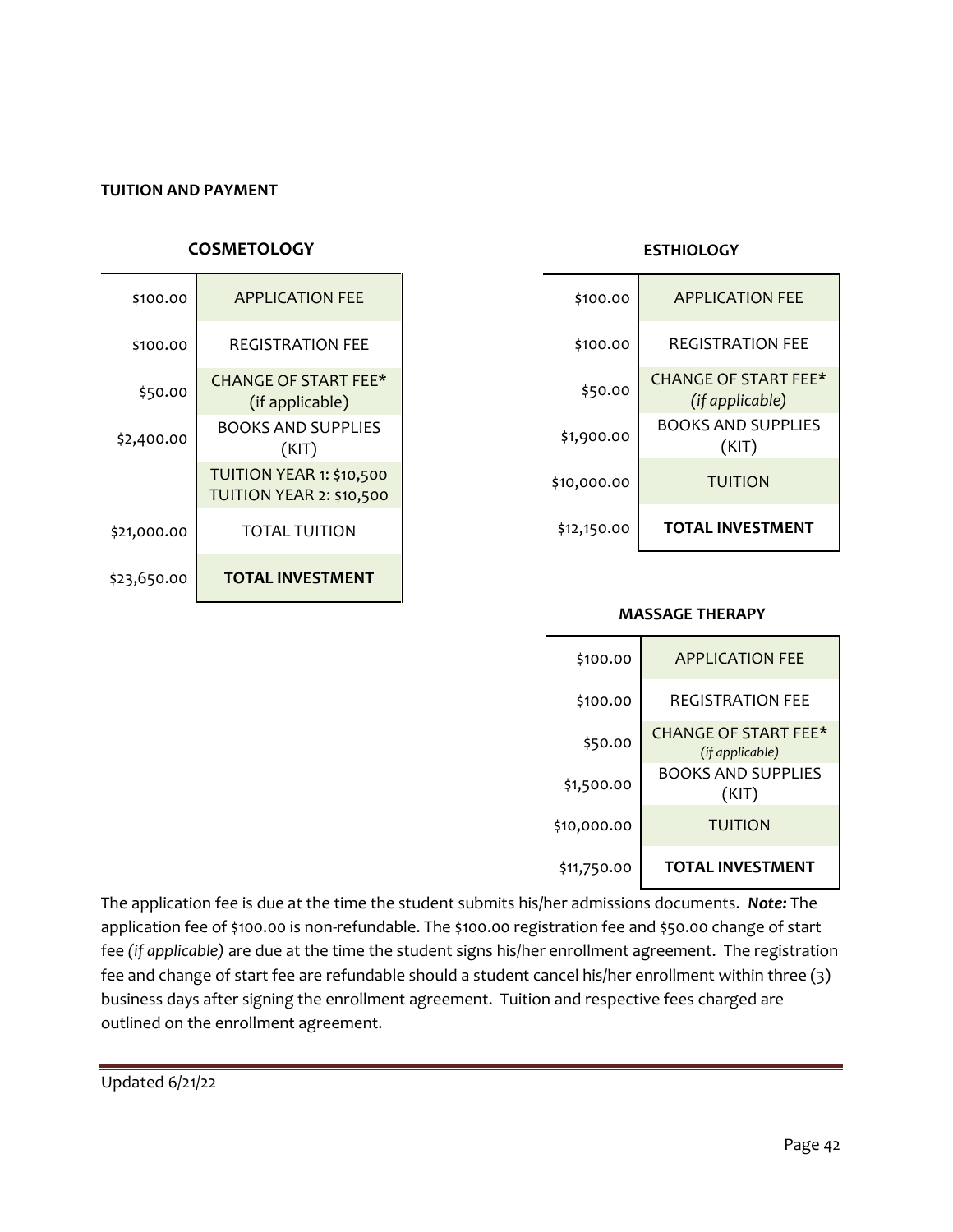**TUITION AND PAYMENT**

**COSMETOLOGY**

| | |
|---|---|
| $100.00 | APPLICATION FEE |
| $100.00 | REGISTRATION FEE |
| $50.00 | CHANGE OF START FEE* (if applicable) |
| $2,400.00 | BOOKS AND SUPPLIES (KIT) |
| | TUITION YEAR 1: $10,500<br>TUITION YEAR 2: $10,500 |
| $21,000.00 | TOTAL TUITION |
| $23,650.00 | **TOTAL INVESTMENT** |

**ESTHIOLOGY**

| | |
|---|---|
| $100.00 | APPLICATION FEE |
| $100.00 | REGISTRATION FEE |
| $50.00 | CHANGE OF START FEE* *(if applicable)* |
| $1,900.00 | BOOKS AND SUPPLIES (KIT) |
| $10,000.00 | TUITION |
| $12,150.00 | **TOTAL INVESTMENT** |

**MASSAGE THERAPY**

| | |
|---|---|
| $100.00 | APPLICATION FEE |
| $100.00 | REGISTRATION FEE |
| $50.00 | CHANGE OF START FEE* *(if applicable)* |
| $1,500.00 | BOOKS AND SUPPLIES (KIT) |
| $10,000.00 | TUITION |
| $11,750.00 | **TOTAL INVESTMENT** |

The application fee is due at the time the student submits his/her admissions documents. ***Note:*** The application fee of $100.00 is non-refundable. The $100.00 registration fee and $50.00 change of start fee *(if applicable)* are due at the time the student signs his/her enrollment agreement. The registration fee and change of start fee are refundable should a student cancel his/her enrollment within three (3) business days after signing the enrollment agreement. Tuition and respective fees charged are outlined on the enrollment agreement.

Updated 6/21/22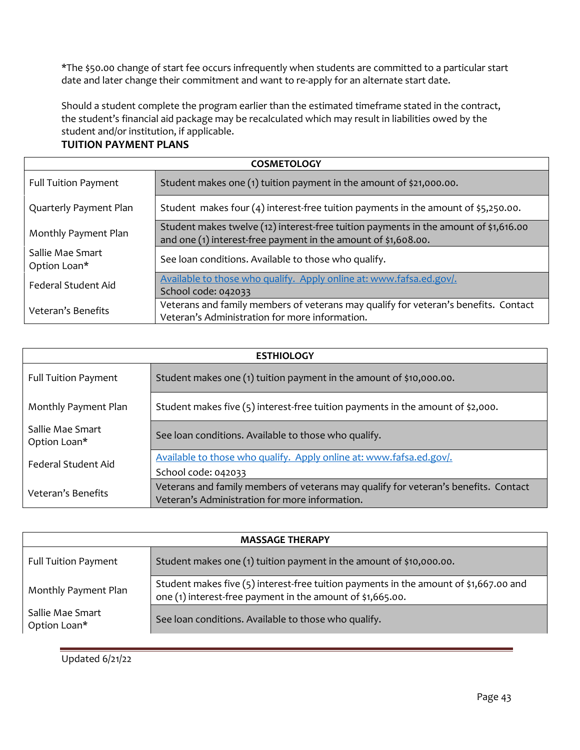*The $50.00 change of start fee occurs infrequently when students are committed to a particular start date and later change their commitment and want to re-apply for an alternate start date.

Should a student complete the program earlier than the estimated timeframe stated in the contract, the student's financial aid package may be recalculated which may result in liabilities owed by the student and/or institution, if applicable.

**TUITION PAYMENT PLANS**

| **COSMETOLOGY** | |
|---|---|
| Full Tuition Payment | Student makes one (1) tuition payment in the amount of $21,000.00. |
| Quarterly Payment Plan | Student makes four (4) interest-free tuition payments in the amount of $5,250.00. |
| Monthly Payment Plan | Student makes twelve (12) interest-free tuition payments in the amount of $1,616.00 and one (1) interest-free payment in the amount of $1,608.00. |
| Sallie Mae Smart Option Loan* | See loan conditions. Available to those who qualify. |
| Federal Student Aid | Available to those who qualify. Apply online at: www.fafsa.ed.gov/. School code: 042033 |
| Veteran's Benefits | Veterans and family members of veterans may qualify for veteran's benefits. Contact Veteran's Administration for more information. |

| **ESTHIOLOGY** | |
|---|---|
| Full Tuition Payment | Student makes one (1) tuition payment in the amount of $10,000.00. |
| Monthly Payment Plan | Student makes five (5) interest-free tuition payments in the amount of $2,000. |
| Sallie Mae Smart Option Loan* | See loan conditions. Available to those who qualify. |
| Federal Student Aid | Available to those who qualify. Apply online at: www.fafsa.ed.gov/. School code: 042033 |
| Veteran's Benefits | Veterans and family members of veterans may qualify for veteran's benefits. Contact Veteran's Administration for more information. |

| **MASSAGE THERAPY** | |
|---|---|
| Full Tuition Payment | Student makes one (1) tuition payment in the amount of $10,000.00. |
| Monthly Payment Plan | Student makes five (5) interest-free tuition payments in the amount of $1,667.00 and one (1) interest-free payment in the amount of $1,665.00. |
| Sallie Mae Smart Option Loan* | See loan conditions. Available to those who qualify. |

Updated 6/21/22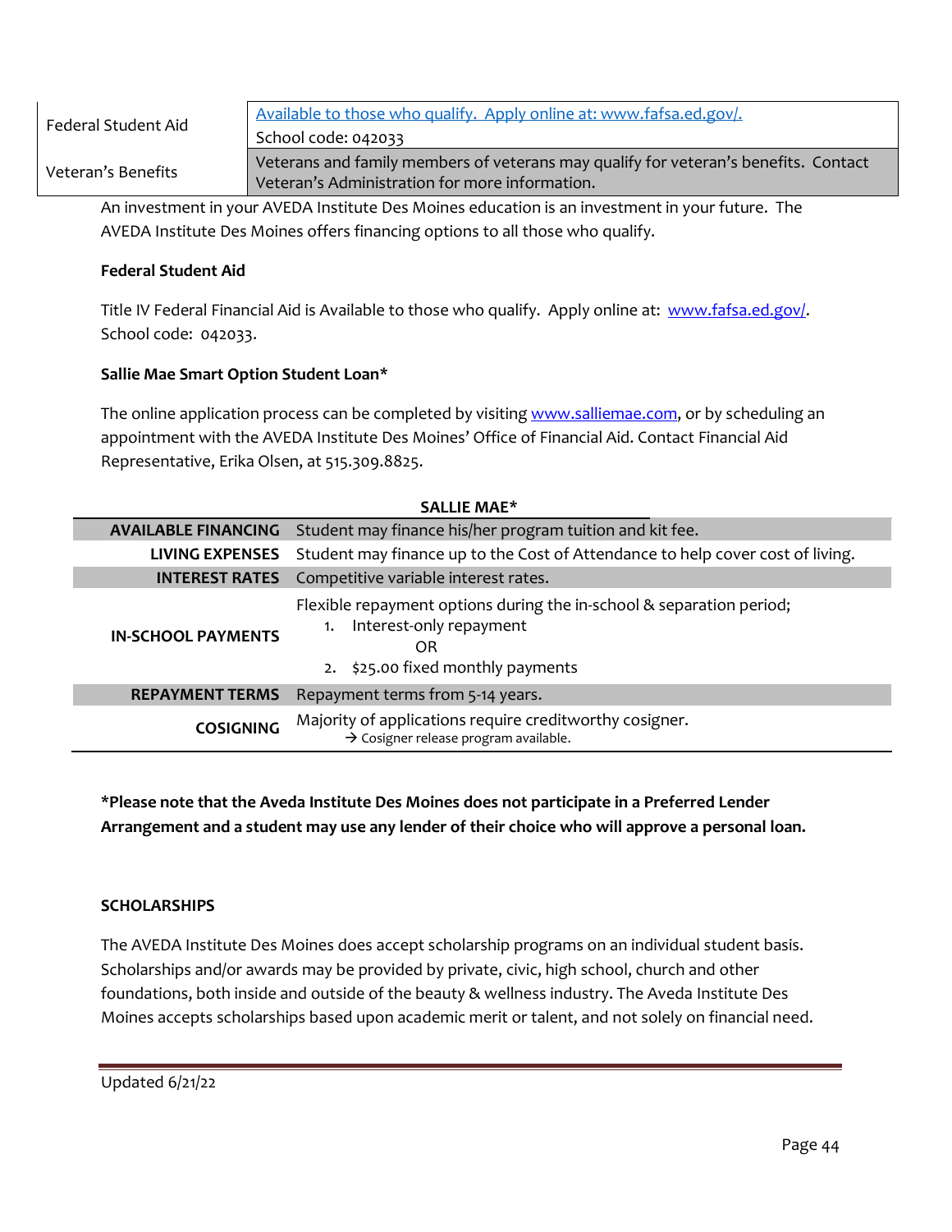| | |
|---|---|
| Federal Student Aid | Available to those who qualify. Apply online at: www.fafsa.ed.gov/.<br>School code: 042033 |
| Veteran's Benefits | Veterans and family members of veterans may qualify for veteran's benefits. Contact Veteran's Administration for more information. |

An investment in your AVEDA Institute Des Moines education is an investment in your future. The AVEDA Institute Des Moines offers financing options to all those who qualify.

**Federal Student Aid**

Title IV Federal Financial Aid is Available to those who qualify. Apply online at: www.fafsa.ed.gov/. School code: 042033.

**Sallie Mae Smart Option Student Loan***

The online application process can be completed by visiting www.salliemae.com, or by scheduling an appointment with the AVEDA Institute Des Moines' Office of Financial Aid. Contact Financial Aid Representative, Erika Olsen, at 515.309.8825.

| SALLIE MAE* | |
|---|---|
| **AVAILABLE FINANCING** | Student may finance his/her program tuition and kit fee. |
| **LIVING EXPENSES** | Student may finance up to the Cost of Attendance to help cover cost of living. |
| **INTEREST RATES** | Competitive variable interest rates. |
| **IN-SCHOOL PAYMENTS** | Flexible repayment options during the in-school & separation period;<br>1. Interest-only repayment<br>OR<br>2. $25.00 fixed monthly payments |
| **REPAYMENT TERMS** | Repayment terms from 5-14 years. |
| **COSIGNING** | Majority of applications require creditworthy cosigner.<br>→ Cosigner release program available. |

**\*Please note that the Aveda Institute Des Moines does not participate in a Preferred Lender Arrangement and a student may use any lender of their choice who will approve a personal loan.**

**SCHOLARSHIPS**

The AVEDA Institute Des Moines does accept scholarship programs on an individual student basis. Scholarships and/or awards may be provided by private, civic, high school, church and other foundations, both inside and outside of the beauty & wellness industry. The Aveda Institute Des Moines accepts scholarships based upon academic merit or talent, and not solely on financial need.

Updated 6/21/22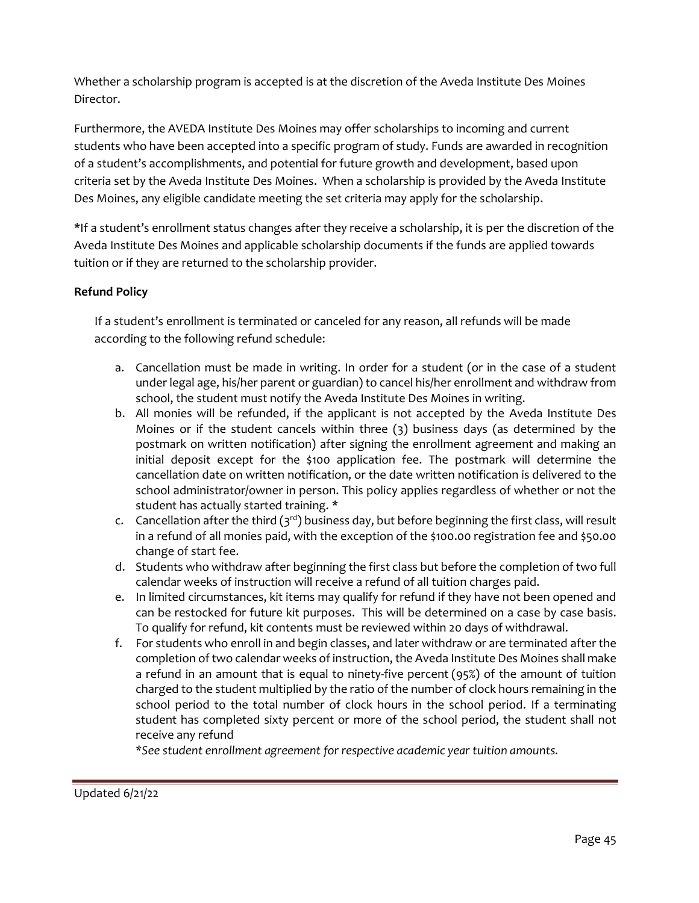Whether a scholarship program is accepted is at the discretion of the Aveda Institute Des Moines Director.

Furthermore, the AVEDA Institute Des Moines may offer scholarships to incoming and current students who have been accepted into a specific program of study. Funds are awarded in recognition of a student's accomplishments, and potential for future growth and development, based upon criteria set by the Aveda Institute Des Moines. When a scholarship is provided by the Aveda Institute Des Moines, any eligible candidate meeting the set criteria may apply for the scholarship.

*If a student's enrollment status changes after they receive a scholarship, it is per the discretion of the Aveda Institute Des Moines and applicable scholarship documents if the funds are applied towards tuition or if they are returned to the scholarship provider.

**Refund Policy**

If a student's enrollment is terminated or canceled for any reason, all refunds will be made according to the following refund schedule:

a. Cancellation must be made in writing. In order for a student (or in the case of a student under legal age, his/her parent or guardian) to cancel his/her enrollment and withdraw from school, the student must notify the Aveda Institute Des Moines in writing.
b. All monies will be refunded, if the applicant is not accepted by the Aveda Institute Des Moines or if the student cancels within three (3) business days (as determined by the postmark on written notification) after signing the enrollment agreement and making an initial deposit except for the $100 application fee. The postmark will determine the cancellation date on written notification, or the date written notification is delivered to the school administrator/owner in person. This policy applies regardless of whether or not the student has actually started training. *
c. Cancellation after the third (3rd) business day, but before beginning the first class, will result in a refund of all monies paid, with the exception of the $100.00 registration fee and $50.00 change of start fee.
d. Students who withdraw after beginning the first class but before the completion of two full calendar weeks of instruction will receive a refund of all tuition charges paid.
e. In limited circumstances, kit items may qualify for refund if they have not been opened and can be restocked for future kit purposes. This will be determined on a case by case basis. To qualify for refund, kit contents must be reviewed within 20 days of withdrawal.
f. For students who enroll in and begin classes, and later withdraw or are terminated after the completion of two calendar weeks of instruction, the Aveda Institute Des Moines shall make a refund in an amount that is equal to ninety-five percent (95%) of the amount of tuition charged to the student multiplied by the ratio of the number of clock hours remaining in the school period to the total number of clock hours in the school period. If a terminating student has completed sixty percent or more of the school period, the student shall not receive any refund

*\*See student enrollment agreement for respective academic year tuition amounts.*

Updated 6/21/22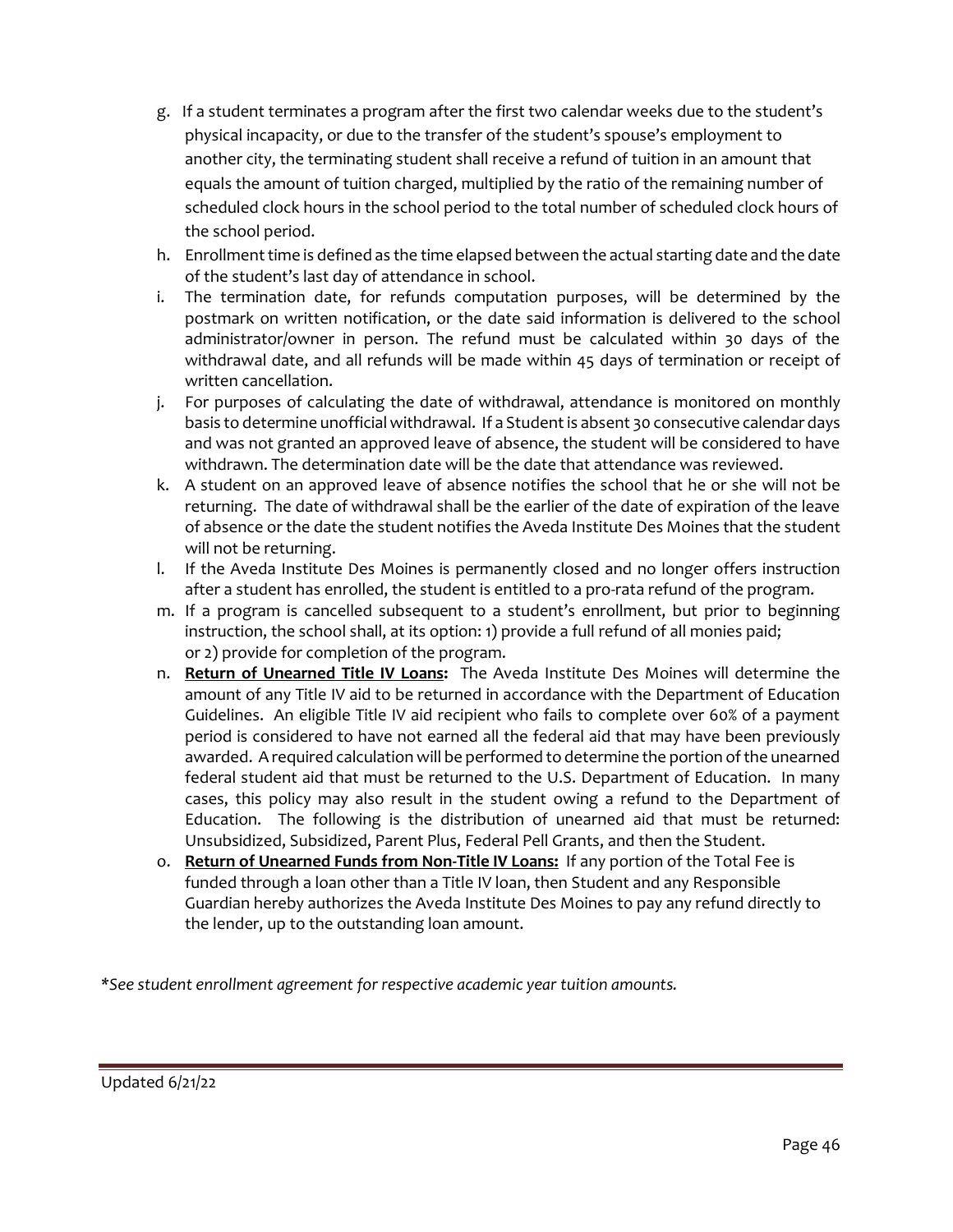g. If a student terminates a program after the first two calendar weeks due to the student's physical incapacity, or due to the transfer of the student's spouse's employment to another city, the terminating student shall receive a refund of tuition in an amount that equals the amount of tuition charged, multiplied by the ratio of the remaining number of scheduled clock hours in the school period to the total number of scheduled clock hours of the school period.

h. Enrollment time is defined as the time elapsed between the actual starting date and the date of the student's last day of attendance in school.

i. The termination date, for refunds computation purposes, will be determined by the postmark on written notification, or the date said information is delivered to the school administrator/owner in person. The refund must be calculated within 30 days of the withdrawal date, and all refunds will be made within 45 days of termination or receipt of written cancellation.

j. For purposes of calculating the date of withdrawal, attendance is monitored on monthly basis to determine unofficial withdrawal. If a Student is absent 30 consecutive calendar days and was not granted an approved leave of absence, the student will be considered to have withdrawn. The determination date will be the date that attendance was reviewed.

k. A student on an approved leave of absence notifies the school that he or she will not be returning. The date of withdrawal shall be the earlier of the date of expiration of the leave of absence or the date the student notifies the Aveda Institute Des Moines that the student will not be returning.

l. If the Aveda Institute Des Moines is permanently closed and no longer offers instruction after a student has enrolled, the student is entitled to a pro-rata refund of the program.

m. If a program is cancelled subsequent to a student's enrollment, but prior to beginning instruction, the school shall, at its option: 1) provide a full refund of all monies paid; or 2) provide for completion of the program.

n. **Return of Unearned Title IV Loans:** The Aveda Institute Des Moines will determine the amount of any Title IV aid to be returned in accordance with the Department of Education Guidelines. An eligible Title IV aid recipient who fails to complete over 60% of a payment period is considered to have not earned all the federal aid that may have been previously awarded. A required calculation will be performed to determine the portion of the unearned federal student aid that must be returned to the U.S. Department of Education. In many cases, this policy may also result in the student owing a refund to the Department of Education. The following is the distribution of unearned aid that must be returned: Unsubsidized, Subsidized, Parent Plus, Federal Pell Grants, and then the Student.

o. **Return of Unearned Funds from Non-Title IV Loans:** If any portion of the Total Fee is funded through a loan other than a Title IV loan, then Student and any Responsible Guardian hereby authorizes the Aveda Institute Des Moines to pay any refund directly to the lender, up to the outstanding loan amount.

*\*See student enrollment agreement for respective academic year tuition amounts.*

Updated 6/21/22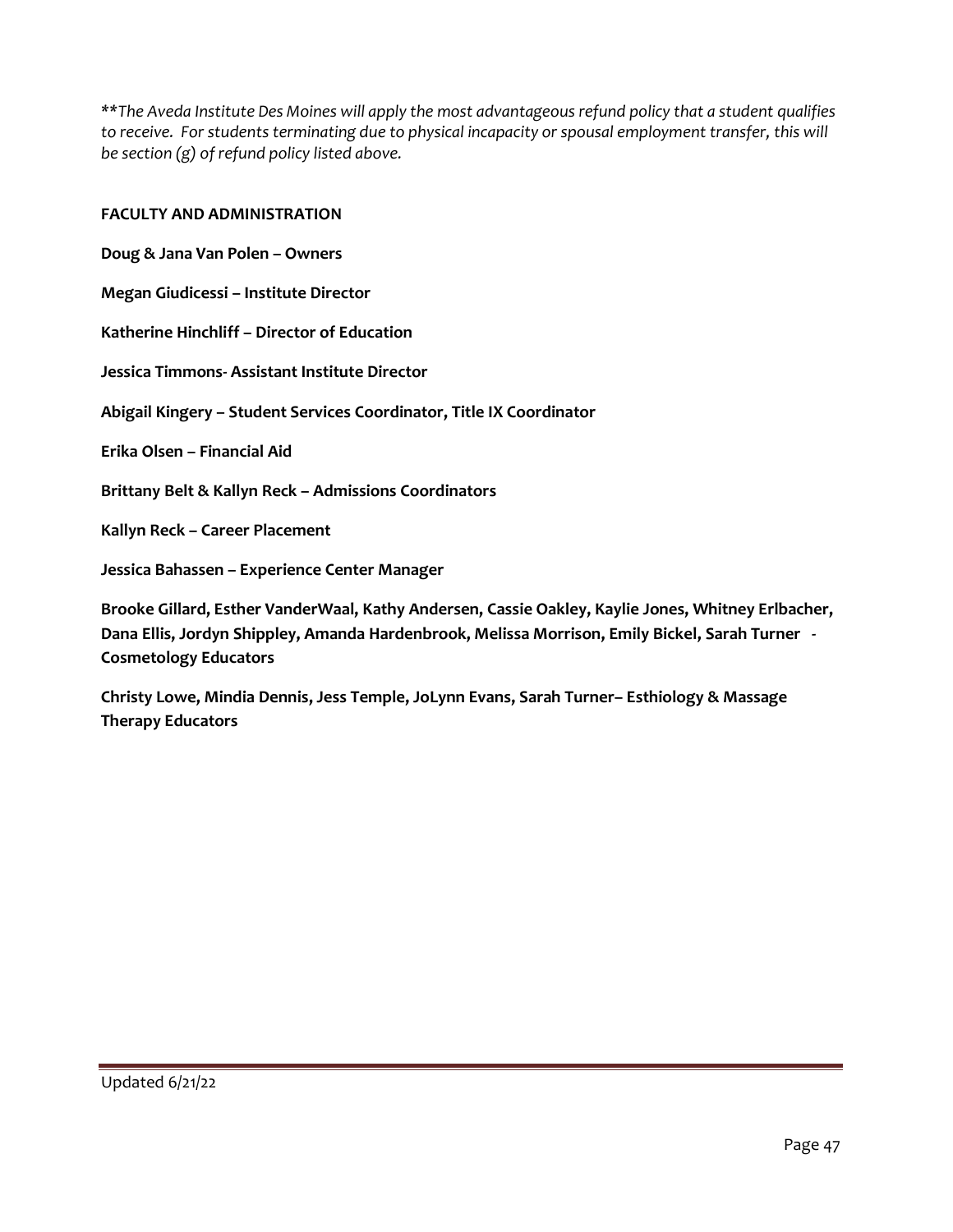***The Aveda Institute Des Moines will apply the most advantageous refund policy that a student qualifies to receive. For students terminating due to physical incapacity or spousal employment transfer, this will be section (g) of refund policy listed above.*

**FACULTY AND ADMINISTRATION**

**Doug & Jana Van Polen – Owners**

**Megan Giudicessi – Institute Director**

**Katherine Hinchliff – Director of Education**

**Jessica Timmons- Assistant Institute Director**

**Abigail Kingery – Student Services Coordinator, Title IX Coordinator**

**Erika Olsen – Financial Aid**

**Brittany Belt & Kallyn Reck – Admissions Coordinators**

**Kallyn Reck – Career Placement**

**Jessica Bahassen – Experience Center Manager**

**Brooke Gillard, Esther VanderWaal, Kathy Andersen, Cassie Oakley, Kaylie Jones, Whitney Erlbacher, Dana Ellis, Jordyn Shippley, Amanda Hardenbrook, Melissa Morrison, Emily Bickel, Sarah Turner - Cosmetology Educators**

**Christy Lowe, Mindia Dennis, Jess Temple, JoLynn Evans, Sarah Turner– Esthiology & Massage Therapy Educators**

Updated 6/21/22